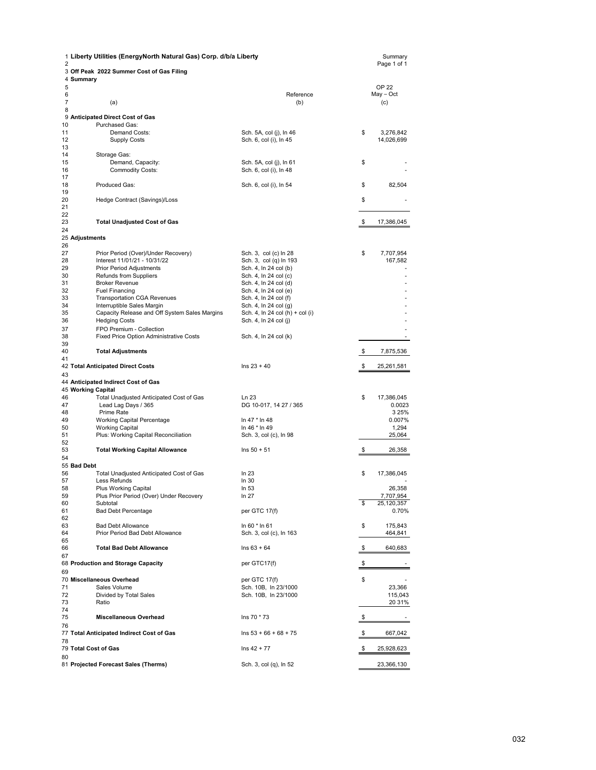| | | | |
|---|---|---|---|
| 1 | **Liberty Utilities (EnergyNorth Natural Gas) Corp. d/b/a Liberty** | | Summary Page 1 of 1 |
| 2 | | | |
| 3 | **Off Peak 2022 Summer Cost of Gas Filing** | | |
| 4 | **Summary** | | |
| 5 | | | OP 22 |
| 6 | | Reference | May – Oct |
| 7 | (a) | (b) | (c) |
| 8 | | | |
| 9 | **Anticipated Direct Cost of Gas** | | |
| 10 | Purchased Gas: | | |
| 11 | Demand Costs: | Sch. 5A, col (j), ln 46 | $ 3,276,842 |
| 12 | Supply Costs | Sch. 6, col (i), ln 45 | 14,026,699 |
| 13 | | | |
| 14 | Storage Gas: | | |
| 15 | Demand, Capacity: | Sch. 5A, col (j), ln 61 | $ - |
| 16 | Commodity Costs: | Sch. 6, col (i), ln 48 | - |
| 17 | | | |
| 18 | Produced Gas: | Sch. 6, col (i), ln 54 | $ 82,504 |
| 19 | | | |
| 20 | Hedge Contract (Savings)/Loss | | $ - |
| 21 | | | |
| 22 | | | |
| 23 | **Total Unadjusted Cost of Gas** | | $ 17,386,045 |
| 24 | | | |
| 25 | **Adjustments** | | |
| 26 | | | |
| 27 | Prior Period (Over)/Under Recovery | Sch. 3, col (c) ln 28 | $ 7,707,954 |
| 28 | Interest 11/01/21 - 10/31/22 | Sch. 3, col (q) ln 193 | 167,582 |
| 29 | Prior Period Adjustments | Sch. 4, ln 24 col (b) | - |
| 30 | Refunds from Suppliers | Sch. 4, ln 24 col (c) | - |
| 31 | Broker Revenue | Sch. 4, ln 24 col (d) | - |
| 32 | Fuel Financing | Sch. 4, ln 24 col (e) | - |
| 33 | Transportation CGA Revenues | Sch. 4, ln 24 col (f) | - |
| 34 | Interruptible Sales Margin | Sch. 4, ln 24 col (g) | - |
| 35 | Capacity Release and Off System Sales Margins | Sch. 4, ln 24 col (h) + col (i) | - |
| 36 | Hedging Costs | Sch. 4, ln 24 col (j) | - |
| 37 | FPO Premium - Collection | | - |
| 38 | Fixed Price Option Administrative Costs | Sch. 4, ln 24 col (k) | - |
| 39 | | | |
| 40 | **Total Adjustments** | | $ 7,875,536 |
| 41 | | | |
| 42 | **Total Anticipated Direct Costs** | lns 23 + 40 | $ 25,261,581 |
| 43 | | | |
| 44 | **Anticipated Indirect Cost of Gas** | | |
| 45 | **Working Capital** | | |
| 46 | Total Unadjusted Anticipated Cost of Gas | Ln 23 | $ 17,386,045 |
| 47 | Lead Lag Days / 365 | DG 10-017, 14 27 / 365 | 0.0023 |
| 48 | Prime Rate | | 3 25% |
| 49 | Working Capital Percentage | ln 47 * ln 48 | 0.007% |
| 50 | Working Capital | ln 46 * ln 49 | 1,294 |
| 51 | Plus: Working Capital Reconciliation | Sch. 3, col (c), ln 98 | 25,064 |
| 52 | | | |
| 53 | **Total Working Capital Allowance** | lns 50 + 51 | $ 26,358 |
| 54 | | | |
| 55 | **Bad Debt** | | |
| 56 | Total Unadjusted Anticipated Cost of Gas | ln 23 | $ 17,386,045 |
| 57 | Less Refunds | ln 30 | - |
| 58 | Plus Working Capital | ln 53 | 26,358 |
| 59 | Plus Prior Period (Over) Under Recovery | ln 27 | 7,707,954 |
| 60 | Subtotal | | $ 25,120,357 |
| 61 | Bad Debt Percentage | per GTC 17(f) | 0.70% |
| 62 | | | |
| 63 | Bad Debt Allowance | ln 60 * ln 61 | $ 175,843 |
| 64 | Prior Period Bad Debt Allowance | Sch. 3, col (c), ln 163 | 464,841 |
| 65 | | | |
| 66 | **Total Bad Debt Allowance** | lns 63 + 64 | $ 640,683 |
| 67 | | | |
| 68 | **Production and Storage Capacity** | per GTC17(f) | $ - |
| 69 | | | |
| 70 | **Miscellaneous Overhead** | per GTC 17(f) | $ - |
| 71 | Sales Volume | Sch. 10B, ln 23/1000 | 23,366 |
| 72 | Divided by Total Sales | Sch. 10B, ln 23/1000 | 115,043 |
| 73 | Ratio | | 20 31% |
| 74 | | | |
| 75 | **Miscellaneous Overhead** | lns 70 * 73 | $ - |
| 76 | | | |
| 77 | **Total Anticipated Indirect Cost of Gas** | lns 53 + 66 + 68 + 75 | $ 667,042 |
| 78 | | | |
| 79 | **Total Cost of Gas** | lns 42 + 77 | $ 25,928,623 |
| 80 | | | |
| 81 | **Projected Forecast Sales (Therms)** | Sch. 3, col (q), ln 52 | 23,366,130 |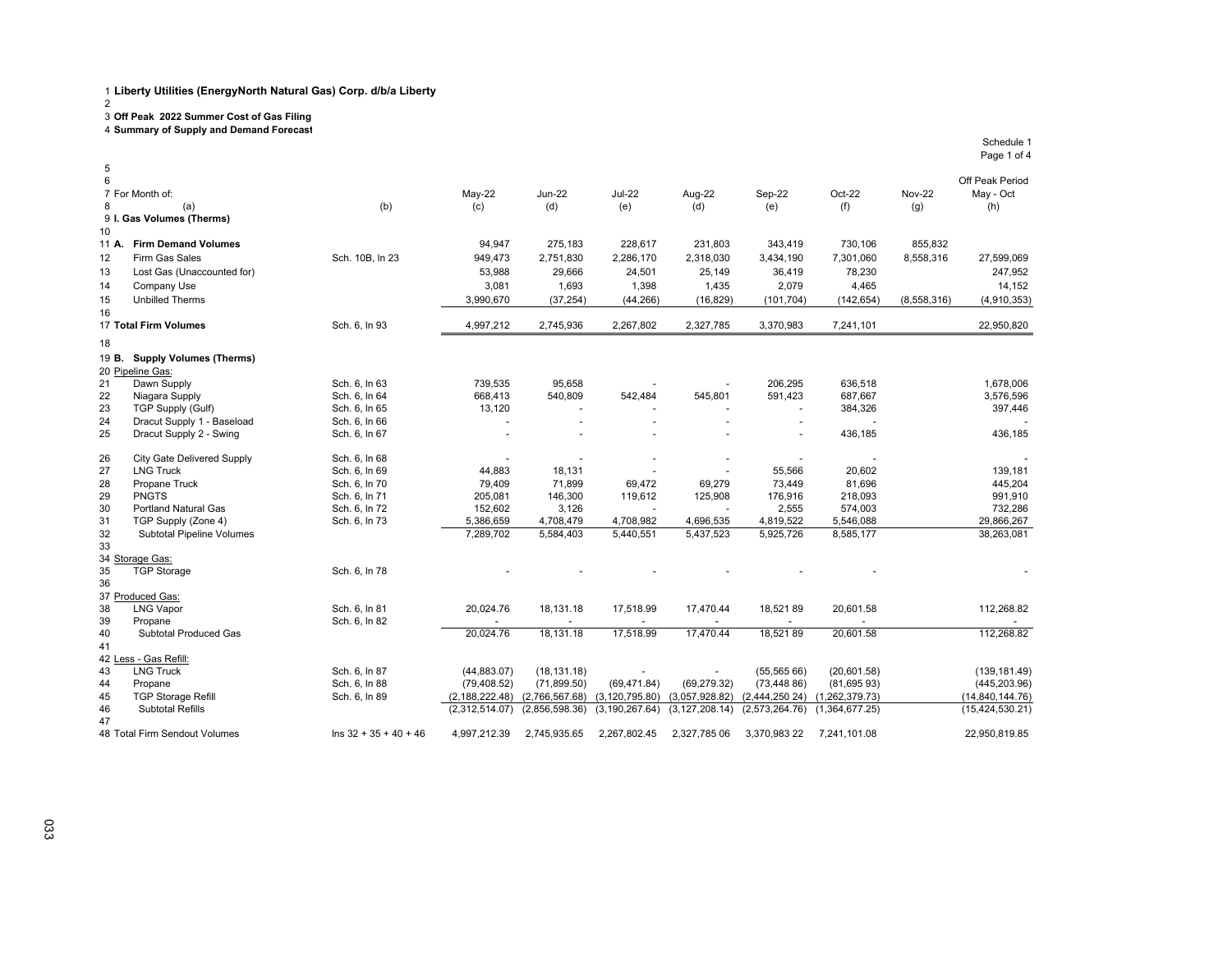1 **Liberty Utilities (EnergyNorth Natural Gas) Corp. d/b/a Liberty**
2
3 **Off Peak 2022 Summer Cost of Gas Filing**
4 **Summary of Supply and Demand Forecast**

Schedule 1
Page 1 of 4

| Line | For Month of: | | May-22 | Jun-22 | Jul-22 | Aug-22 | Sep-22 | Oct-22 | Nov-22 | Off Peak Period May - Oct |
|---|---|---|---|---|---|---|---|---|---|---|
| 8 | (a) | (b) | (c) | (d) | (e) | (d) | (e) | (f) | (g) | (h) |
| 9 | **I. Gas Volumes (Therms)** | | | | | | | | | |
| 10 | | | | | | | | | | |
| 11 | **A. Firm Demand Volumes** | | 94,947 | 275,183 | 228,617 | 231,803 | 343,419 | 730,106 | 855,832 | |
| 12 | Firm Gas Sales | Sch. 10B, ln 23 | 949,473 | 2,751,830 | 2,286,170 | 2,318,030 | 3,434,190 | 7,301,060 | 8,558,316 | 27,599,069 |
| 13 | Lost Gas (Unaccounted for) | | 53,988 | 29,666 | 24,501 | 25,149 | 36,419 | 78,230 | | 247,952 |
| 14 | Company Use | | 3,081 | 1,693 | 1,398 | 1,435 | 2,079 | 4,465 | | 14,152 |
| 15 | Unbilled Therms | | 3,990,670 | (37,254) | (44,266) | (16,829) | (101,704) | (142,654) | (8,558,316) | (4,910,353) |
| 16 | | | | | | | | | | |
| 17 | **Total Firm Volumes** | Sch. 6, ln 93 | 4,997,212 | 2,745,936 | 2,267,802 | 2,327,785 | 3,370,983 | 7,241,101 | | 22,950,820 |
| 18 | | | | | | | | | | |
| 19 | **B. Supply Volumes (Therms)** | | | | | | | | | |
| 20 | Pipeline Gas: | | | | | | | | | |
| 21 | Dawn Supply | Sch. 6, ln 63 | 739,535 | 95,658 | - | - | 206,295 | 636,518 | | 1,678,006 |
| 22 | Niagara Supply | Sch. 6, ln 64 | 668,413 | 540,809 | 542,484 | 545,801 | 591,423 | 687,667 | | 3,576,596 |
| 23 | TGP Supply (Gulf) | Sch. 6, ln 65 | 13,120 | - | - | - | - | 384,326 | | 397,446 |
| 24 | Dracut Supply 1 - Baseload | Sch. 6, ln 66 | - | - | - | - | - | - | | - |
| 25 | Dracut Supply 2 - Swing | Sch. 6, ln 67 | - | - | - | - | - | 436,185 | | 436,185 |
| 26 | City Gate Delivered Supply | Sch. 6, ln 68 | - | - | - | - | - | - | | - |
| 27 | LNG Truck | Sch. 6, ln 69 | 44,883 | 18,131 | - | - | 55,566 | 20,602 | | 139,181 |
| 28 | Propane Truck | Sch. 6, ln 70 | 79,409 | 71,899 | 69,472 | 69,279 | 73,449 | 81,696 | | 445,204 |
| 29 | PNGTS | Sch. 6, ln 71 | 205,081 | 146,300 | 119,612 | 125,908 | 176,916 | 218,093 | | 991,910 |
| 30 | Portland Natural Gas | Sch. 6, ln 72 | 152,602 | 3,126 | - | - | 2,555 | 574,003 | | 732,286 |
| 31 | TGP Supply (Zone 4) | Sch. 6, ln 73 | 5,386,659 | 4,708,479 | 4,708,982 | 4,696,535 | 4,819,522 | 5,546,088 | | 29,866,267 |
| 32 | Subtotal Pipeline Volumes | | 7,289,702 | 5,584,403 | 5,440,551 | 5,437,523 | 5,925,726 | 8,585,177 | | 38,263,081 |
| 33 | | | | | | | | | | |
| 34 | Storage Gas: | | | | | | | | | |
| 35 | TGP Storage | Sch. 6, ln 78 | - | - | - | - | - | - | | - |
| 36 | | | | | | | | | | |
| 37 | Produced Gas: | | | | | | | | | |
| 38 | LNG Vapor | Sch. 6, ln 81 | 20,024.76 | 18,131.18 | 17,518.99 | 17,470.44 | 18,521 89 | 20,601.58 | | 112,268.82 |
| 39 | Propane | Sch. 6, ln 82 | - | - | - | - | - | - | | - |
| 40 | Subtotal Produced Gas | | 20,024.76 | 18,131.18 | 17,518.99 | 17,470.44 | 18,521 89 | 20,601.58 | | 112,268.82 |
| 41 | | | | | | | | | | |
| 42 | Less - Gas Refill: | | | | | | | | | |
| 43 | LNG Truck | Sch. 6, ln 87 | (44,883.07) | (18,131.18) | - | - | (55,565 66) | (20,601.58) | | (139,181.49) |
| 44 | Propane | Sch. 6, ln 88 | (79,408.52) | (71,899.50) | (69,471.84) | (69,279.32) | (73,448 86) | (81,695 93) | | (445,203.96) |
| 45 | TGP Storage Refill | Sch. 6, ln 89 | (2,188,222.48) | (2,766,567.68) | (3,120,795.80) | (3,057,928.82) | (2,444,250 24) | (1,262,379.73) | | (14,840,144.76) |
| 46 | Subtotal Refills | | (2,312,514.07) | (2,856,598.36) | (3,190,267.64) | (3,127,208.14) | (2,573,264.76) | (1,364,677.25) | | (15,424,530.21) |
| 47 | | | | | | | | | | |
| 48 | Total Firm Sendout Volumes | lns 32 + 35 + 40 + 46 | 4,997,212.39 | 2,745,935.65 | 2,267,802.45 | 2,327,785 06 | 3,370,983 22 | 7,241,101.08 | | 22,950,819.85 |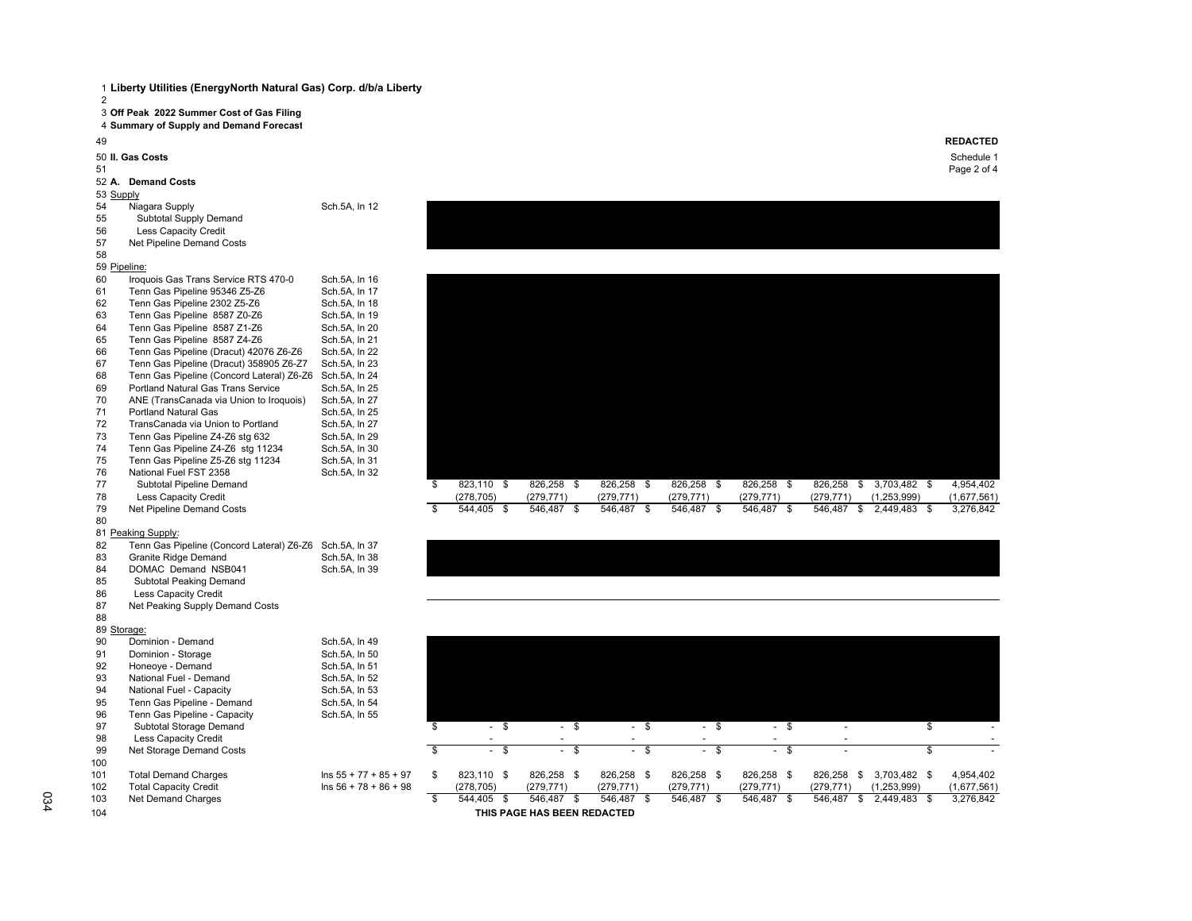1 **Liberty Utilities (EnergyNorth Natural Gas) Corp. d/b/a Liberty**
2
3 **Off Peak 2022 Summer Cost of Gas Filing**
4 **Summary of Supply and Demand Forecast**

**REDACTED**

Schedule 1
Page 2 of 4

| Line | Description | Reference | | | | | | | | |
|---|---|---|---|---|---|---|---|---|---|---|
| 49 | | | | | | | | | | |
| 50 | **II. Gas Costs** | | | | | | | | | |
| 51 | | | | | | | | | | |
| 52 | **A. Demand Costs** | | | | | | | | | |
| 53 | Supply | | | | | | | | | |
| 54 | Niagara Supply | Sch.5A, ln 12 | | | | | | | | |
| 55 | Subtotal Supply Demand | | | | | | | | | |
| 56 | Less Capacity Credit | | | | | | | | | |
| 57 | Net Pipeline Demand Costs | | | | | | | | | |
| 58 | | | | | | | | | | |
| 59 | Pipeline: | | | | | | | | | |
| 60 | Iroquois Gas Trans Service RTS 470-0 | Sch.5A, ln 16 | | | | | | | | |
| 61 | Tenn Gas Pipeline 95346 Z5-Z6 | Sch.5A, ln 17 | | | | | | | | |
| 62 | Tenn Gas Pipeline 2302 Z5-Z6 | Sch.5A, ln 18 | | | | | | | | |
| 63 | Tenn Gas Pipeline 8587 Z0-Z6 | Sch.5A, ln 19 | | | | | | | | |
| 64 | Tenn Gas Pipeline 8587 Z1-Z6 | Sch.5A, ln 20 | | | | | | | | |
| 65 | Tenn Gas Pipeline 8587 Z4-Z6 | Sch.5A, ln 21 | | | | | | | | |
| 66 | Tenn Gas Pipeline (Dracut) 42076 Z6-Z6 | Sch.5A, ln 22 | | | | | | | | |
| 67 | Tenn Gas Pipeline (Dracut) 358905 Z6-Z7 | Sch.5A, ln 23 | | | | | | | | |
| 68 | Tenn Gas Pipeline (Concord Lateral) Z6-Z6 | Sch.5A, ln 24 | | | | | | | | |
| 69 | Portland Natural Gas Trans Service | Sch.5A, ln 25 | | | | | | | | |
| 70 | ANE (TransCanada via Union to Iroquois) | Sch.5A, ln 27 | | | | | | | | |
| 71 | Portland Natural Gas | Sch.5A, ln 25 | | | | | | | | |
| 72 | TransCanada via Union to Portland | Sch.5A, ln 27 | | | | | | | | |
| 73 | Tenn Gas Pipeline Z4-Z6 stg 632 | Sch.5A, ln 29 | | | | | | | | |
| 74 | Tenn Gas Pipeline Z4-Z6 stg 11234 | Sch.5A, ln 30 | | | | | | | | |
| 75 | Tenn Gas Pipeline Z5-Z6 stg 11234 | Sch.5A, ln 31 | | | | | | | | |
| 76 | National Fuel FST 2358 | Sch.5A, ln 32 | | | | | | | | |
| 77 | Subtotal Pipeline Demand | | $ 823,110 | $ 826,258 | $ 826,258 | $ 826,258 | $ 826,258 | $ 826,258 | $ 3,703,482 | $ 4,954,402 |
| 78 | Less Capacity Credit | | (278,705) | (279,771) | (279,771) | (279,771) | (279,771) | (279,771) | (1,253,999) | (1,677,561) |
| 79 | Net Pipeline Demand Costs | | $ 544,405 | $ 546,487 | $ 546,487 | $ 546,487 | $ 546,487 | $ 546,487 | $ 2,449,483 | $ 3,276,842 |
| 80 | | | | | | | | | | |
| 81 | Peaking Supply: | | | | | | | | | |
| 82 | Tenn Gas Pipeline (Concord Lateral) Z6-Z6 | Sch.5A, ln 37 | | | | | | | | |
| 83 | Granite Ridge Demand | Sch.5A, ln 38 | | | | | | | | |
| 84 | DOMAC Demand NSB041 | Sch.5A, ln 39 | | | | | | | | |
| 85 | Subtotal Peaking Demand | | | | | | | | | |
| 86 | Less Capacity Credit | | | | | | | | | |
| 87 | Net Peaking Supply Demand Costs | | | | | | | | | |
| 88 | | | | | | | | | | |
| 89 | Storage: | | | | | | | | | |
| 90 | Dominion - Demand | Sch.5A, ln 49 | | | | | | | | |
| 91 | Dominion - Storage | Sch.5A, ln 50 | | | | | | | | |
| 92 | Honeoye - Demand | Sch.5A, ln 51 | | | | | | | | |
| 93 | National Fuel - Demand | Sch.5A, ln 52 | | | | | | | | |
| 94 | National Fuel - Capacity | Sch.5A, ln 53 | | | | | | | | |
| 95 | Tenn Gas Pipeline - Demand | Sch.5A, ln 54 | | | | | | | | |
| 96 | Tenn Gas Pipeline - Capacity | Sch.5A, ln 55 | | | | | | | | |
| 97 | Subtotal Storage Demand | | $ - | $ - | $ - | $ - | $ - | $ - | | $ - |
| 98 | Less Capacity Credit | | - | - | - | - | - | - | | - |
| 99 | Net Storage Demand Costs | | $ - | $ - | $ - | $ - | $ - | $ - | | $ - |
| 100 | | | | | | | | | | |
| 101 | Total Demand Charges | lns 55 + 77 + 85 + 97 | $ 823,110 | $ 826,258 | $ 826,258 | $ 826,258 | $ 826,258 | $ 826,258 | $ 3,703,482 | $ 4,954,402 |
| 102 | Total Capacity Credit | lns 56 + 78 + 86 + 98 | (278,705) | (279,771) | (279,771) | (279,771) | (279,771) | (279,771) | (1,253,999) | (1,677,561) |
| 103 | Net Demand Charges | | $ 544,405 | $ 546,487 | $ 546,487 | $ 546,487 | $ 546,487 | $ 546,487 | $ 2,449,483 | $ 3,276,842 |
| 104 | | | | | | | | | | |

**THIS PAGE HAS BEEN REDACTED**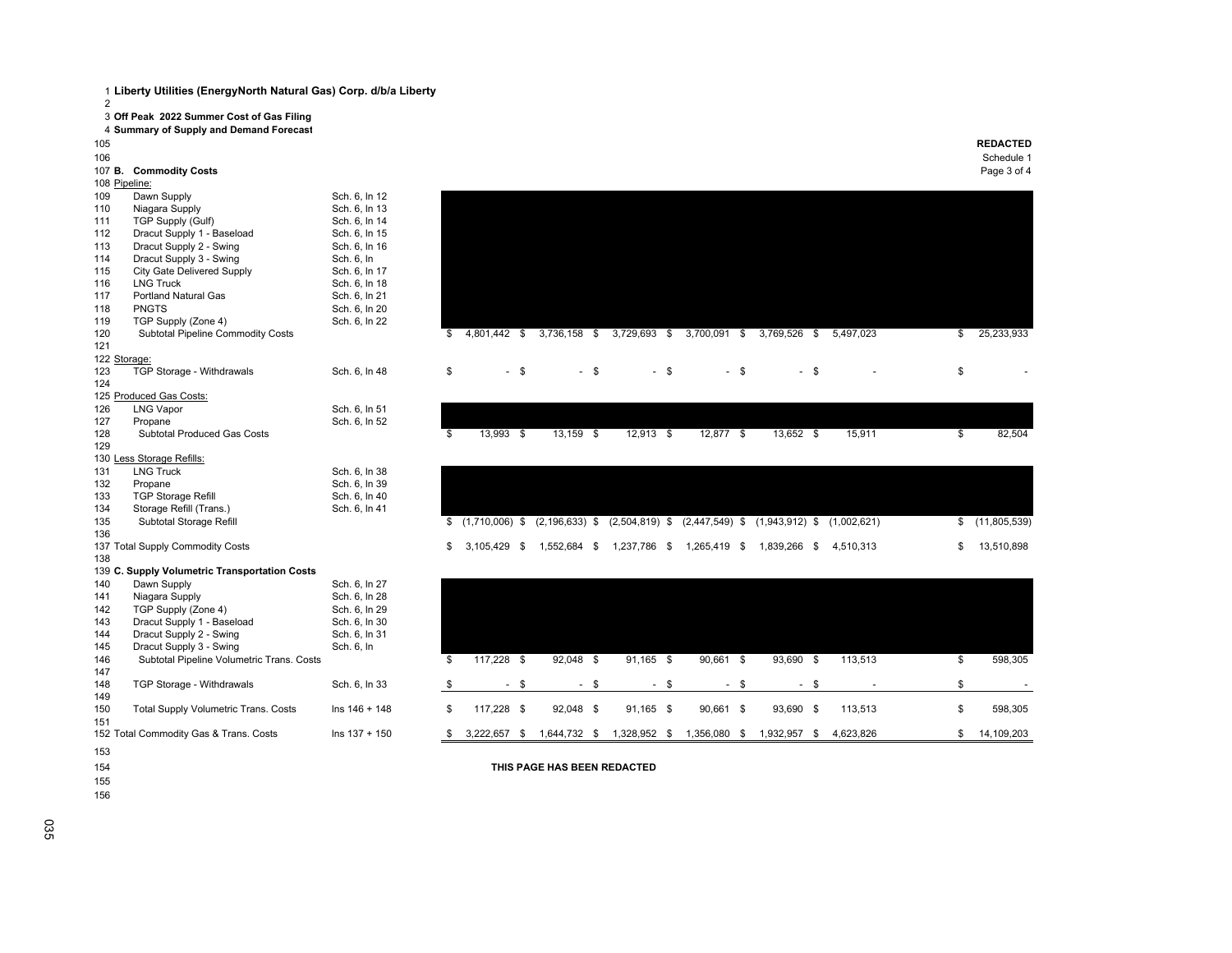1 **Liberty Utilities (EnergyNorth Natural Gas) Corp. d/b/a Liberty**
2
3 **Off Peak 2022 Summer Cost of Gas Filing**
4 **Summary of Supply and Demand Forecast**

**REDACTED**
Schedule 1
Page 3 of 4

| Line | Description | Reference | | | | | | | Total |
|---|---|---|---|---|---|---|---|---|---|
| 105 | | | | | | | | | |
| 106 | | | | | | | | | |
| 107 | **B. Commodity Costs** | | | | | | | | |
| 108 | Pipeline: | | | | | | | | |
| 109 | Dawn Supply | Sch. 6, ln 12 | | | | | | | |
| 110 | Niagara Supply | Sch. 6, ln 13 | | | | | | | |
| 111 | TGP Supply (Gulf) | Sch. 6, ln 14 | | | | | | | |
| 112 | Dracut Supply 1 - Baseload | Sch. 6, ln 15 | | | | | | | |
| 113 | Dracut Supply 2 - Swing | Sch. 6, ln 16 | | | | | | | |
| 114 | Dracut Supply 3 - Swing | Sch. 6, ln | | | | | | | |
| 115 | City Gate Delivered Supply | Sch. 6, ln 17 | | | | | | | |
| 116 | LNG Truck | Sch. 6, ln 18 | | | | | | | |
| 117 | Portland Natural Gas | Sch. 6, ln 21 | | | | | | | |
| 118 | PNGTS | Sch. 6, ln 20 | | | | | | | |
| 119 | TGP Supply (Zone 4) | Sch. 6, ln 22 | | | | | | | |
| 120 | Subtotal Pipeline Commodity Costs | | $ 4,801,442 | $ 3,736,158 | $ 3,729,693 | $ 3,700,091 | $ 3,769,526 | $ 5,497,023 | $ 25,233,933 |
| 121 | | | | | | | | | |
| 122 | Storage: | | | | | | | | |
| 123 | TGP Storage - Withdrawals | Sch. 6, ln 48 | $ - | $ - | $ - | $ - | $ - | $ - | $ - |
| 124 | | | | | | | | | |
| 125 | Produced Gas Costs: | | | | | | | | |
| 126 | LNG Vapor | Sch. 6, ln 51 | | | | | | | |
| 127 | Propane | Sch. 6, ln 52 | | | | | | | |
| 128 | Subtotal Produced Gas Costs | | $ 13,993 | $ 13,159 | $ 12,913 | $ 12,877 | $ 13,652 | $ 15,911 | $ 82,504 |
| 129 | | | | | | | | | |
| 130 | Less Storage Refills: | | | | | | | | |
| 131 | LNG Truck | Sch. 6, ln 38 | | | | | | | |
| 132 | Propane | Sch. 6, ln 39 | | | | | | | |
| 133 | TGP Storage Refill | Sch. 6, ln 40 | | | | | | | |
| 134 | Storage Refill (Trans.) | Sch. 6, ln 41 | | | | | | | |
| 135 | Subtotal Storage Refill | | $ (1,710,006) | $ (2,196,633) | $ (2,504,819) | $ (2,447,549) | $ (1,943,912) | $ (1,002,621) | $ (11,805,539) |
| 136 | | | | | | | | | |
| 137 | Total Supply Commodity Costs | | $ 3,105,429 | $ 1,552,684 | $ 1,237,786 | $ 1,265,419 | $ 1,839,266 | $ 4,510,313 | $ 13,510,898 |
| 138 | | | | | | | | | |
| 139 | **C. Supply Volumetric Transportation Costs** | | | | | | | | |
| 140 | Dawn Supply | Sch. 6, ln 27 | | | | | | | |
| 141 | Niagara Supply | Sch. 6, ln 28 | | | | | | | |
| 142 | TGP Supply (Zone 4) | Sch. 6, ln 29 | | | | | | | |
| 143 | Dracut Supply 1 - Baseload | Sch. 6, ln 30 | | | | | | | |
| 144 | Dracut Supply 2 - Swing | Sch. 6, ln 31 | | | | | | | |
| 145 | Dracut Supply 3 - Swing | Sch. 6, ln | | | | | | | |
| 146 | Subtotal Pipeline Volumetric Trans. Costs | | $ 117,228 | $ 92,048 | $ 91,165 | $ 90,661 | $ 93,690 | $ 113,513 | $ 598,305 |
| 147 | | | | | | | | | |
| 148 | TGP Storage - Withdrawals | Sch. 6, ln 33 | $ - | $ - | $ - | $ - | $ - | $ - | $ - |
| 149 | | | | | | | | | |
| 150 | Total Supply Volumetric Trans. Costs | lns 146 + 148 | $ 117,228 | $ 92,048 | $ 91,165 | $ 90,661 | $ 93,690 | $ 113,513 | $ 598,305 |
| 151 | | | | | | | | | |
| 152 | Total Commodity Gas & Trans. Costs | lns 137 + 150 | $ 3,222,657 | $ 1,644,732 | $ 1,328,952 | $ 1,356,080 | $ 1,932,957 | $ 4,623,826 | $ 14,109,203 |

153
154 **THIS PAGE HAS BEEN REDACTED**
155
156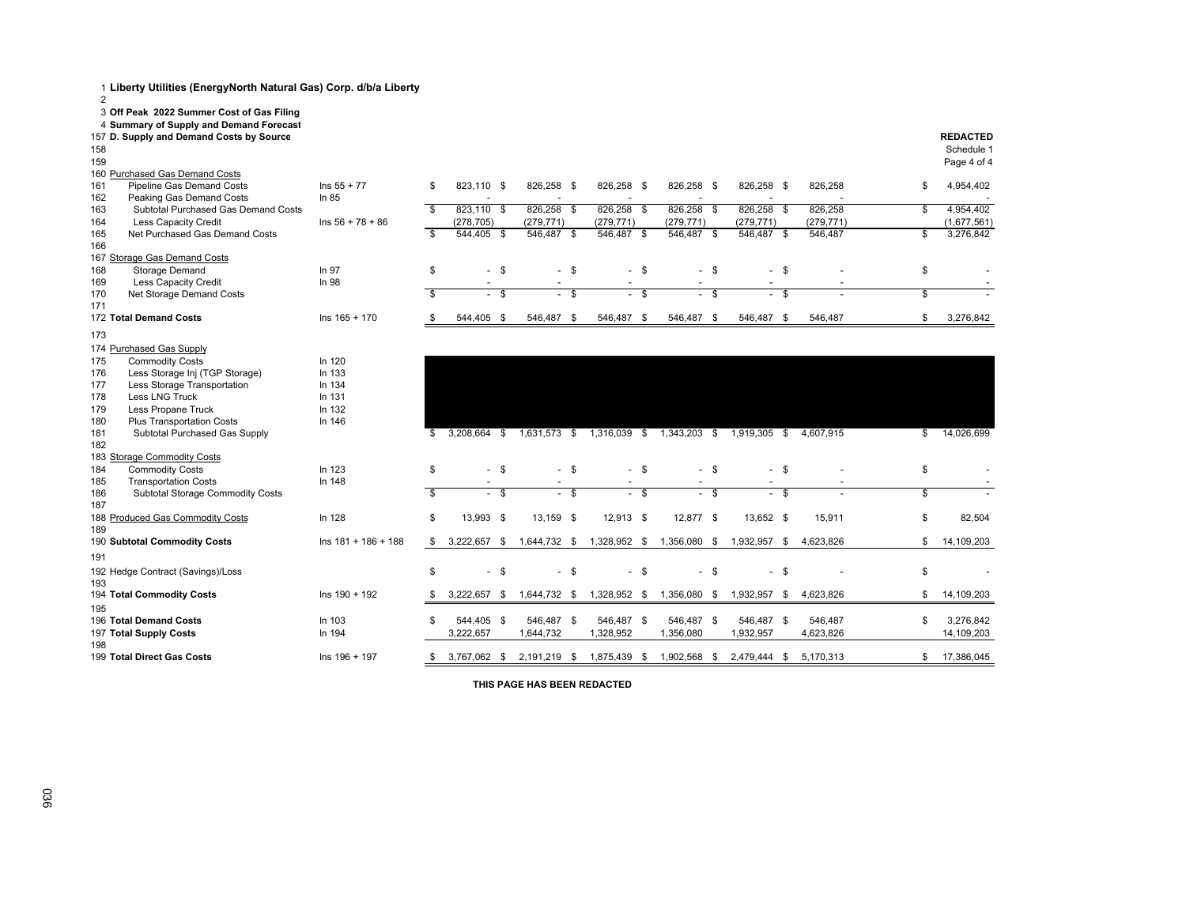1 **Liberty Utilities (EnergyNorth Natural Gas) Corp. d/b/a Liberty**

2

3 **Off Peak 2022 Summer Cost of Gas Filing**

4 **Summary of Supply and Demand Forecast**

157 **D. Supply and Demand Costs by Source**

**REDACTED**
Schedule 1
Page 4 of 4

| Ln | Description | Reference | | | | | | | Total |
|---|---|---|---|---|---|---|---|---|---|
| 158 | | | | | | | | | |
| 159 | | | | | | | | | |
| 160 | Purchased Gas Demand Costs | | | | | | | | |
| 161 | Pipeline Gas Demand Costs | lns 55 + 77 | $ 823,110 | $ 826,258 | $ 826,258 | $ 826,258 | $ 826,258 | $ 826,258 | $ 4,954,402 |
| 162 | Peaking Gas Demand Costs | ln 85 | - | - | - | - | - | - | - |
| 163 | Subtotal Purchased Gas Demand Costs | | $ 823,110 | $ 826,258 | $ 826,258 | $ 826,258 | $ 826,258 | $ 826,258 | $ 4,954,402 |
| 164 | Less Capacity Credit | lns 56 + 78 + 86 | (278,705) | (279,771) | (279,771) | (279,771) | (279,771) | (279,771) | (1,677,561) |
| 165 | Net Purchased Gas Demand Costs | | $ 544,405 | $ 546,487 | $ 546,487 | $ 546,487 | $ 546,487 | $ 546,487 | $ 3,276,842 |
| 166 | | | | | | | | | |
| 167 | Storage Gas Demand Costs | | | | | | | | |
| 168 | Storage Demand | ln 97 | $ - | $ - | $ - | $ - | $ - | $ - | $ - |
| 169 | Less Capacity Credit | ln 98 | - | - | - | - | - | - | - |
| 170 | Net Storage Demand Costs | | $ - | $ - | $ - | $ - | $ - | $ - | $ - |
| 171 | | | | | | | | | |
| 172 | **Total Demand Costs** | lns 165 + 170 | $ 544,405 | $ 546,487 | $ 546,487 | $ 546,487 | $ 546,487 | $ 546,487 | $ 3,276,842 |
| 173 | | | | | | | | | |
| 174 | Purchased Gas Supply | | | | | | | | |
| 175 | Commodity Costs | ln 120 | | | | | | | |
| 176 | Less Storage Inj (TGP Storage) | ln 133 | | | | | | | |
| 177 | Less Storage Transportation | ln 134 | | | | | | | |
| 178 | Less LNG Truck | ln 131 | | | | | | | |
| 179 | Less Propane Truck | ln 132 | | | | | | | |
| 180 | Plus Transportation Costs | ln 146 | | | | | | | |
| 181 | Subtotal Purchased Gas Supply | | $ 3,208,664 | $ 1,631,573 | $ 1,316,039 | $ 1,343,203 | $ 1,919,305 | $ 4,607,915 | $ 14,026,699 |
| 182 | | | | | | | | | |
| 183 | Storage Commodity Costs | | | | | | | | |
| 184 | Commodity Costs | ln 123 | $ - | $ - | $ - | $ - | $ - | $ - | $ - |
| 185 | Transportation Costs | ln 148 | - | - | - | - | - | - | - |
| 186 | Subtotal Storage Commodity Costs | | $ - | $ - | $ - | $ - | $ - | $ - | $ - |
| 187 | | | | | | | | | |
| 188 | Produced Gas Commodity Costs | ln 128 | $ 13,993 | $ 13,159 | $ 12,913 | $ 12,877 | $ 13,652 | $ 15,911 | $ 82,504 |
| 189 | | | | | | | | | |
| 190 | **Subtotal Commodity Costs** | lns 181 + 186 + 188 | $ 3,222,657 | $ 1,644,732 | $ 1,328,952 | $ 1,356,080 | $ 1,932,957 | $ 4,623,826 | $ 14,109,203 |
| 191 | | | | | | | | | |
| 192 | Hedge Contract (Savings)/Loss | | $ - | $ - | $ - | $ - | $ - | $ - | $ - |
| 193 | | | | | | | | | |
| 194 | **Total Commodity Costs** | lns 190 + 192 | $ 3,222,657 | $ 1,644,732 | $ 1,328,952 | $ 1,356,080 | $ 1,932,957 | $ 4,623,826 | $ 14,109,203 |
| 195 | | | | | | | | | |
| 196 | **Total Demand Costs** | ln 103 | $ 544,405 | $ 546,487 | $ 546,487 | $ 546,487 | $ 546,487 | $ 546,487 | $ 3,276,842 |
| 197 | **Total Supply Costs** | ln 194 | 3,222,657 | 1,644,732 | 1,328,952 | 1,356,080 | 1,932,957 | 4,623,826 | 14,109,203 |
| 198 | | | | | | | | | |
| 199 | **Total Direct Gas Costs** | lns 196 + 197 | $ 3,767,062 | $ 2,191,219 | $ 1,875,439 | $ 1,902,568 | $ 2,479,444 | $ 5,170,313 | $ 17,386,045 |

**THIS PAGE HAS BEEN REDACTED**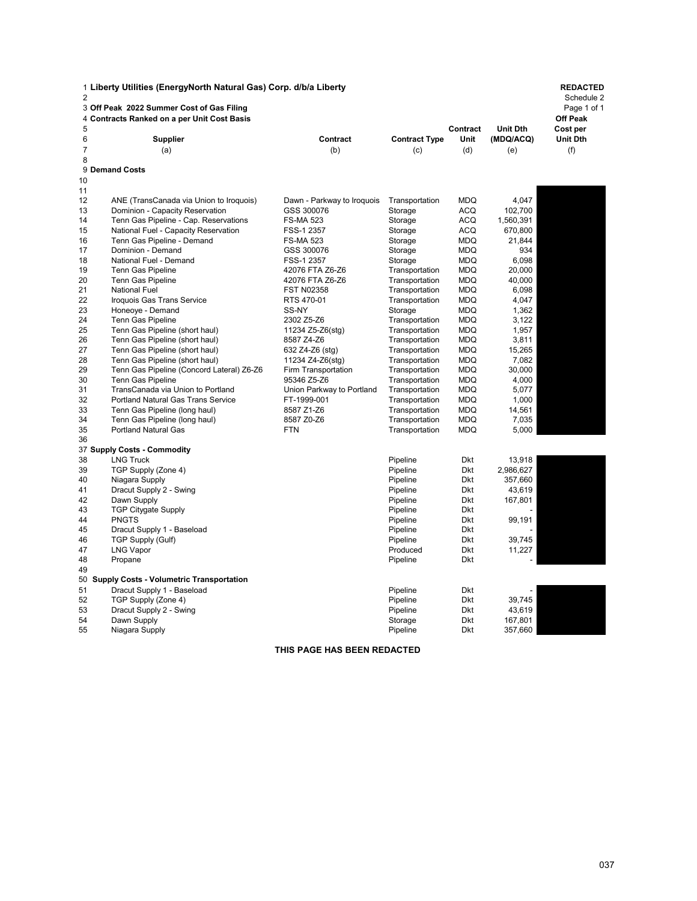**Liberty Utilities (EnergyNorth Natural Gas) Corp. d/b/a Liberty**

**REDACTED**

Schedule 2

Page 1 of 1

**Off Peak 2022 Summer Cost of Gas Filing**

**Contracts Ranked on a per Unit Cost Basis**

| Line | Supplier (a) | Contract (b) | Contract Type (c) | Contract Unit (d) | Unit Dth (MDQ/ACQ) (e) | Off Peak Cost per Unit Dth (f) |
|---|---|---|---|---|---|---|
| 9 | **Demand Costs** | | | | | |
| 12 | ANE (TransCanada via Union to Iroquois) | Dawn - Parkway to Iroquois | Transportation | MDQ | 4,047 | |
| 13 | Dominion - Capacity Reservation | GSS 300076 | Storage | ACQ | 102,700 | |
| 14 | Tenn Gas Pipeline - Cap. Reservations | FS-MA 523 | Storage | ACQ | 1,560,391 | |
| 15 | National Fuel - Capacity Reservation | FSS-1 2357 | Storage | ACQ | 670,800 | |
| 16 | Tenn Gas Pipeline - Demand | FS-MA 523 | Storage | MDQ | 21,844 | |
| 17 | Dominion - Demand | GSS 300076 | Storage | MDQ | 934 | |
| 18 | National Fuel - Demand | FSS-1 2357 | Storage | MDQ | 6,098 | |
| 19 | Tenn Gas Pipeline | 42076 FTA Z6-Z6 | Transportation | MDQ | 20,000 | |
| 20 | Tenn Gas Pipeline | 42076 FTA Z6-Z6 | Transportation | MDQ | 40,000 | |
| 21 | National Fuel | FST N02358 | Transportation | MDQ | 6,098 | |
| 22 | Iroquois Gas Trans Service | RTS 470-01 | Transportation | MDQ | 4,047 | |
| 23 | Honeoye - Demand | SS-NY | Storage | MDQ | 1,362 | |
| 24 | Tenn Gas Pipeline | 2302 Z5-Z6 | Transportation | MDQ | 3,122 | |
| 25 | Tenn Gas Pipeline (short haul) | 11234 Z5-Z6(stg) | Transportation | MDQ | 1,957 | |
| 26 | Tenn Gas Pipeline (short haul) | 8587 Z4-Z6 | Transportation | MDQ | 3,811 | |
| 27 | Tenn Gas Pipeline (short haul) | 632 Z4-Z6 (stg) | Transportation | MDQ | 15,265 | |
| 28 | Tenn Gas Pipeline (short haul) | 11234 Z4-Z6(stg) | Transportation | MDQ | 7,082 | |
| 29 | Tenn Gas Pipeline (Concord Lateral) Z6-Z6 | Firm Transportation | Transportation | MDQ | 30,000 | |
| 30 | Tenn Gas Pipeline | 95346 Z5-Z6 | Transportation | MDQ | 4,000 | |
| 31 | TransCanada via Union to Portland | Union Parkway to Portland | Transportation | MDQ | 5,077 | |
| 32 | Portland Natural Gas Trans Service | FT-1999-001 | Transportation | MDQ | 1,000 | |
| 33 | Tenn Gas Pipeline (long haul) | 8587 Z1-Z6 | Transportation | MDQ | 14,561 | |
| 34 | Tenn Gas Pipeline (long haul) | 8587 Z0-Z6 | Transportation | MDQ | 7,035 | |
| 35 | Portland Natural Gas | FTN | Transportation | MDQ | 5,000 | |
| 37 | **Supply Costs - Commodity** | | | | | |
| 38 | LNG Truck | | Pipeline | Dkt | 13,918 | |
| 39 | TGP Supply (Zone 4) | | Pipeline | Dkt | 2,986,627 | |
| 40 | Niagara Supply | | Pipeline | Dkt | 357,660 | |
| 41 | Dracut Supply 2 - Swing | | Pipeline | Dkt | 43,619 | |
| 42 | Dawn Supply | | Pipeline | Dkt | 167,801 | |
| 43 | TGP Citygate Supply | | Pipeline | Dkt | - | |
| 44 | PNGTS | | Pipeline | Dkt | 99,191 | |
| 45 | Dracut Supply 1 - Baseload | | Pipeline | Dkt | - | |
| 46 | TGP Supply (Gulf) | | Pipeline | Dkt | 39,745 | |
| 47 | LNG Vapor | | Produced | Dkt | 11,227 | |
| 48 | Propane | | Pipeline | Dkt | - | |
| 50 | **Supply Costs - Volumetric Transportation** | | | | | |
| 51 | Dracut Supply 1 - Baseload | | Pipeline | Dkt | - | |
| 52 | TGP Supply (Zone 4) | | Pipeline | Dkt | 39,745 | |
| 53 | Dracut Supply 2 - Swing | | Pipeline | Dkt | 43,619 | |
| 54 | Dawn Supply | | Storage | Dkt | 167,801 | |
| 55 | Niagara Supply | | Pipeline | Dkt | 357,660 | |

**THIS PAGE HAS BEEN REDACTED**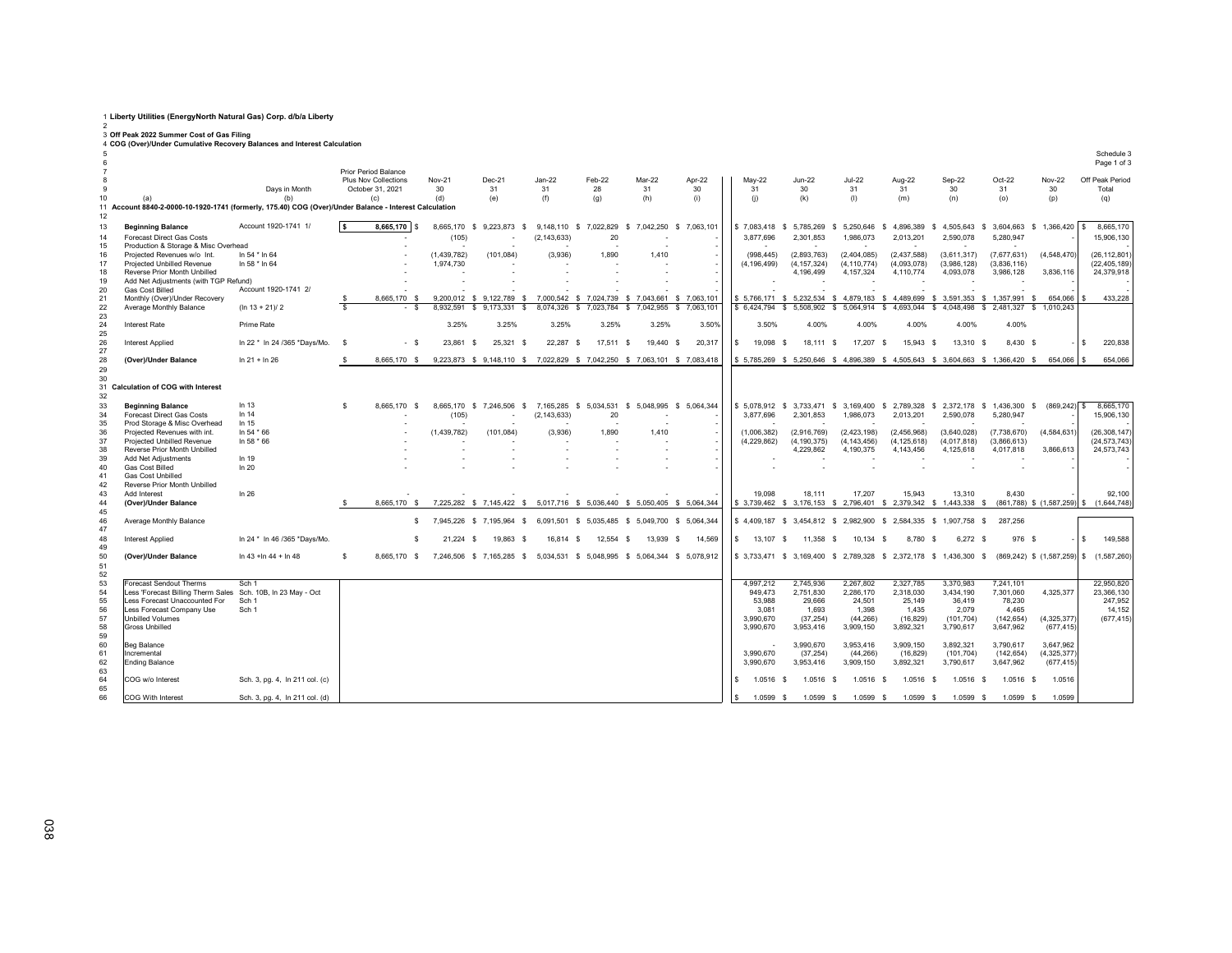Liberty Utilities (EnergyNorth Natural Gas) Corp. d/b/a Liberty

Off Peak 2022 Summer Cost of Gas Filing

COG (Over)/Under Cumulative Recovery Balances and Interest Calculation

Schedule 3
Page 1 of 3

| Line | | Days in Month | Prior Period Balance Plus Nov Collections October 31, 2021 | Nov-21 30 | Dec-21 31 | Jan-22 31 | Feb-22 28 | Mar-22 31 | Apr-22 30 | May-22 31 | Jun-22 30 | Jul-22 31 | Aug-22 31 | Sep-22 30 | Oct-22 31 | Nov-22 30 | Off Peak Period Total |
|---|---|---|---|---|---|---|---|---|---|---|---|---|---|---|---|---|---|
| 10 | (a) | (b) | (c) | (d) | (e) | (f) | (g) | (h) | (i) | (j) | (k) | (l) | (m) | (n) | (o) | (p) | (q) |
| 11 | Account 8840-2-0000-10-1920-1741 (formerly, 175.40) COG (Over)/Under Balance - Interest Calculation | | | | | | | | | | | | | | | | |
| 12 | | | | | | | | | | | | | | | | | |
| 13 | **Beginning Balance** | Account 1920-1741 1/ | **$ 8,665,170** | $ 8,665,170 | $ 9,223,873 | $ 9,148,110 | $ 7,022,829 | $ 7,042,250 | $ 7,063,101 | $ 7,083,418 | $ 5,785,269 | $ 5,250,646 | $ 4,896,389 | $ 4,505,643 | $ 3,604,663 | $ 1,366,420 | $ 8,665,170 |
| 14 | Forecast Direct Gas Costs | | - | (105) | - | (2,143,633) | 20 | - | - | 3,877,696 | 2,301,853 | 1,986,073 | 2,013,201 | 2,590,078 | 5,280,947 | | 15,906,130 |
| 15 | Production & Storage & Misc Overhead | | - | - | - | - | - | - | - | - | - | - | - | - | - | | - |
| 16 | Projected Revenues w/o Int. | ln 54 * ln 64 | - | (1,439,782) | (101,084) | (3,936) | 1,890 | 1,410 | - | (998,445) | (2,893,763) | (2,404,085) | (2,437,588) | (3,611,317) | (7,677,631) | (4,548,470) | (26,112,801) |
| 17 | Projected Unbilled Revenue | ln 58 * ln 64 | - | 1,974,730 | - | - | - | - | - | (4,196,499) | (4,157,324) | (4,110,774) | (4,093,078) | (3,986,128) | (3,836,116) | | (22,405,189) |
| 18 | Reverse Prior Month Unbilled | | - | - | - | - | - | - | - | | 4,196,499 | 4,157,324 | 4,110,774 | 4,093,078 | 3,986,128 | 3,836,116 | 24,379,918 |
| 19 | Add Net Adjustments (with TGP Refund) | | - | - | - | - | - | - | - | - | - | - | - | - | - | | - |
| 20 | Gas Cost Billed | Account 1920-1741 2/ | - | - | - | - | - | - | - | - | - | - | - | - | - | | - |
| 21 | Monthly (Over)/Under Recovery | | $ 8,665,170 | $ 9,200,012 | $ 9,122,789 | $ 7,000,542 | $ 7,024,739 | $ 7,043,661 | $ 7,063,101 | $ 5,766,171 | $ 5,232,534 | $ 4,879,183 | $ 4,489,699 | $ 3,591,353 | $ 1,357,991 | $ 654,066 | $ 433,228 |
| 22 | Average Monthly Balance | (ln 13 + 21)/ 2 | $ - | $ 8,932,591 | $ 9,173,331 | $ 8,074,326 | $ 7,023,784 | $ 7,042,955 | $ 7,063,101 | $ 6,424,794 | $ 5,508,902 | $ 5,064,914 | $ 4,693,044 | $ 4,048,498 | $ 2,481,327 | $ 1,010,243 | |
| 23 | | | | | | | | | | | | | | | | | |
| 24 | Interest Rate | Prime Rate | | 3.25% | 3.25% | 3.25% | 3.25% | 3.25% | 3.50% | 3.50% | 4.00% | 4.00% | 4.00% | 4.00% | 4.00% | | |
| 25 | | | | | | | | | | | | | | | | | |
| 26 | Interest Applied | ln 22 * ln 24 /365 *Days/Mo. | $ - | $ 23,861 | $ 25,321 | $ 22,287 | $ 17,511 | $ 19,440 | $ 20,317 | $ 19,098 | $ 18,111 | $ 17,207 | $ 15,943 | $ 13,310 | $ 8,430 | $ - | $ 220,838 |
| 27 | | | | | | | | | | | | | | | | | |
| 28 | **(Over)/Under Balance** | ln 21 + ln 26 | $ 8,665,170 | $ 9,223,873 | $ 9,148,110 | $ 7,022,829 | $ 7,042,250 | $ 7,063,101 | $ 7,083,418 | $ 5,785,269 | $ 5,250,646 | $ 4,896,389 | $ 4,505,643 | $ 3,604,663 | $ 1,366,420 | $ 654,066 | $ 654,066 |
| 29 | | | | | | | | | | | | | | | | | |
| 30 | | | | | | | | | | | | | | | | | |
| 31 | **Calculation of COG with Interest** | | | | | | | | | | | | | | | | |
| 32 | | | | | | | | | | | | | | | | | |
| 33 | **Beginning Balance** | ln 13 | $ 8,665,170 | $ 8,665,170 | $ 7,246,506 | $ 7,165,285 | $ 5,034,531 | $ 5,048,995 | $ 5,064,344 | $ 5,078,912 | $ 3,733,471 | $ 3,169,400 | $ 2,789,328 | $ 2,372,178 | $ 1,436,300 | $ (869,242) | $ 8,665,170 |
| 34 | Forecast Direct Gas Costs | ln 14 | - | (105) | - | (2,143,633) | 20 | - | - | 3,877,696 | 2,301,853 | 1,986,073 | 2,013,201 | 2,590,078 | 5,280,947 | | 15,906,130 |
| 35 | Prod Storage & Misc Overhead | ln 15 | - | - | - | - | - | - | - | - | - | - | - | - | - | | - |
| 36 | Projected Revenues with int. | ln 54 * 66 | - | (1,439,782) | (101,084) | (3,936) | 1,890 | 1,410 | - | (1,006,382) | (2,916,769) | (2,423,198) | (2,456,968) | (3,640,028) | (7,738,670) | (4,584,631) | (26,308,147) |
| 37 | Projected Unbilled Revenue | ln 58 * 66 | - | - | - | - | - | - | - | (4,229,862) | (4,190,375) | (4,143,456) | (4,125,618) | (4,017,818) | (3,866,613) | | (24,573,743) |
| 38 | Reverse Prior Month Unbilled | | - | - | - | - | - | - | - | | 4,229,862 | 4,190,375 | 4,143,456 | 4,125,618 | 4,017,818 | 3,866,613 | 24,573,743 |
| 39 | Add Net Adjustments | ln 19 | - | - | - | - | - | - | - | - | - | - | - | - | - | | - |
| 40 | Gas Cost Billed | ln 20 | - | - | - | - | - | - | - | - | - | - | - | - | - | | - |
| 41 | Gas Cost Unbilled | | | | | | | | | | | | | | | | |
| 42 | Reverse Prior Month Unbilled | | | | | | | | | | | | | | | | |
| 43 | Add Interest | ln 26 | - | - | - | - | - | - | - | 19,098 | 18,111 | 17,207 | 15,943 | 13,310 | 8,430 | - | 92,100 |
| 44 | (Over)/Under Balance | | $ 8,665,170 | $ 7,225,282 | $ 7,145,422 | $ 5,017,716 | $ 5,036,440 | $ 5,050,405 | $ 5,064,344 | $ 3,739,462 | $ 3,176,153 | $ 2,796,401 | $ 2,379,342 | $ 1,443,338 | $ (861,788) | $ (1,587,259) | $ (1,644,748) |
| 45 | | | | | | | | | | | | | | | | | |
| 46 | Average Monthly Balance | | | $ 7,945,226 | $ 7,195,964 | $ 6,091,501 | $ 5,035,485 | $ 5,049,700 | $ 5,064,344 | $ 4,409,187 | $ 3,454,812 | $ 2,982,900 | $ 2,584,335 | $ 1,907,758 | $ 287,256 | | |
| 47 | | | | | | | | | | | | | | | | | |
| 48 | Interest Applied | ln 24 * ln 46 /365 *Days/Mo. | | $ 21,224 | $ 19,863 | $ 16,814 | $ 12,554 | $ 13,939 | $ 14,569 | $ 13,107 | $ 11,358 | $ 10,134 | $ 8,780 | $ 6,272 | $ 976 | $ - | $ 149,588 |
| 49 | | | | | | | | | | | | | | | | | |
| 50 | **(Over)/Under Balance** | ln 43 +ln 44 + ln 48 | $ 8,665,170 | $ 7,246,506 | $ 7,165,285 | $ 5,034,531 | $ 5,048,995 | $ 5,064,344 | $ 5,078,912 | $ 3,733,471 | $ 3,169,400 | $ 2,789,328 | $ 2,372,178 | $ 1,436,300 | $ (869,242) | $ (1,587,259) | $ (1,587,260) |
| 51 | | | | | | | | | | | | | | | | | |
| 52 | | | | | | | | | | | | | | | | | |
| 53 | Forecast Sendout Therms | Sch 1 | | | | | | | | 4,997,212 | 2,745,936 | 2,267,802 | 2,327,785 | 3,370,983 | 7,241,101 | | 22,950,820 |
| 54 | Less 'Forecast Billing Therm Sales | Sch. 10B, ln 23 May - Oct | | | | | | | | 949,473 | 2,751,830 | 2,286,170 | 2,318,030 | 3,434,190 | 7,301,060 | 4,325,377 | 23,366,130 |
| 55 | Less Forecast Unaccounted For | Sch 1 | | | | | | | | 53,988 | 29,666 | 24,501 | 25,149 | 36,419 | 78,230 | | 247,952 |
| 56 | Less Forecast Company Use | Sch 1 | | | | | | | | 3,081 | 1,693 | 1,398 | 1,435 | 2,079 | 4,465 | | 14,152 |
| 57 | Unbilled Volumes | | | | | | | | | 3,990,670 | (37,254) | (44,266) | (16,829) | (101,704) | (142,654) | (4,325,377) | (677,415) |
| 58 | Gross Unbilled | | | | | | | | | 3,990,670 | 3,953,416 | 3,909,150 | 3,892,321 | 3,790,617 | 3,647,962 | (677,415) | |
| 59 | | | | | | | | | | | | | | | | | |
| 60 | Beg Balance | | | | | | | | | - | 3,990,670 | 3,953,416 | 3,909,150 | 3,892,321 | 3,790,617 | 3,647,962 | |
| 61 | Incremental | | | | | | | | | 3,990,670 | (37,254) | (44,266) | (16,829) | (101,704) | (142,654) | (4,325,377) | |
| 62 | Ending Balance | | | | | | | | | 3,990,670 | 3,953,416 | 3,909,150 | 3,892,321 | 3,790,617 | 3,647,962 | (677,415) | |
| 63 | | | | | | | | | | | | | | | | | |
| 64 | COG w/o Interest | Sch. 3, pg. 4, ln 211 col. (c) | | | | | | | | $ 1.0516 | $ 1.0516 | $ 1.0516 | $ 1.0516 | $ 1.0516 | $ 1.0516 | $ 1.0516 | |
| 65 | | | | | | | | | | | | | | | | | |
| 66 | COG With Interest | Sch. 3, pg. 4, ln 211 col. (d) | | | | | | | | $ 1.0599 | $ 1.0599 | $ 1.0599 | $ 1.0599 | $ 1.0599 | $ 1.0599 | $ 1.0599 | |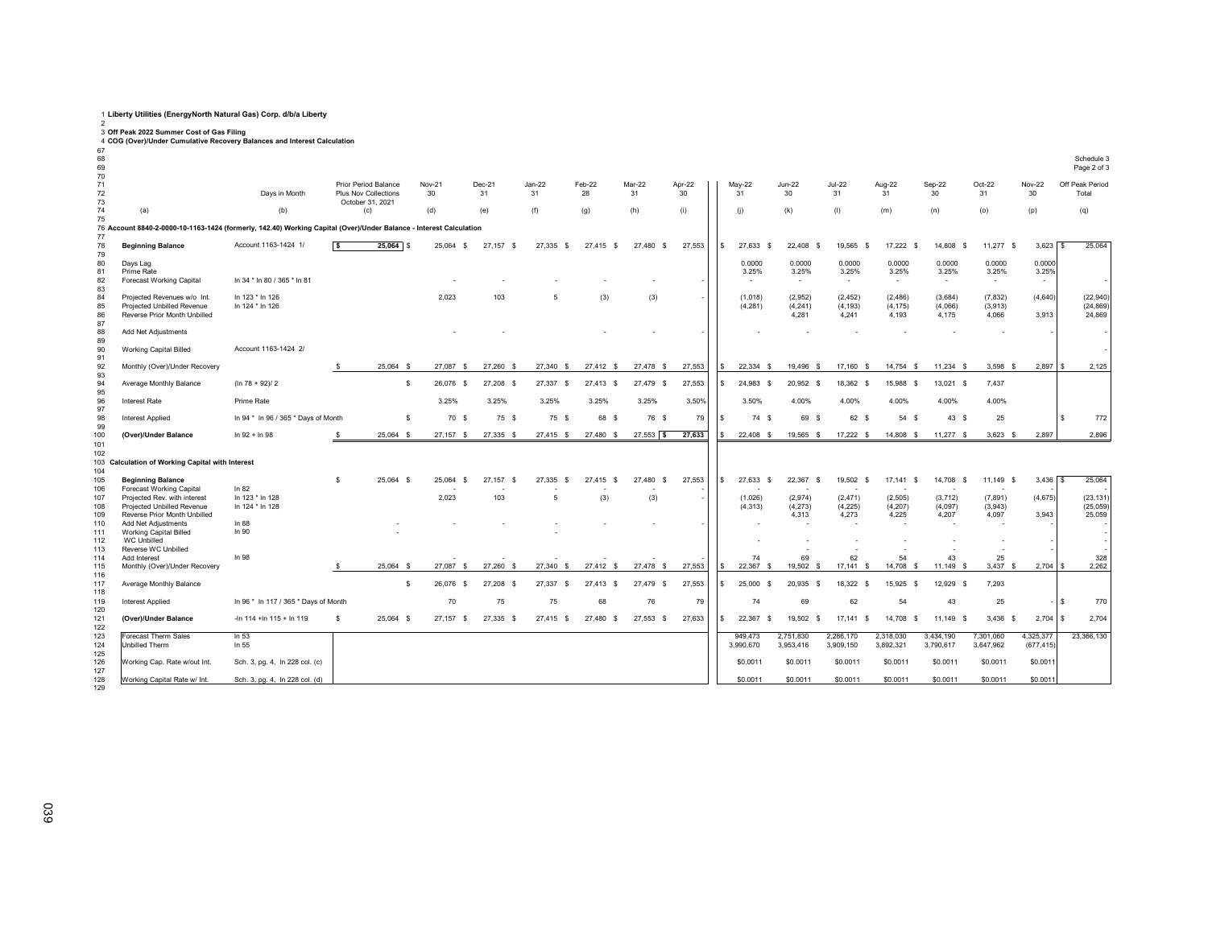Liberty Utilities (EnergyNorth Natural Gas) Corp. d/b/a Liberty

Off Peak 2022 Summer Cost of Gas Filing

COG (Over)/Under Cumulative Recovery Balances and Interest Calculation

Schedule 3
Page 2 of 3

| Line | | Days in Month | Prior Period Balance Plus Nov Collections October 31, 2021 | Nov-21 30 | Dec-21 31 | Jan-22 31 | Feb-22 28 | Mar-22 31 | Apr-22 30 | May-22 31 | Jun-22 30 | Jul-22 31 | Aug-22 31 | Sep-22 30 | Oct-22 31 | Nov-22 30 | Off Peak Period Total |
|---|---|---|---|---|---|---|---|---|---|---|---|---|---|---|---|---|---|
| 74 | (a) | (b) | (c) | (d) | (e) | (f) | (g) | (h) | (i) | (j) | (k) | (l) | (m) | (n) | (o) | (p) | (q) |
| 76 | **Account 8840-2-0000-10-1163-1424 (formerly, 142.40) Working Capital (Over)/Under Balance - Interest Calculation** | | | | | | | | | | | | | | | | |
| 78 | **Beginning Balance** | Account 1163-1424 1/ | $ 25,064 | $ 25,064 | $ 27,157 | $ 27,335 | $ 27,415 | $ 27,480 | $ 27,553 | $ 27,633 | $ 22,408 | $ 19,565 | $ 17,222 | $ 14,808 | $ 11,277 | $ 3,623 | $ 25,064 |
| 80 | Days Lag | | | | | | | | | 0.0000 | 0.0000 | 0.0000 | 0.0000 | 0.0000 | 0.0000 | 0.0000 | |
| 81 | Prime Rate | | | | | | | | | 3.25% | 3.25% | 3.25% | 3.25% | 3.25% | 3.25% | 3.25% | |
| 82 | Forecast Working Capital | ln 34 * ln 80 / 365 * ln 81 | | - | - | - | - | - | - | - | - | - | - | - | - | - | - |
| 84 | Projected Revenues w/o Int. | ln 123 * ln 126 | | 2,023 | 103 | 5 | (3) | (3) | - | (1,018) | (2,952) | (2,452) | (2,486) | (3,684) | (7,832) | (4,640) | (22,940) |
| 85 | Projected Unbilled Revenue | ln 124 * ln 126 | | | | | | | | (4,281) | (4,241) | (4,193) | (4,175) | (4,066) | (3,913) | | (24,869) |
| 86 | Reverse Prior Month Unbilled | | | | | | | | | | 4,281 | 4,241 | 4,193 | 4,175 | 4,066 | 3,913 | 24,869 |
| 88 | Add Net Adjustments | | | - | - | | - | - | - | - | - | - | - | - | - | - | - |
| 90 | Working Capital Billed | Account 1163-1424 2/ | | | | | | | | | | | | | | | - |
| 92 | Monthly (Over)/Under Recovery | | $ 25,064 | $ 27,087 | $ 27,260 | $ 27,340 | $ 27,412 | $ 27,478 | $ 27,553 | $ 22,334 | $ 19,496 | $ 17,160 | $ 14,754 | $ 11,234 | $ 3,598 | $ 2,897 | $ 2,125 |
| 94 | Average Monthly Balance | (ln 78 + 92)/ 2 | | $ 26,076 | $ 27,208 | $ 27,337 | $ 27,413 | $ 27,479 | $ 27,553 | $ 24,983 | $ 20,952 | $ 18,362 | $ 15,988 | $ 13,021 | $ 7,437 | | |
| 96 | Interest Rate | Prime Rate | | 3.25% | 3.25% | 3.25% | 3.25% | 3.25% | 3.50% | 3.50% | 4.00% | 4.00% | 4.00% | 4.00% | 4.00% | | |
| 98 | Interest Applied | ln 94 * ln 96 / 365 * Days of Month | | $ 70 | $ 75 | $ 75 | $ 68 | $ 76 | $ 79 | $ 74 | $ 69 | $ 62 | $ 54 | $ 43 | $ 25 | | $ 772 |
| 100 | **(Over)/Under Balance** | ln 92 + ln 98 | $ 25,064 | $ 27,157 | $ 27,335 | $ 27,415 | $ 27,480 | $ 27,553 | $ 27,633 | $ 22,408 | $ 19,565 | $ 17,222 | $ 14,808 | $ 11,277 | $ 3,623 | $ 2,897 | 2,896 |
| 103 | **Calculation of Working Capital with Interest** | | | | | | | | | | | | | | | | |
| 105 | **Beginning Balance** | | $ 25,064 | $ 25,064 | $ 27,157 | $ 27,335 | $ 27,415 | $ 27,480 | $ 27,553 | $ 27,633 | $ 22,367 | $ 19,502 | $ 17,141 | $ 14,708 | $ 11,149 | $ 3,436 | $ 25,064 |
| 106 | Forecast Working Capital | ln 82 | | - | - | - | - | - | - | - | - | - | - | - | - | - | - |
| 107 | Projected Rev. with interest | ln 123 * ln 128 | | 2,023 | 103 | 5 | (3) | (3) | - | (1,026) | (2,974) | (2,471) | (2,505) | (3,712) | (7,891) | (4,675) | (23,131) |
| 108 | Projected Unbilled Revenue | ln 124 * ln 128 | | | | | | | | (4,313) | (4,273) | (4,225) | (4,207) | (4,097) | (3,943) | | (25,059) |
| 109 | Reverse Prior Month Unbilled | | | | | | | | | | 4,313 | 4,273 | 4,225 | 4,207 | 4,097 | 3,943 | 25,059 |
| 110 | Add Net Adjustments | ln 88 | - | - | - | - | - | - | - | - | - | - | - | - | - | - | - |
| 111 | Working Capital Billed | ln 90 | - | | | - | | | | | | | | | | | - |
| 112 | WC Unbilled | | | | | | | | | - | - | - | - | - | - | - | - |
| 113 | Reverse WC Unbilled | | | | | | | | | | - | - | - | - | - | - | - |
| 114 | Add Interest | ln 98 | | - | - | - | - | - | - | 74 | 69 | 62 | 54 | 43 | 25 | - | 328 |
| 115 | Monthly (Over)/Under Recovery | | $ 25,064 | $ 27,087 | $ 27,260 | $ 27,340 | $ 27,412 | $ 27,478 | $ 27,553 | $ 22,367 | $ 19,502 | $ 17,141 | $ 14,708 | $ 11,149 | $ 3,437 | $ 2,704 | $ 2,262 |
| 117 | Average Monthly Balance | | | $ 26,076 | $ 27,208 | $ 27,337 | $ 27,413 | $ 27,479 | $ 27,553 | $ 25,000 | $ 20,935 | $ 18,322 | $ 15,925 | $ 12,929 | $ 7,293 | | |
| 119 | Interest Applied | ln 96 * ln 117 / 365 * Days of Month | | 70 | 75 | 75 | 68 | 76 | 79 | 74 | 69 | 62 | 54 | 43 | 25 | - | $ 770 |
| 121 | **(Over)/Under Balance** | -ln 114 +ln 115 + ln 119 | $ 25,064 | $ 27,157 | $ 27,335 | $ 27,415 | $ 27,480 | $ 27,553 | $ 27,633 | $ 22,367 | $ 19,502 | $ 17,141 | $ 14,708 | $ 11,149 | $ 3,436 | $ 2,704 | $ 2,704 |
| 123 | Forecast Therm Sales | ln 53 | | | | | | | | 949,473 | 2,751,830 | 2,286,170 | 2,318,030 | 3,434,190 | 7,301,060 | 4,325,377 | 23,366,130 |
| 124 | Unbilled Therm | ln 55 | | | | | | | | 3,990,670 | 3,953,416 | 3,909,150 | 3,892,321 | 3,790,617 | 3,647,962 | (677,415) | |
| 126 | Working Cap. Rate w/out Int. | Sch. 3, pg. 4, ln 228 col. (c) | | | | | | | | $0.0011 | $0.0011 | $0.0011 | $0.0011 | $0.0011 | $0.0011 | $0.0011 | |
| 128 | Working Capital Rate w/ Int. | Sch. 3, pg. 4, ln 228 col. (d) | | | | | | | | $0.0011 | $0.0011 | $0.0011 | $0.0011 | $0.0011 | $0.0011 | $0.0011 | |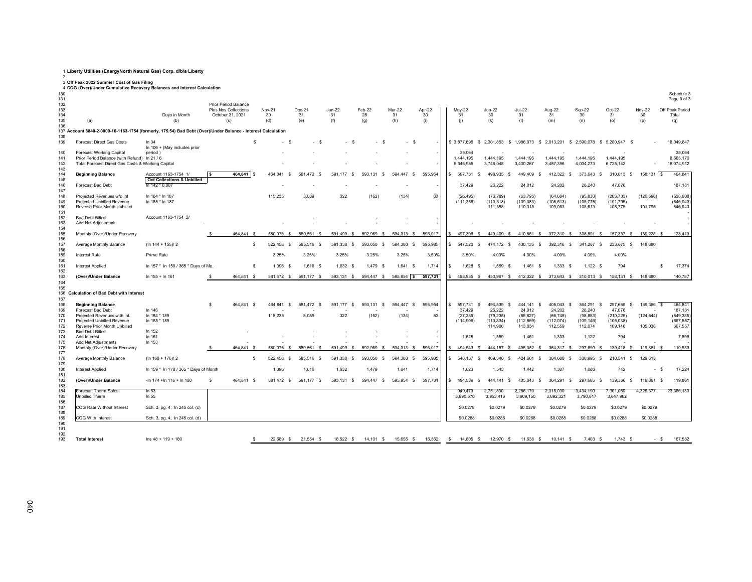1 **Liberty Utilities (EnergyNorth Natural Gas) Corp. d/b/a Liberty**

3 **Off Peak 2022 Summer Cost of Gas Filing**

4 **COG (Over)/Under Cumulative Recovery Balances and Interest Calculation**

Schedule 3
Page 3 of 3

| Ln | (a) | Days in Month (b) | Prior Period Balance Plus Nov Collections October 31, 2021 (c) | Nov-21 30 (d) | Dec-21 31 (e) | Jan-22 31 (f) | Feb-22 28 (g) | Mar-22 31 (h) | Apr-22 30 (i) | May-22 31 (j) | Jun-22 30 (k) | Jul-22 31 (l) | Aug-22 31 (m) | Sep-22 30 (n) | Oct-22 31 (o) | Nov-22 30 (p) | Off Peak Period Total (q) |
|---|---|---|---|---|---|---|---|---|---|---|---|---|---|---|---|---|---|
| 137 | **Account 8840-2-0000-10-1163-1754 (formerly, 175.54) Bad Debt (Over)/Under Balance - Interest Calculation** | | | | | | | | | | | | | | | | |
| 139 | Forecast Direct Gas Costs | ln 34 | | $ - | $ - | $ - | $ - | $ - | $ - | $ 3,877,696 | $ 2,301,853 | $ 1,986,073 | $ 2,013,201 | $ 2,590,078 | $ 5,280,947 | $ - | 18,049,847 |
| 140 | Forecast Working Capital | ln 106 + (May includes prior period ) | | - | - | - | - | - | - | 25,064 | - | - | - | - | - | | 25,064 |
| 141 | Prior Period Balance (with Refund) | ln 21 / 6 | | - | - | - | - | - | - | 1,444,195 | 1,444,195 | 1,444,195 | 1,444,195 | 1,444,195 | 1,444,195 | | 8,665,170 |
| 142 | Total Forecast Direct Gas Costs & Working Capital | | | - | - | - | - | - | - | 5,346,955 | 3,746,048 | 3,430,267 | 3,457,396 | 4,034,273 | 6,725,142 | - | 18,074,912 |
| 144 | **Beginning Balance** | Account 1163-1754 1/ | $ 464,841 | $ 464,841 | $ 581,472 | $ 591,177 | $ 593,131 | $ 594,447 | $ 595,954 | $ 597,731 | $ 498,935 | $ 449,409 | $ 412,322 | $ 373,643 | $ 310,013 | $ 158,131 | $ 464,841 |
| 145 | | | Oct Collections & Unbilled | | | | | | | | | | | | | | |
| 146 | Forecast Bad Debt | ln 142 * 0.007 | | - | - | - | - | - | - | 37,429 | 26,222 | 24,012 | 24,202 | 28,240 | 47,076 | | 187,181 |
| 148 | Projected Revenues w/o int | ln 184 * ln 187 | | 115,235 | 8,089 | 322 | (162) | (134) | 63 | (26,495) | (76,789) | (63,795) | (64,684) | (95,830) | (203,733) | (120,698) | (528,608) |
| 149 | Projected Unbilled Revenue | ln 185 * ln 187 | | | | | | | | (111,358) | (110,318) | (109,083) | (108,613) | (105,775) | (101,795) | | (646,943) |
| 150 | Reverse Prior Month Unbilled | | | | | | | | | | 111,358 | 110,318 | 109,083 | 108,613 | 105,775 | 101,795 | 646,943 |
| 152 | Bad Debt Billed | Account 1163-1754 2/ | | | - | | - | - | - | | | | | | | | - |
| 153 | Add Net Adjustments | | - | - | - | - | - | - | - | - | - | - | - | - | - | | - |
| 155 | Monthly (Over)/Under Recovery | | $ 464,841 | $ 580,076 | $ 589,561 | $ 591,499 | $ 592,969 | $ 594,313 | $ 596,017 | $ 497,308 | $ 449,409 | $ 410,861 | $ 372,310 | $ 308,891 | $ 157,337 | $ 139,228 | $ 123,413 |
| 157 | Average Monthly Balance | (ln 144 + 155)/ 2 | | $ 522,458 | $ 585,516 | $ 591,338 | $ 593,050 | $ 594,380 | $ 595,985 | $ 547,520 | $ 474,172 | $ 430,135 | $ 392,316 | $ 341,267 | $ 233,675 | $ 148,680 | |
| 159 | Interest Rate | Prime Rate | | 3.25% | 3.25% | 3.25% | 3.25% | 3.25% | 3.50% | 3.50% | 4.00% | 4.00% | 4.00% | 4.00% | 4.00% | | |
| 161 | Interest Applied | ln 157 * ln 159 / 365 * Days of Mo. | | $ 1,396 | $ 1,616 | $ 1,632 | $ 1,479 | $ 1,641 | $ 1,714 | $ 1,628 | $ 1,559 | $ 1,461 | $ 1,333 | $ 1,122 | $ 794 | | $ 17,374 |
| 163 | **(Over)/Under Balance** | ln 155 + ln 161 | $ 464,841 | $ 581,472 | $ 591,177 | $ 593,131 | $ 594,447 | $ 595,954 | $ 597,731 | $ 498,935 | $ 450,967 | $ 412,322 | $ 373,643 | $ 310,013 | $ 158,131 | $ 148,680 | 140,787 |
| 166 | **Calculation of Bad Debt with Interest** | | | | | | | | | | | | | | | | |
| 168 | **Beginning Balance** | | $ 464,841 | $ 464,841 | $ 581,472 | $ 591,177 | $ 593,131 | $ 594,447 | $ 595,954 | $ 597,731 | $ 494,539 | $ 444,141 | $ 405,043 | $ 364,291 | $ 297,665 | $ 139,366 | $ 464,841 |
| 169 | Forecast Bad Debt | ln 146 | | - | - | - | - | - | - | 37,429 | 26,222 | 24,012 | 24,202 | 28,240 | 47,076 | - | 187,181 |
| 170 | Projected Revenues with int. | ln 184 * 189 | | 115,235 | 8,089 | 322 | (162) | (134) | 63 | (27,339) | (79,235) | (65,827) | (66,745) | (98,883) | (210,225) | (124,544) | (549,385) |
| 171 | Projected Unbilled Revenue | ln 185 * 189 | | | | | | | | (114,906) | (113,834) | (112,559) | (112,074) | (109,146) | (105,038) | | (667,557) |
| 172 | Reverse Prior Month Unbilled | | | | | | | | | | 114,906 | 113,834 | 112,559 | 112,074 | 109,146 | 105,038 | 667,557 |
| 173 | Bad Debt Billed | ln 152 | - | | - | - | - | - | - | | | | | | | | - |
| 174 | Add Interest | ln 161 | | - | - | - | - | - | - | 1,628 | 1,559 | 1,461 | 1,333 | 1,122 | 794 | | 7,896 |
| 175 | Add Net Adjustments | ln 153 | - | - | - | - | - | - | - | - | - | - | - | - | - | | - |
| 176 | Monthly (Over)/Under Recovery | | $ 464,841 | $ 580,076 | $ 589,561 | $ 591,499 | $ 592,969 | $ 594,313 | $ 596,017 | $ 494,543 | $ 444,157 | $ 405,062 | $ 364,317 | $ 297,699 | $ 139,418 | $ 119,861 | $ 110,533 |
| 178 | Average Monthly Balance | (ln 168 + 176)/ 2 | | $ 522,458 | $ 585,516 | $ 591,338 | $ 593,050 | $ 594,380 | $ 595,985 | $ 546,137 | $ 469,348 | $ 424,601 | $ 384,680 | $ 330,995 | $ 218,541 | $ 129,613 | |
| 180 | Interest Applied | ln 159 * ln 178 / 365 * Days of Month | | 1,396 | 1,616 | 1,632 | 1,479 | 1,641 | 1,714 | 1,623 | 1,543 | 1,442 | 1,307 | 1,088 | 742 | - | $ 17,224 |
| 182 | **(Over)/Under Balance** | -ln 174 +ln 176 + ln 180 | $ 464,841 | $ 581,472 | $ 591,177 | $ 593,131 | $ 594,447 | $ 595,954 | $ 597,731 | $ 494,539 | $ 444,141 | $ 405,043 | $ 364,291 | $ 297,665 | $ 139,366 | $ 119,861 | $ 119,861 |
| 184 | Forecast Therm Sales | ln 53 | | | | | | | | 949,473 | 2,751,830 | 2,286,170 | 2,318,030 | 3,434,190 | 7,301,060 | 4,325,377 | 23,366,130 |
| 185 | Unbilled Therm | ln 55 | | | | | | | | 3,990,670 | 3,953,416 | 3,909,150 | 3,892,321 | 3,790,617 | 3,647,962 | | |
| 187 | COG Rate Without Interest | Sch. 3, pg. 4, ln 245 col. (c) | | | | | | | | $0.0279 | $0.0279 | $0.0279 | $0.0279 | $0.0279 | $0.0279 | $0.0279 | |
| 189 | COG With Interest | Sch. 3, pg. 4, ln 245 col. (d) | | | | | | | | $0.0288 | $0.0288 | $0.0288 | $0.0288 | $0.0288 | $0.0288 | $0.0288 | |
| 193 | **Total Interest** | lns 48 + 119 + 180 | | $ 22,689 | $ 21,554 | $ 18,522 | $ 14,101 | $ 15,655 | $ 16,362 | $ 14,805 | $ 12,970 | $ 11,638 | $ 10,141 | $ 7,403 | $ 1,743 | $ - | $ 167,582 |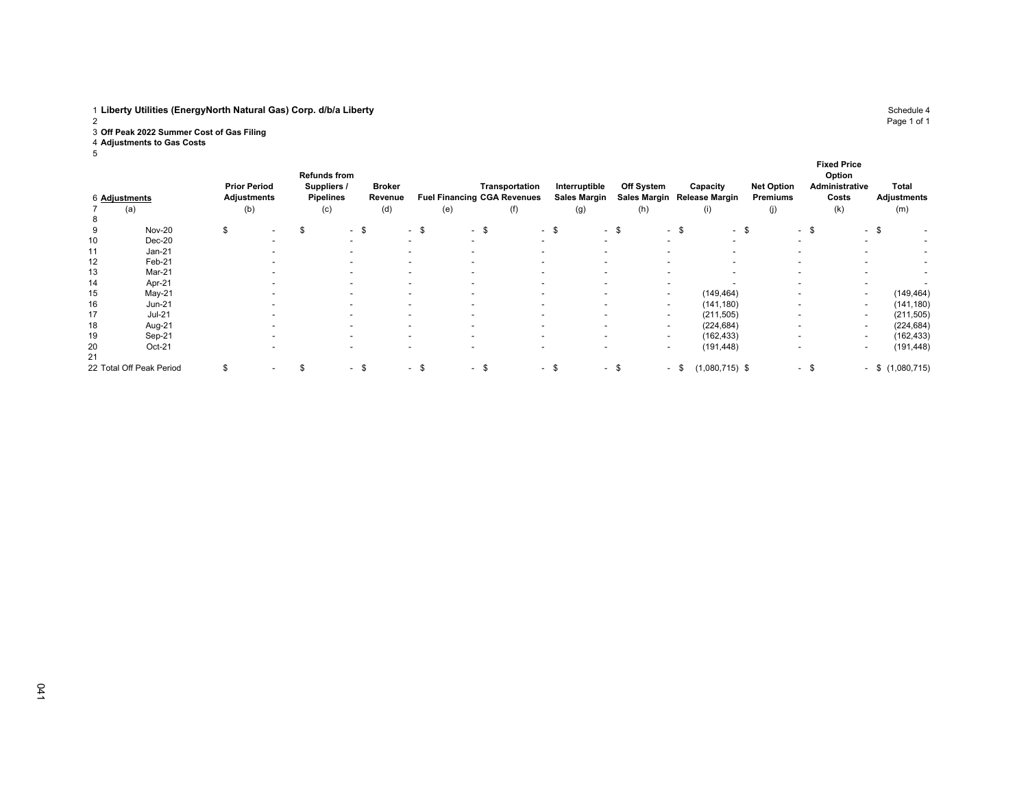1 **Liberty Utilities (EnergyNorth Natural Gas) Corp. d/b/a Liberty**

Schedule 4

2

3 **Off Peak 2022 Summer Cost of Gas Filing**

4 **Adjustments to Gas Costs**

5

| | **6 Adjustments** | **Prior Period Adjustments** | **Refunds from Suppliers / Pipelines** | **Broker Revenue** | **Fuel Financing** | **Transportation CGA Revenues** | **Interruptible Sales Margin** | **Off System Sales Margin** | **Capacity Release Margin** | **Net Option Premiums** | **Fixed Price Option Administrative Costs** | **Total Adjustments** |
|---|---|---|---|---|---|---|---|---|---|---|---|---|
| 7 | (a) | (b) | (c) | (d) | (e) | (f) | (g) | (h) | (i) | (j) | (k) | (m) |
| 8 | | | | | | | | | | | | |
| 9 | Nov-20 | $ - | $ - | $ - | $ - | $ - | $ - | $ - | $ - | $ - | $ - | $ - |
| 10 | Dec-20 | - | - | - | - | - | - | - | - | - | - | - |
| 11 | Jan-21 | - | - | - | - | - | - | - | - | - | - | - |
| 12 | Feb-21 | - | - | - | - | - | - | - | - | - | - | - |
| 13 | Mar-21 | - | - | - | - | - | - | - | - | - | - | - |
| 14 | Apr-21 | - | - | - | - | - | - | - | - | - | - | - |
| 15 | May-21 | - | - | - | - | - | - | - | (149,464) | - | - | (149,464) |
| 16 | Jun-21 | - | - | - | - | - | - | - | (141,180) | - | - | (141,180) |
| 17 | Jul-21 | - | - | - | - | - | - | - | (211,505) | - | - | (211,505) |
| 18 | Aug-21 | - | - | - | - | - | - | - | (224,684) | - | - | (224,684) |
| 19 | Sep-21 | - | - | - | - | - | - | - | (162,433) | - | - | (162,433) |
| 20 | Oct-21 | - | - | - | - | - | - | - | (191,448) | - | - | (191,448) |
| 21 | | | | | | | | | | | | |
| 22 | Total Off Peak Period | $ - | $ - | $ - | $ - | $ - | $ - | $ - | $ (1,080,715) | $ - | $ - | $ (1,080,715) |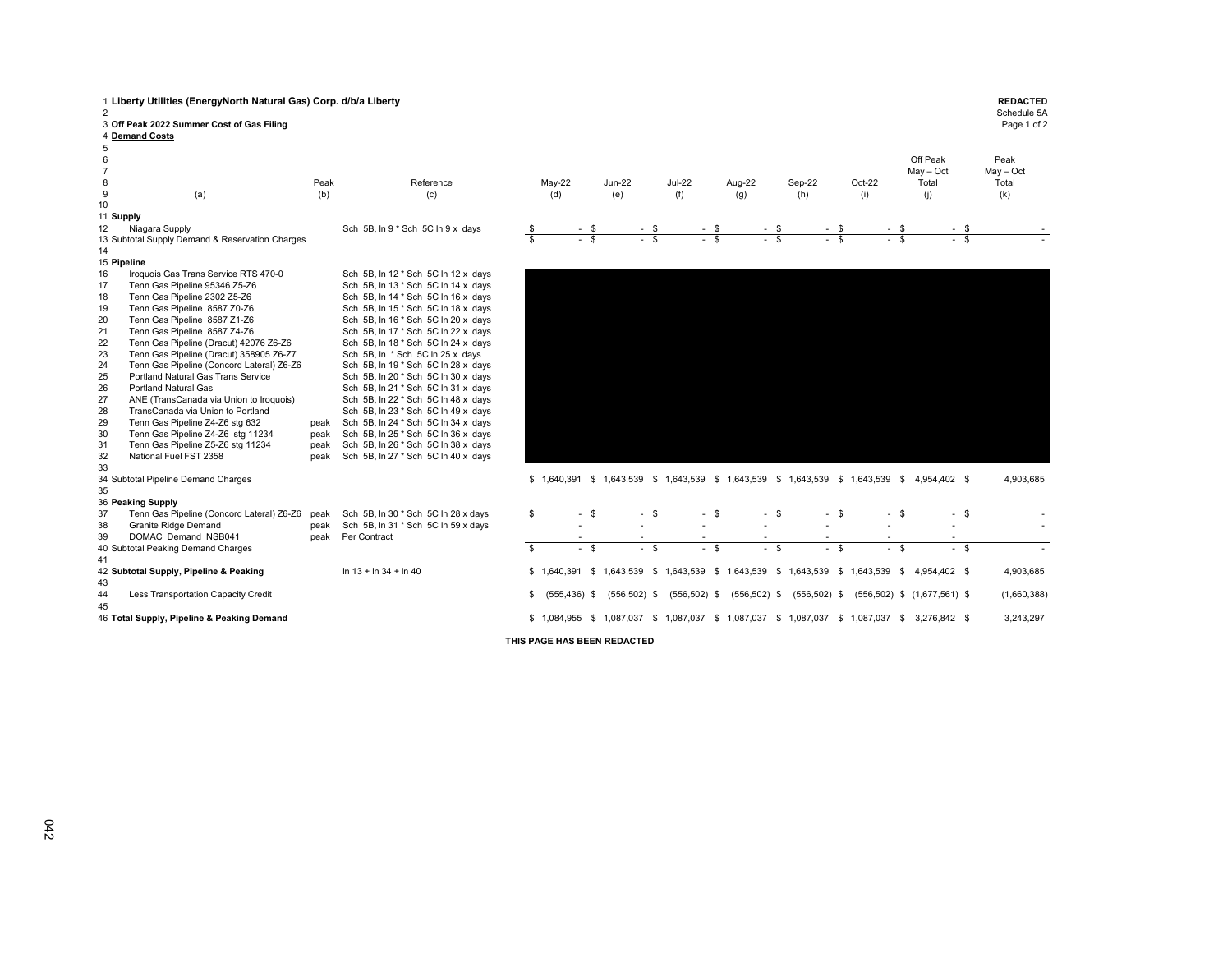Liberty Utilities (EnergyNorth Natural Gas) Corp. d/b/a Liberty

**REDACTED**
Schedule 5A

Off Peak 2022 Summer Cost of Gas Filing

**Demand Costs**

| Line | (a) | Peak (b) | Reference (c) | May-22 (d) | Jun-22 (e) | Jul-22 (f) | Aug-22 (g) | Sep-22 (h) | Oct-22 (i) | Off Peak May – Oct Total (j) | Peak May – Oct Total (k) |
|---|---|---|---|---|---|---|---|---|---|---|---|
| 11 | **Supply** | | | | | | | | | | |
| 12 | Niagara Supply | | Sch 5B, ln 9 * Sch 5C ln 9 x days | $ - | $ - | $ - | $ - | $ - | $ - | $ - | $ - |
| 13 | Subtotal Supply Demand & Reservation Charges | | | $ - | $ - | $ - | $ - | $ - | $ - | $ - | $ - |
| 14 | | | | | | | | | | | |
| 15 | **Pipeline** | | | | | | | | | | |
| 16 | Iroquois Gas Trans Service RTS 470-0 | | Sch 5B, ln 12 * Sch 5C ln 12 x days | | | | | | | | |
| 17 | Tenn Gas Pipeline 95346 Z5-Z6 | | Sch 5B, ln 13 * Sch 5C ln 14 x days | | | | | | | | |
| 18 | Tenn Gas Pipeline 2302 Z5-Z6 | | Sch 5B, ln 14 * Sch 5C ln 16 x days | | | | | | | | |
| 19 | Tenn Gas Pipeline 8587 Z0-Z6 | | Sch 5B, ln 15 * Sch 5C ln 18 x days | | | | | | | | |
| 20 | Tenn Gas Pipeline 8587 Z1-Z6 | | Sch 5B, ln 16 * Sch 5C ln 20 x days | | | | | | | | |
| 21 | Tenn Gas Pipeline 8587 Z4-Z6 | | Sch 5B, ln 17 * Sch 5C ln 22 x days | | | | | | | | |
| 22 | Tenn Gas Pipeline (Dracut) 42076 Z6-Z6 | | Sch 5B, ln 18 * Sch 5C ln 24 x days | | | | | | | | |
| 23 | Tenn Gas Pipeline (Dracut) 358905 Z6-Z7 | | Sch 5B, ln * Sch 5C ln 25 x days | | | | | | | | |
| 24 | Tenn Gas Pipeline (Concord Lateral) Z6-Z6 | | Sch 5B, ln 19 * Sch 5C ln 28 x days | | | | | | | | |
| 25 | Portland Natural Gas Trans Service | | Sch 5B, ln 20 * Sch 5C ln 30 x days | | | | | | | | |
| 26 | Portland Natural Gas | | Sch 5B, ln 21 * Sch 5C ln 31 x days | | | | | | | | |
| 27 | ANE (TransCanada via Union to Iroquois) | | Sch 5B, ln 22 * Sch 5C ln 48 x days | | | | | | | | |
| 28 | TransCanada via Union to Portland | | Sch 5B, ln 23 * Sch 5C ln 49 x days | | | | | | | | |
| 29 | Tenn Gas Pipeline Z4-Z6 stg 632 | peak | Sch 5B, ln 24 * Sch 5C ln 34 x days | | | | | | | | |
| 30 | Tenn Gas Pipeline Z4-Z6 stg 11234 | peak | Sch 5B, ln 25 * Sch 5C ln 36 x days | | | | | | | | |
| 31 | Tenn Gas Pipeline Z5-Z6 stg 11234 | peak | Sch 5B, ln 26 * Sch 5C ln 38 x days | | | | | | | | |
| 32 | National Fuel FST 2358 | peak | Sch 5B, ln 27 * Sch 5C ln 40 x days | | | | | | | | |
| 33 | | | | | | | | | | | |
| 34 | Subtotal Pipeline Demand Charges | | | $ 1,640,391 | $ 1,643,539 | $ 1,643,539 | $ 1,643,539 | $ 1,643,539 | $ 1,643,539 | $ 4,954,402 | $ 4,903,685 |
| 35 | | | | | | | | | | | |
| 36 | **Peaking Supply** | | | | | | | | | | |
| 37 | Tenn Gas Pipeline (Concord Lateral) Z6-Z6 | peak | Sch 5B, ln 30 * Sch 5C ln 28 x days | $ - | $ - | $ - | $ - | $ - | $ - | $ - | $ - |
| 38 | Granite Ridge Demand | peak | Sch 5B, ln 31 * Sch 5C ln 59 x days | - | - | - | - | - | - | - | - |
| 39 | DOMAC Demand NSB041 | peak | Per Contract | - | - | - | - | - | - | - | |
| 40 | Subtotal Peaking Demand Charges | | | $ - | $ - | $ - | $ - | $ - | $ - | $ - | $ - |
| 41 | | | | | | | | | | | |
| 42 | **Subtotal Supply, Pipeline & Peaking** | | ln 13 + ln 34 + ln 40 | $ 1,640,391 | $ 1,643,539 | $ 1,643,539 | $ 1,643,539 | $ 1,643,539 | $ 1,643,539 | $ 4,954,402 | $ 4,903,685 |
| 43 | | | | | | | | | | | |
| 44 | Less Transportation Capacity Credit | | | $ (555,436) | $ (556,502) | $ (556,502) | $ (556,502) | $ (556,502) | $ (556,502) | $ (1,677,561) | $ (1,660,388) |
| 45 | | | | | | | | | | | |
| 46 | **Total Supply, Pipeline & Peaking Demand** | | | $ 1,084,955 | $ 1,087,037 | $ 1,087,037 | $ 1,087,037 | $ 1,087,037 | $ 1,087,037 | $ 3,276,842 | $ 3,243,297 |

**THIS PAGE HAS BEEN REDACTED**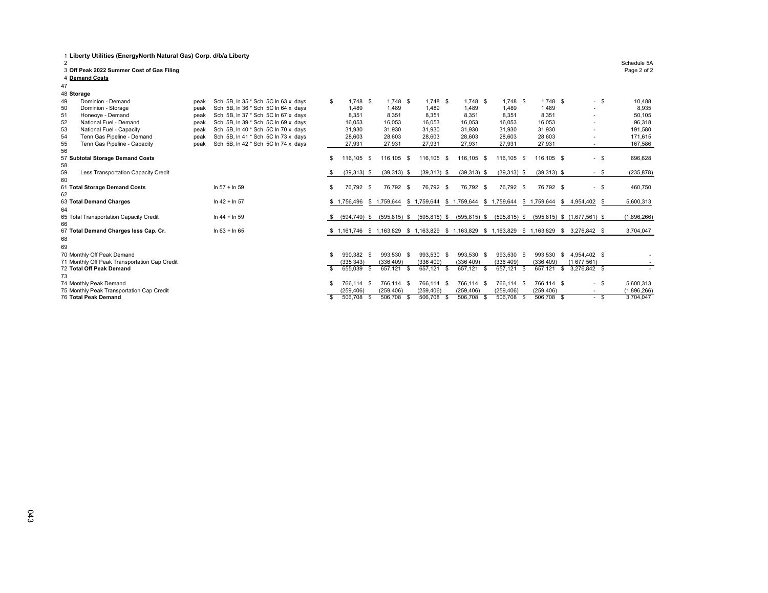1 **Liberty Utilities (EnergyNorth Natural Gas) Corp. d/b/a Liberty**

2

3 **Off Peak 2022 Summer Cost of Gas Filing**

4 **Demand Costs**

Schedule 5A
Page 2 of 2

| | | | | | | | | | | | | |
|---|---|---|---|---|---|---|---|---|---|---|---|---|
| 47 | | | | | | | | | | | | |
| 48 | **Storage** | | | | | | | | | | | |
| 49 | Dominion - Demand | peak | Sch 5B, ln 35 * Sch 5C ln 63 x days | $ 1,748 | $ 1,748 | $ 1,748 | $ 1,748 | $ 1,748 | $ 1,748 | $ - | $ 10,488 |
| 50 | Dominion - Storage | peak | Sch 5B, ln 36 * Sch 5C ln 64 x days | 1,489 | 1,489 | 1,489 | 1,489 | 1,489 | 1,489 | - | 8,935 |
| 51 | Honeoye - Demand | peak | Sch 5B, ln 37 * Sch 5C ln 67 x days | 8,351 | 8,351 | 8,351 | 8,351 | 8,351 | 8,351 | - | 50,105 |
| 52 | National Fuel - Demand | peak | Sch 5B, ln 39 * Sch 5C ln 69 x days | 16,053 | 16,053 | 16,053 | 16,053 | 16,053 | 16,053 | - | 96,318 |
| 53 | National Fuel - Capacity | peak | Sch 5B, ln 40 * Sch 5C ln 70 x days | 31,930 | 31,930 | 31,930 | 31,930 | 31,930 | 31,930 | - | 191,580 |
| 54 | Tenn Gas Pipeline - Demand | peak | Sch 5B, ln 41 * Sch 5C ln 73 x days | 28,603 | 28,603 | 28,603 | 28,603 | 28,603 | 28,603 | - | 171,615 |
| 55 | Tenn Gas Pipeline - Capacity | peak | Sch 5B, ln 42 * Sch 5C ln 74 x days | 27,931 | 27,931 | 27,931 | 27,931 | 27,931 | 27,931 | - | 167,586 |
| 56 | | | | | | | | | | | |
| 57 | **Subtotal Storage Demand Costs** | | | $ 116,105 | $ 116,105 | $ 116,105 | $ 116,105 | $ 116,105 | $ 116,105 | $ - | $ 696,628 |
| 58 | | | | | | | | | | | |
| 59 | Less Transportation Capacity Credit | | | $ (39,313) | $ (39,313) | $ (39,313) | $ (39,313) | $ (39,313) | $ (39,313) | $ - | $ (235,878) |
| 60 | | | | | | | | | | | |
| 61 | **Total Storage Demand Costs** | | ln 57 + ln 59 | $ 76,792 | $ 76,792 | $ 76,792 | $ 76,792 | $ 76,792 | $ 76,792 | $ - | $ 460,750 |
| 62 | | | | | | | | | | | |
| 63 | **Total Demand Charges** | | ln 42 + ln 57 | $ 1,756,496 | $ 1,759,644 | $ 1,759,644 | $ 1,759,644 | $ 1,759,644 | $ 1,759,644 | $ 4,954,402 | $ 5,600,313 |
| 64 | | | | | | | | | | | |
| 65 | Total Transportation Capacity Credit | | ln 44 + ln 59 | $ (594,749) | $ (595,815) | $ (595,815) | $ (595,815) | $ (595,815) | $ (595,815) | $ (1,677,561) | $ (1,896,266) |
| 66 | | | | | | | | | | | |
| 67 | **Total Demand Charges less Cap. Cr.** | | ln 63 + ln 65 | $ 1,161,746 | $ 1,163,829 | $ 1,163,829 | $ 1,163,829 | $ 1,163,829 | $ 1,163,829 | $ 3,276,842 | $ 3,704,047 |
| 68 | | | | | | | | | | | |
| 69 | | | | | | | | | | | |
| 70 | Monthly Off Peak Demand | | | $ 990,382 | $ 993,530 | $ 993,530 | $ 993,530 | $ 993,530 | $ 993,530 | $ 4,954,402 | $ - |
| 71 | Monthly Off Peak Transportation Cap Credit | | | (335 343) | (336 409) | (336 409) | (336 409) | (336 409) | (336 409) | (1 677 561) | - |
| 72 | **Total Off Peak Demand** | | | $ 655,039 | $ 657,121 | $ 657,121 | $ 657,121 | $ 657,121 | $ 657,121 | $ 3,276,842 | $ - |
| 73 | | | | | | | | | | | |
| 74 | Monthly Peak Demand | | | $ 766,114 | $ 766,114 | $ 766,114 | $ 766,114 | $ 766,114 | $ 766,114 | $ - | $ 5,600,313 |
| 75 | Monthly Peak Transportation Cap Credit | | | (259,406) | (259,406) | (259,406) | (259,406) | (259,406) | (259,406) | - | (1,896,266) |
| 76 | **Total Peak Demand** | | | $ 506,708 | $ 506,708 | $ 506,708 | $ 506,708 | $ 506,708 | $ 506,708 | $ - | $ 3,704,047 |

043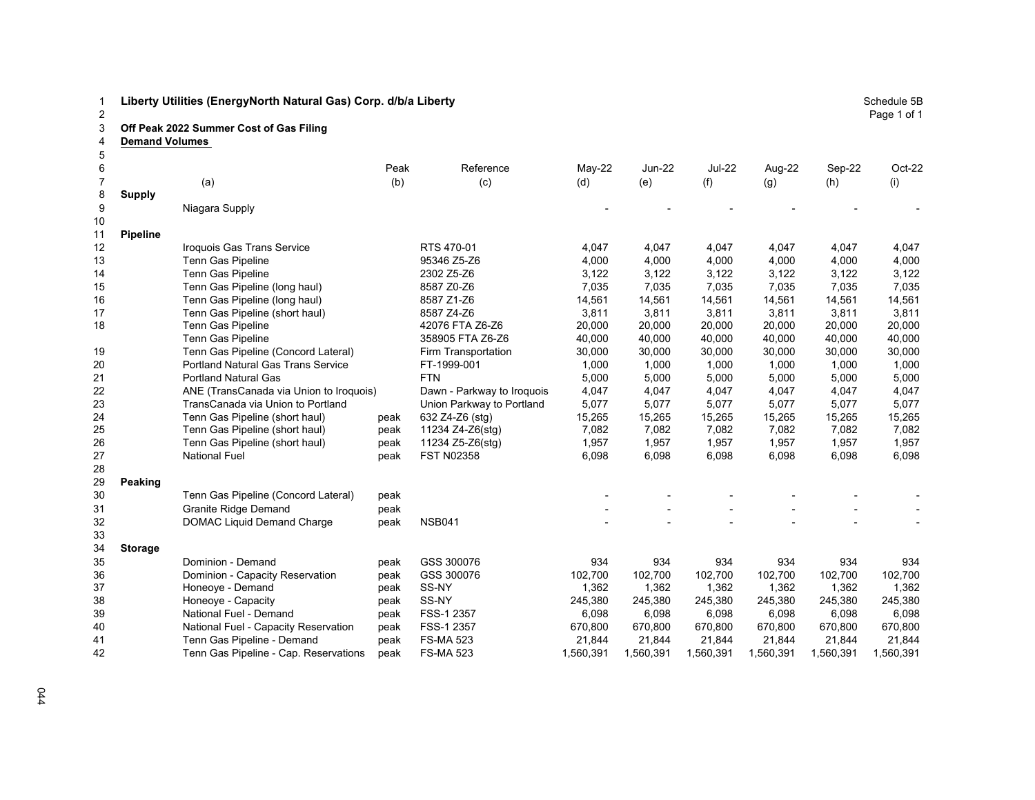**Liberty Utilities (EnergyNorth Natural Gas) Corp. d/b/a Liberty**

Schedule 5B

**Off Peak 2022 Summer Cost of Gas Filing**

**Demand Volumes**

| Line | | | Peak | Reference | May-22 | Jun-22 | Jul-22 | Aug-22 | Sep-22 | Oct-22 |
|---|---|---|---|---|---|---|---|---|---|---|
| 7 | | (a) | (b) | (c) | (d) | (e) | (f) | (g) | (h) | (i) |
| 8 | **Supply** | | | | | | | | | |
| 9 | | Niagara Supply | | | - | - | - | - | - | - |
| 10 | | | | | | | | | | |
| 11 | **Pipeline** | | | | | | | | | |
| 12 | | Iroquois Gas Trans Service | | RTS 470-01 | 4,047 | 4,047 | 4,047 | 4,047 | 4,047 | 4,047 |
| 13 | | Tenn Gas Pipeline | | 95346 Z5-Z6 | 4,000 | 4,000 | 4,000 | 4,000 | 4,000 | 4,000 |
| 14 | | Tenn Gas Pipeline | | 2302 Z5-Z6 | 3,122 | 3,122 | 3,122 | 3,122 | 3,122 | 3,122 |
| 15 | | Tenn Gas Pipeline (long haul) | | 8587 Z0-Z6 | 7,035 | 7,035 | 7,035 | 7,035 | 7,035 | 7,035 |
| 16 | | Tenn Gas Pipeline (long haul) | | 8587 Z1-Z6 | 14,561 | 14,561 | 14,561 | 14,561 | 14,561 | 14,561 |
| 17 | | Tenn Gas Pipeline (short haul) | | 8587 Z4-Z6 | 3,811 | 3,811 | 3,811 | 3,811 | 3,811 | 3,811 |
| 18 | | Tenn Gas Pipeline | | 42076 FTA Z6-Z6 | 20,000 | 20,000 | 20,000 | 20,000 | 20,000 | 20,000 |
| | | Tenn Gas Pipeline | | 358905 FTA Z6-Z6 | 40,000 | 40,000 | 40,000 | 40,000 | 40,000 | 40,000 |
| 19 | | Tenn Gas Pipeline (Concord Lateral) | | Firm Transportation | 30,000 | 30,000 | 30,000 | 30,000 | 30,000 | 30,000 |
| 20 | | Portland Natural Gas Trans Service | | FT-1999-001 | 1,000 | 1,000 | 1,000 | 1,000 | 1,000 | 1,000 |
| 21 | | Portland Natural Gas | | FTN | 5,000 | 5,000 | 5,000 | 5,000 | 5,000 | 5,000 |
| 22 | | ANE (TransCanada via Union to Iroquois) | | Dawn - Parkway to Iroquois | 4,047 | 4,047 | 4,047 | 4,047 | 4,047 | 4,047 |
| 23 | | TransCanada via Union to Portland | | Union Parkway to Portland | 5,077 | 5,077 | 5,077 | 5,077 | 5,077 | 5,077 |
| 24 | | Tenn Gas Pipeline (short haul) | peak | 632 Z4-Z6 (stg) | 15,265 | 15,265 | 15,265 | 15,265 | 15,265 | 15,265 |
| 25 | | Tenn Gas Pipeline (short haul) | peak | 11234 Z4-Z6(stg) | 7,082 | 7,082 | 7,082 | 7,082 | 7,082 | 7,082 |
| 26 | | Tenn Gas Pipeline (short haul) | peak | 11234 Z5-Z6(stg) | 1,957 | 1,957 | 1,957 | 1,957 | 1,957 | 1,957 |
| 27 | | National Fuel | peak | FST N02358 | 6,098 | 6,098 | 6,098 | 6,098 | 6,098 | 6,098 |
| 28 | | | | | | | | | | |
| 29 | **Peaking** | | | | | | | | | |
| 30 | | Tenn Gas Pipeline (Concord Lateral) | peak | | - | - | - | - | - | - |
| 31 | | Granite Ridge Demand | peak | | - | - | - | - | - | - |
| 32 | | DOMAC Liquid Demand Charge | peak | NSB041 | - | - | - | - | - | - |
| 33 | | | | | | | | | | |
| 34 | **Storage** | | | | | | | | | |
| 35 | | Dominion - Demand | peak | GSS 300076 | 934 | 934 | 934 | 934 | 934 | 934 |
| 36 | | Dominion - Capacity Reservation | peak | GSS 300076 | 102,700 | 102,700 | 102,700 | 102,700 | 102,700 | 102,700 |
| 37 | | Honeoye - Demand | peak | SS-NY | 1,362 | 1,362 | 1,362 | 1,362 | 1,362 | 1,362 |
| 38 | | Honeoye - Capacity | peak | SS-NY | 245,380 | 245,380 | 245,380 | 245,380 | 245,380 | 245,380 |
| 39 | | National Fuel - Demand | peak | FSS-1 2357 | 6,098 | 6,098 | 6,098 | 6,098 | 6,098 | 6,098 |
| 40 | | National Fuel - Capacity Reservation | peak | FSS-1 2357 | 670,800 | 670,800 | 670,800 | 670,800 | 670,800 | 670,800 |
| 41 | | Tenn Gas Pipeline - Demand | peak | FS-MA 523 | 21,844 | 21,844 | 21,844 | 21,844 | 21,844 | 21,844 |
| 42 | | Tenn Gas Pipeline - Cap. Reservations | peak | FS-MA 523 | 1,560,391 | 1,560,391 | 1,560,391 | 1,560,391 | 1,560,391 | 1,560,391 |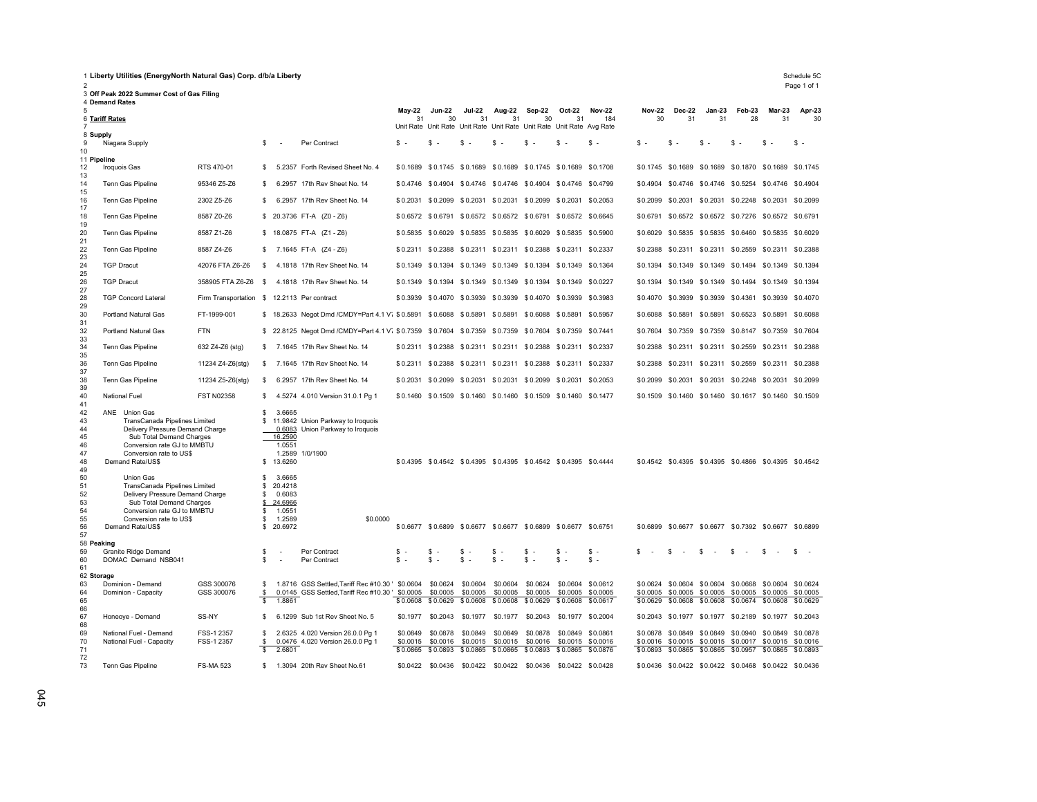Liberty Utilities (EnergyNorth Natural Gas) Corp. d/b/a Liberty

Schedule 5C

Page 1 of 1

**Off Peak 2022 Summer Cost of Gas Filing**

**Demand Rates**

| Line | Tariff Rates | | | | May-22 | Jun-22 | Jul-22 | Aug-22 | Sep-22 | Oct-22 | Nov-22 | Nov-22 | Dec-22 | Jan-23 | Feb-23 | Mar-23 | Apr-23 |
|---|---|---|---|---|---|---|---|---|---|---|---|---|---|---|---|---|---|
| | | | | | 31 | 30 | 31 | 31 | 30 | 31 | 184 | 30 | 31 | 31 | 28 | 31 | 30 |
| | | | | | Unit Rate | Unit Rate | Unit Rate | Unit Rate | Unit Rate | Unit Rate | Avg Rate | | | | | | |
| 8 | **Supply** | | | | | | | | | | | | | | | | |
| 9 | Niagara Supply | | $ - | Per Contract | $ - | $ - | $ - | $ - | $ - | $ - | $ - | $ - | $ - | $ - | $ - | $ - | $ - |
| 11 | **Pipeline** | | | | | | | | | | | | | | | | |
| 12 | Iroquois Gas | RTS 470-01 | $ 5.2357 | Forth Revised Sheet No. 4 | $0.1689 | $0.1745 | $0.1689 | $0.1689 | $0.1745 | $0.1689 | $0.1708 | $0.1745 | $0.1689 | $0.1689 | $0.1870 | $0.1689 | $0.1745 |
| 14 | Tenn Gas Pipeline | 95346 Z5-Z6 | $ 6.2957 | 17th Rev Sheet No. 14 | $0.4746 | $0.4904 | $0.4746 | $0.4746 | $0.4904 | $0.4746 | $0.4799 | $0.4904 | $0.4746 | $0.4746 | $0.5254 | $0.4746 | $0.4904 |
| 16 | Tenn Gas Pipeline | 2302 Z5-Z6 | $ 6.2957 | 17th Rev Sheet No. 14 | $0.2031 | $0.2099 | $0.2031 | $0.2031 | $0.2099 | $0.2031 | $0.2053 | $0.2099 | $0.2031 | $0.2031 | $0.2248 | $0.2031 | $0.2099 |
| 18 | Tenn Gas Pipeline | 8587 Z0-Z6 | $ 20.3736 | FT-A (Z0 - Z6) | $0.6572 | $0.6791 | $0.6572 | $0.6572 | $0.6791 | $0.6572 | $0.6645 | $0.6791 | $0.6572 | $0.6572 | $0.7276 | $0.6572 | $0.6791 |
| 20 | Tenn Gas Pipeline | 8587 Z1-Z6 | $ 18.0875 | FT-A (Z1 - Z6) | $0.5835 | $0.6029 | $0.5835 | $0.5835 | $0.6029 | $0.5835 | $0.5900 | $0.6029 | $0.5835 | $0.5835 | $0.6460 | $0.5835 | $0.6029 |
| 22 | Tenn Gas Pipeline | 8587 Z4-Z6 | $ 7.1645 | FT-A (Z4 - Z6) | $0.2311 | $0.2388 | $0.2311 | $0.2311 | $0.2388 | $0.2311 | $0.2337 | $0.2388 | $0.2311 | $0.2311 | $0.2559 | $0.2311 | $0.2388 |
| 24 | TGP Dracut | 42076 FTA Z6-Z6 | $ 4.1818 | 17th Rev Sheet No. 14 | $0.1349 | $0.1394 | $0.1349 | $0.1349 | $0.1394 | $0.1349 | $0.1364 | $0.1394 | $0.1349 | $0.1349 | $0.1494 | $0.1349 | $0.1394 |
| 26 | TGP Dracut | 358905 FTA Z6-Z6 | $ 4.1818 | 17th Rev Sheet No. 14 | $0.1349 | $0.1394 | $0.1349 | $0.1349 | $0.1394 | $0.1349 | $0.0227 | $0.1394 | $0.1349 | $0.1349 | $0.1494 | $0.1349 | $0.1394 |
| 28 | TGP Concord Lateral | Firm Transportation | $ 12.2113 | Per contract | $0.3939 | $0.4070 | $0.3939 | $0.3939 | $0.4070 | $0.3939 | $0.3983 | $0.4070 | $0.3939 | $0.3939 | $0.4361 | $0.3939 | $0.4070 |
| 30 | Portland Natural Gas | FT-1999-001 | $ 18.2633 | Negot Dmd /CMDY=Part 4.1 V | $0.5891 | $0.6088 | $0.5891 | $0.5891 | $0.6088 | $0.5891 | $0.5957 | $0.6088 | $0.5891 | $0.5891 | $0.6523 | $0.5891 | $0.6088 |
| 32 | Portland Natural Gas | FTN | $ 22.8125 | Negot Dmd /CMDY=Part 4.1 V | $0.7359 | $0.7604 | $0.7359 | $0.7359 | $0.7604 | $0.7359 | $0.7441 | $0.7604 | $0.7359 | $0.7359 | $0.8147 | $0.7359 | $0.7604 |
| 34 | Tenn Gas Pipeline | 632 Z4-Z6 (stg) | $ 7.1645 | 17th Rev Sheet No. 14 | $0.2311 | $0.2388 | $0.2311 | $0.2311 | $0.2388 | $0.2311 | $0.2337 | $0.2388 | $0.2311 | $0.2311 | $0.2559 | $0.2311 | $0.2388 |
| 36 | Tenn Gas Pipeline | 11234 Z4-Z6(stg) | $ 7.1645 | 17th Rev Sheet No. 14 | $0.2311 | $0.2388 | $0.2311 | $0.2311 | $0.2388 | $0.2311 | $0.2337 | $0.2388 | $0.2311 | $0.2311 | $0.2559 | $0.2311 | $0.2388 |
| 38 | Tenn Gas Pipeline | 11234 Z5-Z6(stg) | $ 6.2957 | 17th Rev Sheet No. 14 | $0.2031 | $0.2099 | $0.2031 | $0.2031 | $0.2099 | $0.2031 | $0.2053 | $0.2099 | $0.2031 | $0.2031 | $0.2248 | $0.2031 | $0.2099 |
| 40 | National Fuel | FST N02358 | $ 4.5274 | 4.010 Version 31.0.1 Pg 1 | $0.1460 | $0.1509 | $0.1460 | $0.1460 | $0.1509 | $0.1460 | $0.1477 | $0.1509 | $0.1460 | $0.1460 | $0.1617 | $0.1460 | $0.1509 |
| 42 | ANE Union Gas | | $ 3.6665 | | | | | | | | | | | | | | |
| 43 | TransCanada Pipelines Limited | | $ 11.9842 | Union Parkway to Iroquois | | | | | | | | | | | | | |
| 44 | Delivery Pressure Demand Charge | | 0.6083 | Union Parkway to Iroquois | | | | | | | | | | | | | |
| 45 | Sub Total Demand Charges | | 16.2590 | | | | | | | | | | | | | | |
| 46 | Conversion rate GJ to MMBTU | | 1.0551 | | | | | | | | | | | | | | |
| 47 | Conversion rate to US$ | | 1.2589 | 1/0/1900 | | | | | | | | | | | | | |
| 48 | Demand Rate/US$ | | $ 13.6260 | | $0.4395 | $0.4542 | $0.4395 | $0.4395 | $0.4542 | $0.4395 | $0.4444 | $0.4542 | $0.4395 | $0.4395 | $0.4866 | $0.4395 | $0.4542 |
| 50 | Union Gas | | $ 3.6665 | | | | | | | | | | | | | | |
| 51 | TransCanada Pipelines Limited | | $ 20.4218 | | | | | | | | | | | | | | |
| 52 | Delivery Pressure Demand Charge | | $ 0.6083 | | | | | | | | | | | | | | |
| 53 | Sub Total Demand Charges | | $ 24.6966 | | | | | | | | | | | | | | |
| 54 | Conversion rate GJ to MMBTU | | $ 1.0551 | | | | | | | | | | | | | | |
| 55 | Conversion rate to US$ | | $ 1.2589 | $0.0000 | | | | | | | | | | | | | |
| 56 | Demand Rate/US$ | | $ 20.6972 | | $0.6677 | $0.6899 | $0.6677 | $0.6677 | $0.6899 | $0.6677 | $0.6751 | $0.6899 | $0.6677 | $0.6677 | $0.7392 | $0.6677 | $0.6899 |
| 58 | **Peaking** | | | | | | | | | | | | | | | | |
| 59 | Granite Ridge Demand | | $ - | Per Contract | $ - | $ - | $ - | $ - | $ - | $ - | $ - | $ - | $ - | $ - | $ - | $ - | $ - |
| 60 | DOMAC Demand NSB041 | | $ - | Per Contract | $ - | $ - | $ - | $ - | $ - | $ - | $ - | | | | | | |
| 62 | **Storage** | | | | | | | | | | | | | | | | |
| 63 | Dominion - Demand | GSS 300076 | $ 1.8716 | GSS Settled,Tariff Rec #10.30 | $0.0604 | $0.0624 | $0.0604 | $0.0604 | $0.0624 | $0.0604 | $0.0612 | $0.0624 | $0.0604 | $0.0604 | $0.0668 | $0.0604 | $0.0624 |
| 64 | Dominion - Capacity | GSS 300076 | $ 0.0145 | GSS Settled,Tariff Rec #10.30 | $0.0005 | $0.0005 | $0.0005 | $0.0005 | $0.0005 | $0.0005 | $0.0005 | $0.0005 | $0.0005 | $0.0005 | $0.0005 | $0.0005 | $0.0005 |
| 65 | | | $ 1.8861 | | $0.0608 | $0.0629 | $0.0608 | $0.0608 | $0.0629 | $0.0608 | $0.0617 | $0.0629 | $0.0608 | $0.0608 | $0.0674 | $0.0608 | $0.0629 |
| 67 | Honeoye - Demand | SS-NY | $ 6.1299 | Sub 1st Rev Sheet No. 5 | $0.1977 | $0.2043 | $0.1977 | $0.1977 | $0.2043 | $0.1977 | $0.2004 | $0.2043 | $0.1977 | $0.1977 | $0.2189 | $0.1977 | $0.2043 |
| 69 | National Fuel - Demand | FSS-1 2357 | $ 2.6325 | 4.020 Version 26.0.0 Pg 1 | $0.0849 | $0.0878 | $0.0849 | $0.0849 | $0.0878 | $0.0849 | $0.0861 | $0.0878 | $0.0849 | $0.0849 | $0.0940 | $0.0849 | $0.0878 |
| 70 | National Fuel - Capacity | FSS-1 2357 | $ 0.0476 | 4.020 Version 26.0.0 Pg 1 | $0.0015 | $0.0016 | $0.0015 | $0.0015 | $0.0016 | $0.0015 | $0.0016 | $0.0016 | $0.0015 | $0.0015 | $0.0017 | $0.0015 | $0.0016 |
| 71 | | | $ 2.6801 | | $0.0865 | $0.0893 | $0.0865 | $0.0865 | $0.0893 | $0.0865 | $0.0876 | $0.0893 | $0.0865 | $0.0865 | $0.0957 | $0.0865 | $0.0893 |
| 73 | Tenn Gas Pipeline | FS-MA 523 | $ 1.3094 | 20th Rev Sheet No.61 | $0.0422 | $0.0436 | $0.0422 | $0.0422 | $0.0436 | $0.0422 | $0.0428 | $0.0436 | $0.0422 | $0.0422 | $0.0468 | $0.0422 | $0.0436 |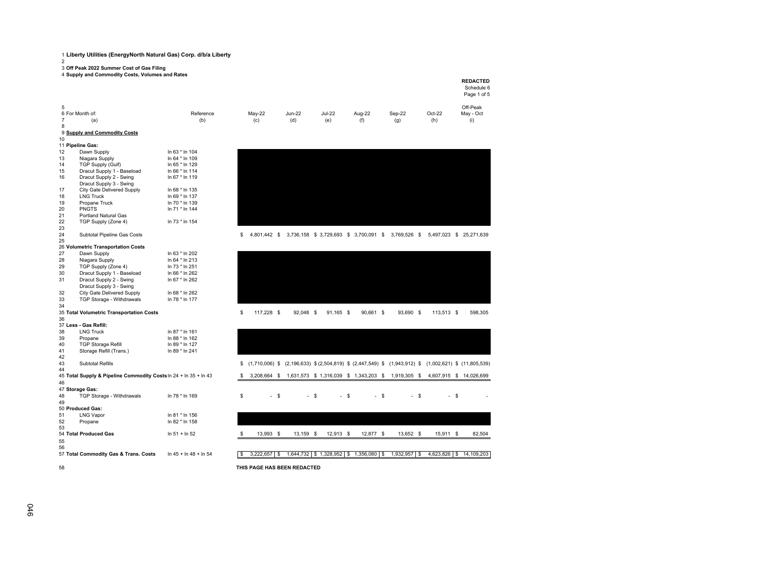**Liberty Utilities (EnergyNorth Natural Gas) Corp. d/b/a Liberty**

**Off Peak 2022 Summer Cost of Gas Filing**

**Supply and Commodity Costs, Volumes and Rates**

**REDACTED**
Schedule 6
Page 1 of 5

| | For Month of: | Reference | May-22 | Jun-22 | Jul-22 | Aug-22 | Sep-22 | Oct-22 | Off-Peak May - Oct |
|---|---|---|---|---|---|---|---|---|---|
| 7 | (a) | (b) | (c) | (d) | (e) | (f) | (g) | (h) | (i) |
| 9 | **Supply and Commodity Costs** | | | | | | | | |
| 11 | **Pipeline Gas:** | | | | | | | | |
| 12 | Dawn Supply | ln 63 * ln 104 | | | | | | | |
| 13 | Niagara Supply | ln 64 * ln 109 | | | | | | | |
| 14 | TGP Supply (Gulf) | ln 65 * ln 129 | | | | | | | |
| 15 | Dracut Supply 1 - Baseload | ln 66 * ln 114 | | | | | | | |
| 16 | Dracut Supply 2 - Swing | ln 67 * ln 119 | | | | | | | |
| | Dracut Supply 3 - Swing | | | | | | | | |
| 17 | City Gate Delivered Supply | ln 68 * ln 135 | | | | | | | |
| 18 | LNG Truck | ln 69 * ln 137 | | | | | | | |
| 19 | Propane Truck | ln 70 * ln 139 | | | | | | | |
| 20 | PNGTS | ln 71 * ln 144 | | | | | | | |
| 21 | Portland Natural Gas | | | | | | | | |
| 22 | TGP Supply (Zone 4) | ln 73 * ln 154 | | | | | | | |
| 24 | Subtotal Pipeline Gas Costs | | $ 4,801,442 | $ 3,736,158 | $ 3,729,693 | $ 3,700,091 | $ 3,769,526 | $ 5,497,023 | $ 25,271,639 |
| 26 | **Volumetric Transportation Costs** | | | | | | | | |
| 27 | Dawn Supply | ln 63 * ln 202 | | | | | | | |
| 28 | Niagara Supply | ln 64 * ln 213 | | | | | | | |
| 29 | TGP Supply (Zone 4) | ln 73 * ln 251 | | | | | | | |
| 30 | Dracut Supply 1 - Baseload | ln 66 * ln 262 | | | | | | | |
| 31 | Dracut Supply 2 - Swing | ln 67 * ln 262 | | | | | | | |
| | Dracut Supply 3 - Swing | | | | | | | | |
| 32 | City Gate Delivered Supply | ln 68 * ln 262 | | | | | | | |
| 33 | TGP Storage - Withdrawals | ln 78 * ln 177 | | | | | | | |
| 35 | **Total Volumetric Transportation Costs** | | $ 117,228 | $ 92,048 | $ 91,165 | $ 90,661 | $ 93,690 | $ 113,513 | $ 598,305 |
| 37 | **Less - Gas Refill:** | | | | | | | | |
| 38 | LNG Truck | ln 87 * ln 161 | | | | | | | |
| 39 | Propane | ln 88 * ln 162 | | | | | | | |
| 40 | TGP Storage Refill | ln 89 * ln 127 | | | | | | | |
| 41 | Storage Refill (Trans.) | ln 89 * ln 241 | | | | | | | |
| 43 | Subtotal Refills | | $ (1,710,006) | $ (2,196,633) | $ (2,504,819) | $ (2,447,549) | $ (1,943,912) | $ (1,002,621) | $ (11,805,539) |
| 45 | **Total Supply & Pipeline Commodity Costs** | ln 24 + ln 35 + ln 43 | $ 3,208,664 | $ 1,631,573 | $ 1,316,039 | $ 1,343,203 | $ 1,919,305 | $ 4,607,915 | $ 14,026,699 |
| 47 | **Storage Gas:** | | | | | | | | |
| 48 | TGP Storage - Withdrawals | ln 78 * ln 169 | $ - | $ - | $ - | $ - | $ - | $ - | $ - |
| 50 | **Produced Gas:** | | | | | | | | |
| 51 | LNG Vapor | ln 81 * ln 156 | | | | | | | |
| 52 | Propane | ln 82 * ln 158 | | | | | | | |
| 54 | **Total Produced Gas** | ln 51 + ln 52 | $ 13,993 | $ 13,159 | $ 12,913 | $ 12,877 | $ 13,652 | $ 15,911 | $ 82,504 |
| 57 | **Total Commodity Gas & Trans. Costs** | ln 45 + ln 48 + ln 54 | $ 3,222,657 | $ 1,644,732 | $ 1,328,952 | $ 1,356,080 | $ 1,932,957 | $ 4,623,826 | $ 14,109,203 |

**THIS PAGE HAS BEEN REDACTED**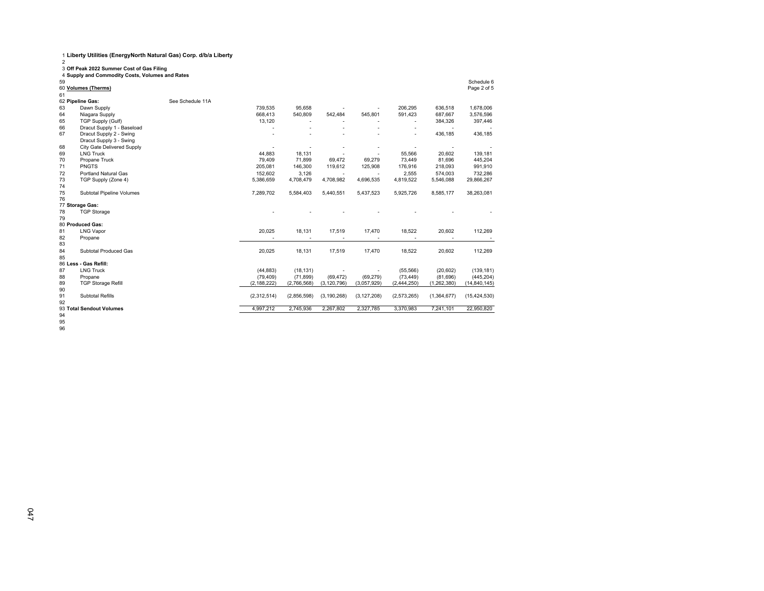1 **Liberty Utilities (EnergyNorth Natural Gas) Corp. d/b/a Liberty**

2

3 **Off Peak 2022 Summer Cost of Gas Filing**

4 **Supply and Commodity Costs, Volumes and Rates**

Schedule 6
Page 2 of 5

| Line | Description | | | | | | | | |
|---|---|---|---|---|---|---|---|---|---|
| 59 | | | | | | | | | |
| 60 | **Volumes (Therms)** | | | | | | | | |
| 61 | | | | | | | | | |
| 62 | **Pipeline Gas:** | See Schedule 11A | | | | | | | |
| 63 | Dawn Supply | | 739,535 | 95,658 | - | - | 206,295 | 636,518 | 1,678,006 |
| 64 | Niagara Supply | | 668,413 | 540,809 | 542,484 | 545,801 | 591,423 | 687,667 | 3,576,596 |
| 65 | TGP Supply (Gulf) | | 13,120 | - | - | - | - | 384,326 | 397,446 |
| 66 | Dracut Supply 1 - Baseload | | - | - | - | - | - | - | - |
| 67 | Dracut Supply 2 - Swing | | - | - | - | - | - | 436,185 | 436,185 |
| | Dracut Supply 3 - Swing | | | | | | | | |
| 68 | City Gate Delivered Supply | | - | - | - | - | - | - | - |
| 69 | LNG Truck | | 44,883 | 18,131 | - | - | 55,566 | 20,602 | 139,181 |
| 70 | Propane Truck | | 79,409 | 71,899 | 69,472 | 69,279 | 73,449 | 81,696 | 445,204 |
| 71 | PNGTS | | 205,081 | 146,300 | 119,612 | 125,908 | 176,916 | 218,093 | 991,910 |
| 72 | Portland Natural Gas | | 152,602 | 3,126 | - | - | 2,555 | 574,003 | 732,286 |
| 73 | TGP Supply (Zone 4) | | 5,386,659 | 4,708,479 | 4,708,982 | 4,696,535 | 4,819,522 | 5,546,088 | 29,866,267 |
| 74 | | | | | | | | | |
| 75 | Subtotal Pipeline Volumes | | 7,289,702 | 5,584,403 | 5,440,551 | 5,437,523 | 5,925,726 | 8,585,177 | 38,263,081 |
| 76 | | | | | | | | | |
| 77 | **Storage Gas:** | | | | | | | | |
| 78 | TGP Storage | | - | - | - | - | - | - | - |
| 79 | | | | | | | | | |
| 80 | **Produced Gas:** | | | | | | | | |
| 81 | LNG Vapor | | 20,025 | 18,131 | 17,519 | 17,470 | 18,522 | 20,602 | 112,269 |
| 82 | Propane | | - | - | - | - | - | - | - |
| 83 | | | | | | | | | |
| 84 | Subtotal Produced Gas | | 20,025 | 18,131 | 17,519 | 17,470 | 18,522 | 20,602 | 112,269 |
| 85 | | | | | | | | | |
| 86 | **Less - Gas Refill:** | | | | | | | | |
| 87 | LNG Truck | | (44,883) | (18,131) | - | - | (55,566) | (20,602) | (139,181) |
| 88 | Propane | | (79,409) | (71,899) | (69,472) | (69,279) | (73,449) | (81,696) | (445,204) |
| 89 | TGP Storage Refill | | (2,188,222) | (2,766,568) | (3,120,796) | (3,057,929) | (2,444,250) | (1,262,380) | (14,840,145) |
| 90 | | | | | | | | | |
| 91 | Subtotal Refills | | (2,312,514) | (2,856,598) | (3,190,268) | (3,127,208) | (2,573,265) | (1,364,677) | (15,424,530) |
| 92 | | | | | | | | | |
| 93 | **Total Sendout Volumes** | | 4,997,212 | 2,745,936 | 2,267,802 | 2,327,785 | 3,370,983 | 7,241,101 | 22,950,820 |
| 94 | | | | | | | | | |
| 95 | | | | | | | | | |
| 96 | | | | | | | | | |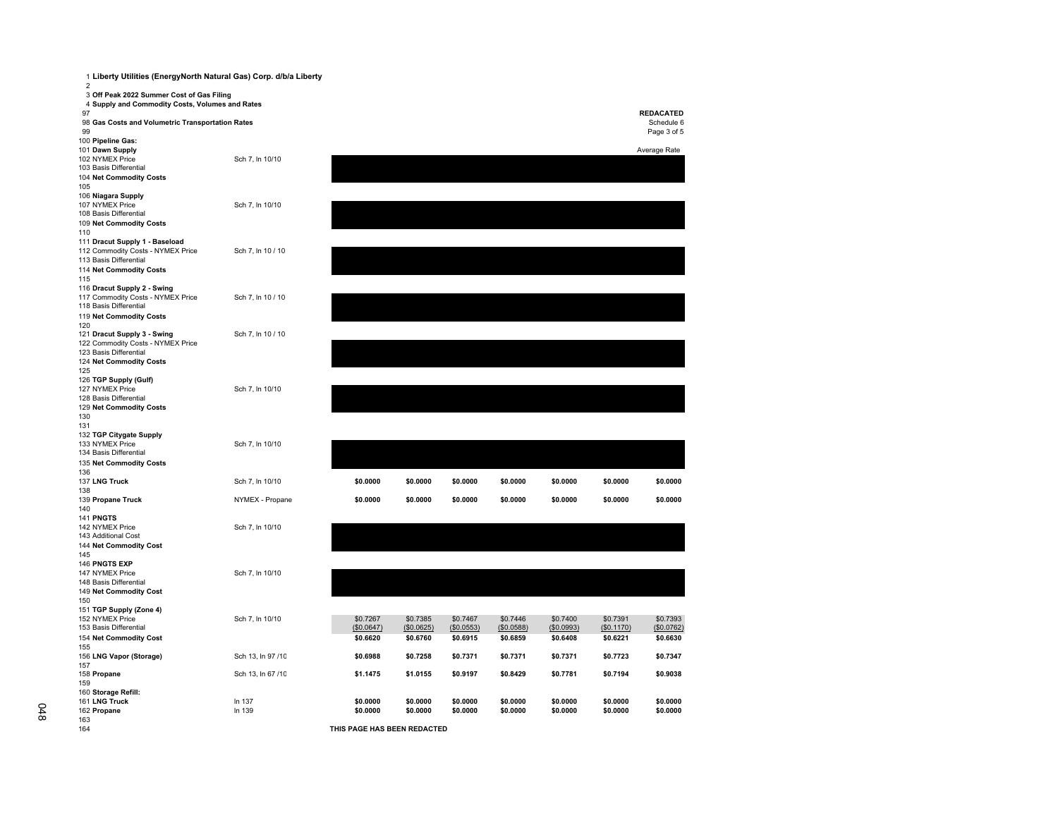1 **Liberty Utilities (EnergyNorth Natural Gas) Corp. d/b/a Liberty**
2
3 **Off Peak 2022 Summer Cost of Gas Filing**
4 **Supply and Commodity Costs, Volumes and Rates**
97

**REDACATED**
Schedule 6
Page 3 of 5

98 **Gas Costs and Volumetric Transportation Rates**
99

| Line | Description | Reference | | | | | | | Average Rate |
|---|---|---|---|---|---|---|---|---|---|
| 100 | **Pipeline Gas:** | | | | | | | | |
| 101 | **Dawn Supply** | | | | | | | | |
| 102 | NYMEX Price | Sch 7, ln 10/10 | | | | | | | |
| 103 | Basis Differential | | | | | | | | |
| 104 | **Net Commodity Costs** | | | | | | | | |
| 105 | | | | | | | | | |
| 106 | **Niagara Supply** | | | | | | | | |
| 107 | NYMEX Price | Sch 7, ln 10/10 | | | | | | | |
| 108 | Basis Differential | | | | | | | | |
| 109 | **Net Commodity Costs** | | | | | | | | |
| 110 | | | | | | | | | |
| 111 | **Dracut Supply 1 - Baseload** | | | | | | | | |
| 112 | Commodity Costs - NYMEX Price | Sch 7, ln 10 / 10 | | | | | | | |
| 113 | Basis Differential | | | | | | | | |
| 114 | **Net Commodity Costs** | | | | | | | | |
| 115 | | | | | | | | | |
| 116 | **Dracut Supply 2 - Swing** | | | | | | | | |
| 117 | Commodity Costs - NYMEX Price | Sch 7, ln 10 / 10 | | | | | | | |
| 118 | Basis Differential | | | | | | | | |
| 119 | **Net Commodity Costs** | | | | | | | | |
| 120 | | | | | | | | | |
| 121 | **Dracut Supply 3 - Swing** | Sch 7, ln 10 / 10 | | | | | | | |
| 122 | Commodity Costs - NYMEX Price | | | | | | | | |
| 123 | Basis Differential | | | | | | | | |
| 124 | **Net Commodity Costs** | | | | | | | | |
| 125 | | | | | | | | | |
| 126 | **TGP Supply (Gulf)** | | | | | | | | |
| 127 | NYMEX Price | Sch 7, ln 10/10 | | | | | | | |
| 128 | Basis Differential | | | | | | | | |
| 129 | **Net Commodity Costs** | | | | | | | | |
| 130 | | | | | | | | | |
| 131 | | | | | | | | | |
| 132 | **TGP Citygate Supply** | | | | | | | | |
| 133 | NYMEX Price | Sch 7, ln 10/10 | | | | | | | |
| 134 | Basis Differential | | | | | | | | |
| 135 | **Net Commodity Costs** | | | | | | | | |
| 136 | | | | | | | | | |
| 137 | **LNG Truck** | Sch 7, ln 10/10 | **$0.0000** | **$0.0000** | **$0.0000** | **$0.0000** | **$0.0000** | **$0.0000** | **$0.0000** |
| 138 | | | | | | | | | |
| 139 | **Propane Truck** | NYMEX - Propane | **$0.0000** | **$0.0000** | **$0.0000** | **$0.0000** | **$0.0000** | **$0.0000** | **$0.0000** |
| 140 | | | | | | | | | |
| 141 | **PNGTS** | | | | | | | | |
| 142 | NYMEX Price | Sch 7, ln 10/10 | | | | | | | |
| 143 | Additional Cost | | | | | | | | |
| 144 | **Net Commodity Cost** | | | | | | | | |
| 145 | | | | | | | | | |
| 146 | **PNGTS EXP** | | | | | | | | |
| 147 | NYMEX Price | Sch 7, ln 10/10 | | | | | | | |
| 148 | Basis Differential | | | | | | | | |
| 149 | **Net Commodity Cost** | | | | | | | | |
| 150 | | | | | | | | | |
| 151 | **TGP Supply (Zone 4)** | | | | | | | | |
| 152 | NYMEX Price | Sch 7, ln 10/10 | $0.7267 | $0.7385 | $0.7467 | $0.7446 | $0.7400 | $0.7391 | $0.7393 |
| 153 | Basis Differential | | ($0.0647) | ($0.0625) | ($0.0553) | ($0.0588) | ($0.0993) | ($0.1170) | ($0.0762) |
| 154 | **Net Commodity Cost** | | **$0.6620** | **$0.6760** | **$0.6915** | **$0.6859** | **$0.6408** | **$0.6221** | **$0.6630** |
| 155 | | | | | | | | | |
| 156 | **LNG Vapor (Storage)** | Sch 13, ln 97 /10 | **$0.6988** | **$0.7258** | **$0.7371** | **$0.7371** | **$0.7371** | **$0.7723** | **$0.7347** |
| 157 | | | | | | | | | |
| 158 | **Propane** | Sch 13, ln 67 /10 | **$1.1475** | **$1.0155** | **$0.9197** | **$0.8429** | **$0.7781** | **$0.7194** | **$0.9038** |
| 159 | | | | | | | | | |
| 160 | **Storage Refill:** | | | | | | | | |
| 161 | **LNG Truck** | ln 137 | **$0.0000** | **$0.0000** | **$0.0000** | **$0.0000** | **$0.0000** | **$0.0000** | **$0.0000** |
| 162 | **Propane** | ln 139 | **$0.0000** | **$0.0000** | **$0.0000** | **$0.0000** | **$0.0000** | **$0.0000** | **$0.0000** |
| 163 | | | | | | | | | |
| 164 | | | | | | | | | |

**THIS PAGE HAS BEEN REDACTED**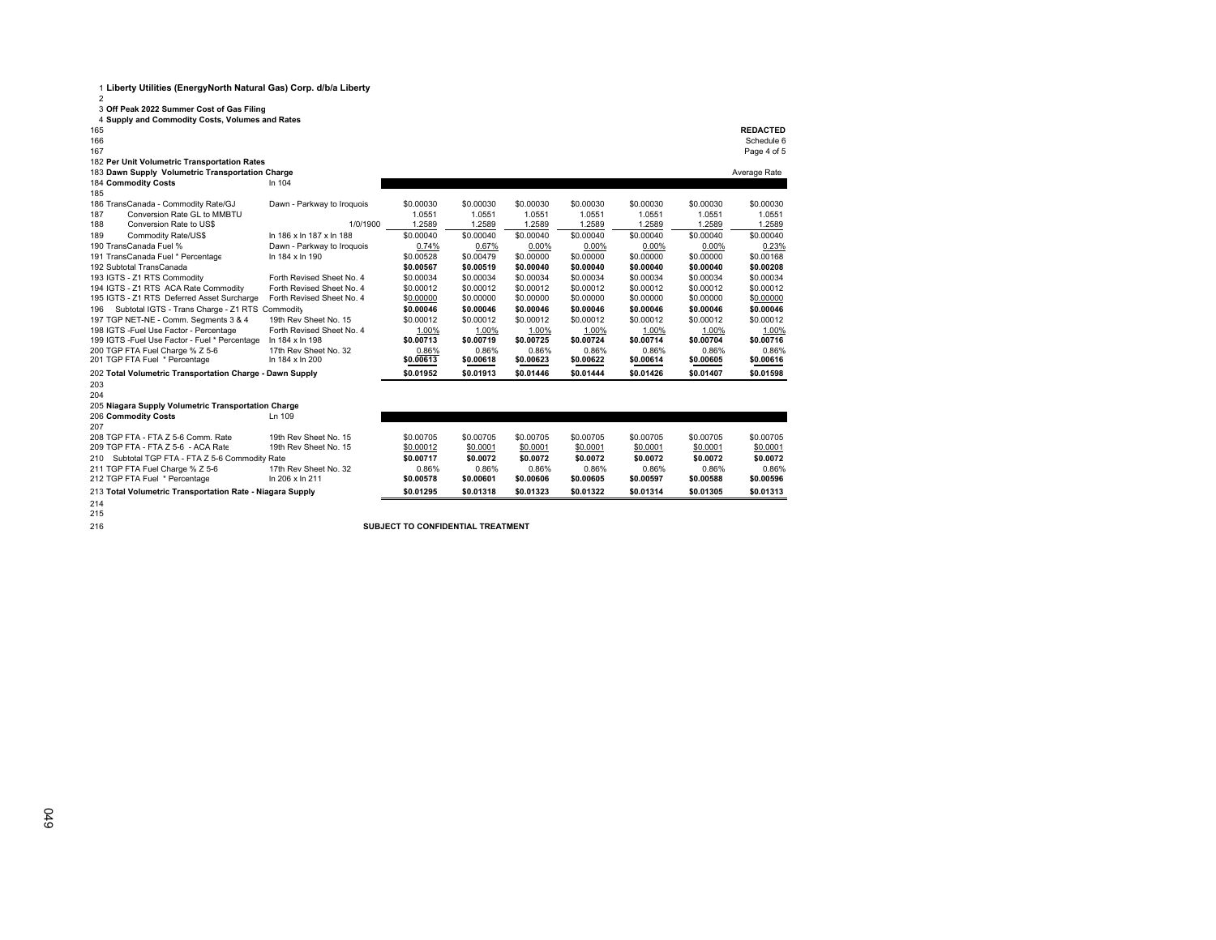1 **Liberty Utilities (EnergyNorth Natural Gas) Corp. d/b/a Liberty**

2

3 **Off Peak 2022 Summer Cost of Gas Filing**

4 **Supply and Commodity Costs, Volumes and Rates**

165 **REDACTED**

166 Schedule 6

167 Page 4 of 5

182 **Per Unit Volumetric Transportation Rates**

| Line | Description | Reference | | | | | | | Average Rate |
|---|---|---|---|---|---|---|---|---|---|
| 183 | **Dawn Supply Volumetric Transportation Charge** | | | | | | | | |
| 184 | **Commodity Costs** | ln 104 | | | | | | | |
| 185 | | | | | | | | | |
| 186 | TransCanada - Commodity Rate/GJ | Dawn - Parkway to Iroquois | $0.00030 | $0.00030 | $0.00030 | $0.00030 | $0.00030 | $0.00030 | $0.00030 |
| 187 | Conversion Rate GL to MMBTU | | 1.0551 | 1.0551 | 1.0551 | 1.0551 | 1.0551 | 1.0551 | 1.0551 |
| 188 | Conversion Rate to US$ | 1/0/1900 | 1.2589 | 1.2589 | 1.2589 | 1.2589 | 1.2589 | 1.2589 | 1.2589 |
| 189 | Commodity Rate/US$ | ln 186 x ln 187 x ln 188 | $0.00040 | $0.00040 | $0.00040 | $0.00040 | $0.00040 | $0.00040 | $0.00040 |
| 190 | TransCanada Fuel % | Dawn - Parkway to Iroquois | 0.74% | 0.67% | 0.00% | 0.00% | 0.00% | 0.00% | 0.23% |
| 191 | TransCanada Fuel * Percentage | ln 184 x ln 190 | $0.00528 | $0.00479 | $0.00000 | $0.00000 | $0.00000 | $0.00000 | $0.00168 |
| 192 | Subtotal TransCanada | | **$0.00567** | **$0.00519** | **$0.00040** | **$0.00040** | **$0.00040** | **$0.00040** | **$0.00208** |
| 193 | IGTS - Z1 RTS Commodity | Forth Revised Sheet No. 4 | $0.00034 | $0.00034 | $0.00034 | $0.00034 | $0.00034 | $0.00034 | $0.00034 |
| 194 | IGTS - Z1 RTS ACA Rate Commodity | Forth Revised Sheet No. 4 | $0.00012 | $0.00012 | $0.00012 | $0.00012 | $0.00012 | $0.00012 | $0.00012 |
| 195 | IGTS - Z1 RTS Deferred Asset Surcharge | Forth Revised Sheet No. 4 | $0.00000 | $0.00000 | $0.00000 | $0.00000 | $0.00000 | $0.00000 | $0.00000 |
| 196 | Subtotal IGTS - Trans Charge - Z1 RTS Commodity | | **$0.00046** | **$0.00046** | **$0.00046** | **$0.00046** | **$0.00046** | **$0.00046** | **$0.00046** |
| 197 | TGP NET-NE - Comm. Segments 3 & 4 | 19th Rev Sheet No. 15 | $0.00012 | $0.00012 | $0.00012 | $0.00012 | $0.00012 | $0.00012 | $0.00012 |
| 198 | IGTS -Fuel Use Factor - Percentage | Forth Revised Sheet No. 4 | 1.00% | 1.00% | 1.00% | 1.00% | 1.00% | 1.00% | 1.00% |
| 199 | IGTS -Fuel Use Factor - Fuel * Percentage | ln 184 x ln 198 | **$0.00713** | **$0.00719** | **$0.00725** | **$0.00724** | **$0.00714** | **$0.00704** | **$0.00716** |
| 200 | TGP FTA Fuel Charge % Z 5-6 | 17th Rev Sheet No. 32 | 0.86% | 0.86% | 0.86% | 0.86% | 0.86% | 0.86% | 0.86% |
| 201 | TGP FTA Fuel * Percentage | ln 184 x ln 200 | **$0.00613** | **$0.00618** | **$0.00623** | **$0.00622** | **$0.00614** | **$0.00605** | **$0.00616** |
| 202 | **Total Volumetric Transportation Charge - Dawn Supply** | | **$0.01952** | **$0.01913** | **$0.01446** | **$0.01444** | **$0.01426** | **$0.01407** | **$0.01598** |
| 203 | | | | | | | | | |
| 204 | | | | | | | | | |
| 205 | **Niagara Supply Volumetric Transportation Charge** | | | | | | | | |
| 206 | **Commodity Costs** | Ln 109 | | | | | | | |
| 207 | | | | | | | | | |
| 208 | TGP FTA - FTA Z 5-6 Comm. Rate | 19th Rev Sheet No. 15 | $0.00705 | $0.00705 | $0.00705 | $0.00705 | $0.00705 | $0.00705 | $0.00705 |
| 209 | TGP FTA - FTA Z 5-6 - ACA Rate | 19th Rev Sheet No. 15 | $0.00012 | $0.0001 | $0.0001 | $0.0001 | $0.0001 | $0.0001 | $0.0001 |
| 210 | Subtotal TGP FTA - FTA Z 5-6 Commodity Rate | | **$0.00717** | **$0.0072** | **$0.0072** | **$0.0072** | **$0.0072** | **$0.0072** | **$0.0072** |
| 211 | TGP FTA Fuel Charge % Z 5-6 | 17th Rev Sheet No. 32 | 0.86% | 0.86% | 0.86% | 0.86% | 0.86% | 0.86% | 0.86% |
| 212 | TGP FTA Fuel * Percentage | ln 206 x ln 211 | **$0.00578** | **$0.00601** | **$0.00606** | **$0.00605** | **$0.00597** | **$0.00588** | **$0.00596** |
| 213 | **Total Volumetric Transportation Rate - Niagara Supply** | | **$0.01295** | **$0.01318** | **$0.01323** | **$0.01322** | **$0.01314** | **$0.01305** | **$0.01313** |

214

215

216 **SUBJECT TO CONFIDENTIAL TREATMENT**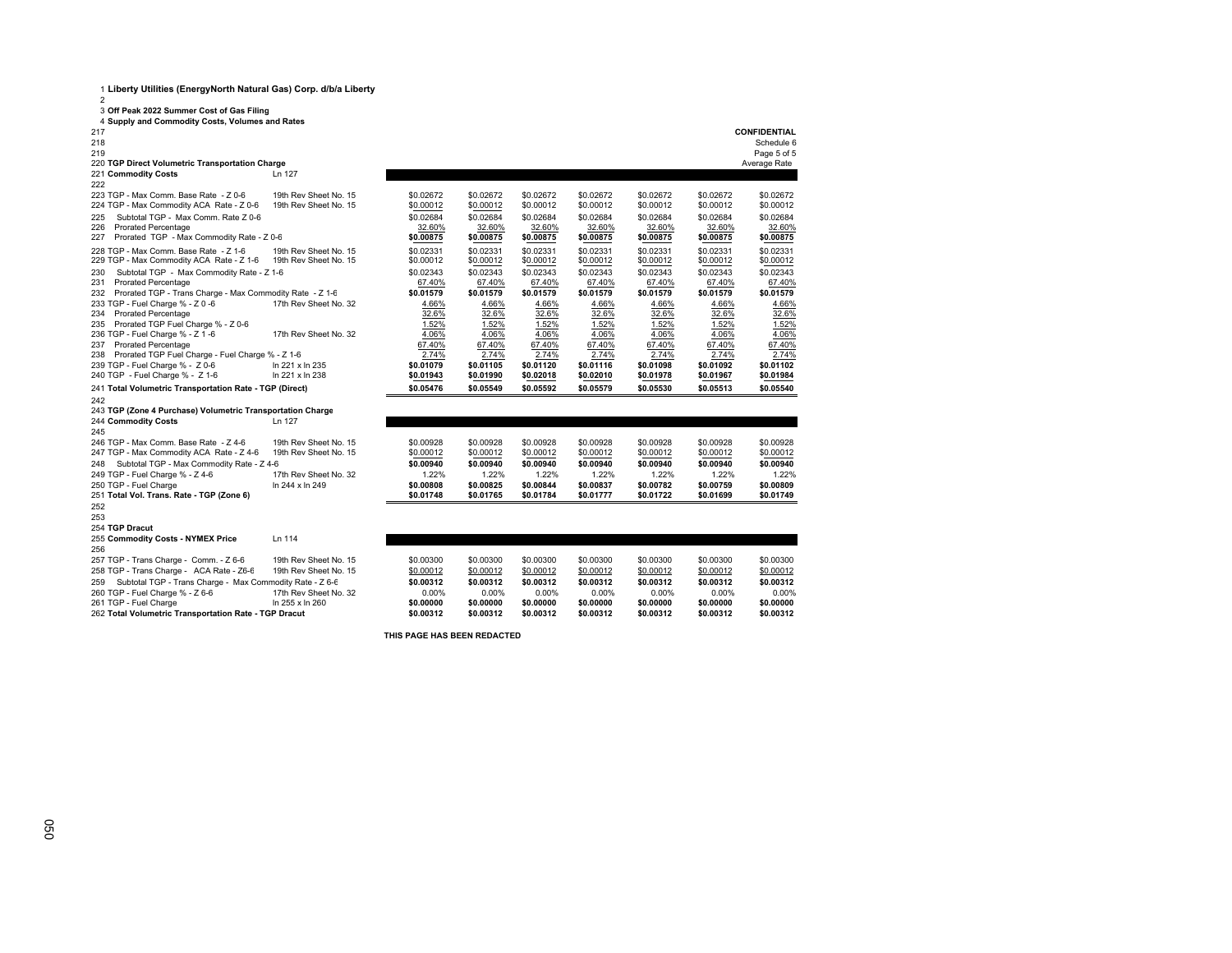1 **Liberty Utilities (EnergyNorth Natural Gas) Corp. d/b/a Liberty**

2

3 **Off Peak 2022 Summer Cost of Gas Filing**

4 **Supply and Commodity Costs, Volumes and Rates**

**CONFIDENTIAL**

Schedule 6

Page 5 of 5

| Ln | Description | Reference | | | | | | | Average Rate |
|---|---|---|---|---|---|---|---|---|---|
| 217 | | | | | | | | | |
| 218 | | | | | | | | | |
| 219 | | | | | | | | | |
| 220 | **TGP Direct Volumetric Transportation Charge** | | | | | | | | |
| 221 | **Commodity Costs** | Ln 127 | | | | | | | |
| 222 | | | | | | | | | |
| 223 | TGP - Max Comm. Base Rate - Z 0-6 | 19th Rev Sheet No. 15 | $0.02672 | $0.02672 | $0.02672 | $0.02672 | $0.02672 | $0.02672 | $0.02672 |
| 224 | TGP - Max Commodity ACA Rate - Z 0-6 | 19th Rev Sheet No. 15 | $0.00012 | $0.00012 | $0.00012 | $0.00012 | $0.00012 | $0.00012 | $0.00012 |
| 225 | Subtotal TGP - Max Comm. Rate Z 0-6 | | $0.02684 | $0.02684 | $0.02684 | $0.02684 | $0.02684 | $0.02684 | $0.02684 |
| 226 | Prorated Percentage | | 32.60% | 32.60% | 32.60% | 32.60% | 32.60% | 32.60% | 32.60% |
| 227 | Prorated TGP - Max Commodity Rate - Z 0-6 | | **$0.00875** | **$0.00875** | **$0.00875** | **$0.00875** | **$0.00875** | **$0.00875** | **$0.00875** |
| 228 | TGP - Max Comm. Base Rate - Z 1-6 | 19th Rev Sheet No. 15 | $0.02331 | $0.02331 | $0.02331 | $0.02331 | $0.02331 | $0.02331 | $0.02331 |
| 229 | TGP - Max Commodity ACA Rate - Z 1-6 | 19th Rev Sheet No. 15 | $0.00012 | $0.00012 | $0.00012 | $0.00012 | $0.00012 | $0.00012 | $0.00012 |
| 230 | Subtotal TGP - Max Commodity Rate - Z 1-6 | | $0.02343 | $0.02343 | $0.02343 | $0.02343 | $0.02343 | $0.02343 | $0.02343 |
| 231 | Prorated Percentage | | 67.40% | 67.40% | 67.40% | 67.40% | 67.40% | 67.40% | 67.40% |
| 232 | Prorated TGP - Trans Charge - Max Commodity Rate - Z 1-6 | | **$0.01579** | **$0.01579** | **$0.01579** | **$0.01579** | **$0.01579** | **$0.01579** | **$0.01579** |
| 233 | TGP - Fuel Charge % - Z 0 -6 | 17th Rev Sheet No. 32 | 4.66% | 4.66% | 4.66% | 4.66% | 4.66% | 4.66% | 4.66% |
| 234 | Prorated Percentage | | 32.6% | 32.6% | 32.6% | 32.6% | 32.6% | 32.6% | 32.6% |
| 235 | Prorated TGP Fuel Charge % - Z 0-6 | | 1.52% | 1.52% | 1.52% | 1.52% | 1.52% | 1.52% | 1.52% |
| 236 | TGP - Fuel Charge % - Z 1 -6 | 17th Rev Sheet No. 32 | 4.06% | 4.06% | 4.06% | 4.06% | 4.06% | 4.06% | 4.06% |
| 237 | Prorated Percentage | | 67.40% | 67.40% | 67.40% | 67.40% | 67.40% | 67.40% | 67.40% |
| 238 | Prorated TGP Fuel Charge - Fuel Charge % - Z 1-6 | | 2.74% | 2.74% | 2.74% | 2.74% | 2.74% | 2.74% | 2.74% |
| 239 | TGP - Fuel Charge % - Z 0-6 | ln 221 x ln 235 | **$0.01079** | **$0.01105** | **$0.01120** | **$0.01116** | **$0.01098** | **$0.01092** | **$0.01102** |
| 240 | TGP - Fuel Charge % - Z 1-6 | ln 221 x ln 238 | **$0.01943** | **$0.01990** | **$0.02018** | **$0.02010** | **$0.01978** | **$0.01967** | **$0.01984** |
| 241 | **Total Volumetric Transportation Rate - TGP (Direct)** | | **$0.05476** | **$0.05549** | **$0.05592** | **$0.05579** | **$0.05530** | **$0.05513** | **$0.05540** |
| 242 | | | | | | | | | |
| 243 | **TGP (Zone 4 Purchase) Volumetric Transportation Charge** | | | | | | | | |
| 244 | **Commodity Costs** | Ln 127 | | | | | | | |
| 245 | | | | | | | | | |
| 246 | TGP - Max Comm. Base Rate - Z 4-6 | 19th Rev Sheet No. 15 | $0.00928 | $0.00928 | $0.00928 | $0.00928 | $0.00928 | $0.00928 | $0.00928 |
| 247 | TGP - Max Commodity ACA Rate - Z 4-6 | 19th Rev Sheet No. 15 | $0.00012 | $0.00012 | $0.00012 | $0.00012 | $0.00012 | $0.00012 | $0.00012 |
| 248 | Subtotal TGP - Max Commodity Rate - Z 4-6 | | **$0.00940** | **$0.00940** | **$0.00940** | **$0.00940** | **$0.00940** | **$0.00940** | **$0.00940** |
| 249 | TGP - Fuel Charge % - Z 4-6 | 17th Rev Sheet No. 32 | 1.22% | 1.22% | 1.22% | 1.22% | 1.22% | 1.22% | 1.22% |
| 250 | TGP - Fuel Charge | ln 244 x ln 249 | **$0.00808** | **$0.00825** | **$0.00844** | **$0.00837** | **$0.00782** | **$0.00759** | **$0.00809** |
| 251 | **Total Vol. Trans. Rate - TGP (Zone 6)** | | **$0.01748** | **$0.01765** | **$0.01784** | **$0.01777** | **$0.01722** | **$0.01699** | **$0.01749** |
| 252 | | | | | | | | | |
| 253 | | | | | | | | | |
| 254 | **TGP Dracut** | | | | | | | | |
| 255 | **Commodity Costs - NYMEX Price** | Ln 114 | | | | | | | |
| 256 | | | | | | | | | |
| 257 | TGP - Trans Charge - Comm. - Z 6-6 | 19th Rev Sheet No. 15 | $0.00300 | $0.00300 | $0.00300 | $0.00300 | $0.00300 | $0.00300 | $0.00300 |
| 258 | TGP - Trans Charge - ACA Rate - Z6-6 | 19th Rev Sheet No. 15 | $0.00012 | $0.00012 | $0.00012 | $0.00012 | $0.00012 | $0.00012 | $0.00012 |
| 259 | Subtotal TGP - Trans Charge - Max Commodity Rate - Z 6-6 | | **$0.00312** | **$0.00312** | **$0.00312** | **$0.00312** | **$0.00312** | **$0.00312** | **$0.00312** |
| 260 | TGP - Fuel Charge % - Z 6-6 | 17th Rev Sheet No. 32 | 0.00% | 0.00% | 0.00% | 0.00% | 0.00% | 0.00% | 0.00% |
| 261 | TGP - Fuel Charge | ln 255 x ln 260 | **$0.00000** | **$0.00000** | **$0.00000** | **$0.00000** | **$0.00000** | **$0.00000** | **$0.00000** |
| 262 | **Total Volumetric Transportation Rate - TGP Dracut** | | **$0.00312** | **$0.00312** | **$0.00312** | **$0.00312** | **$0.00312** | **$0.00312** | **$0.00312** |

**THIS PAGE HAS BEEN REDACTED**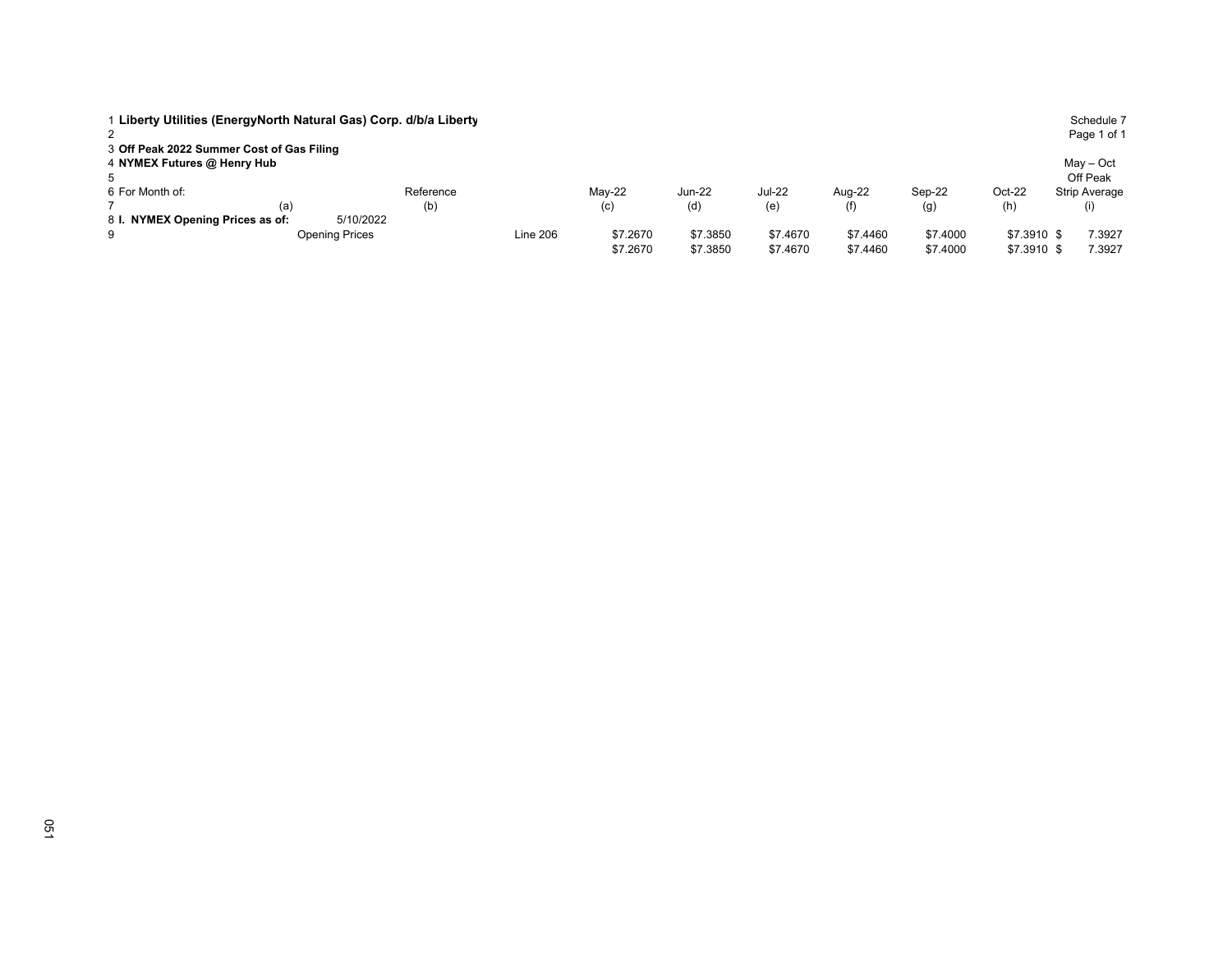1 **Liberty Utilities (EnergyNorth Natural Gas) Corp. d/b/a Liberty**

Schedule 7

2

3 **Off Peak 2022 Summer Cost of Gas Filing**

4 **NYMEX Futures @ Henry Hub**

5

| | | | | | | | | | | | May – Oct Off Peak |
|---|---|---|---|---|---|---|---|---|---|---|---|
| 6 | For Month of: | | Reference | | May-22 | Jun-22 | Jul-22 | Aug-22 | Sep-22 | Oct-22 | Strip Average |
| 7 | (a) | | (b) | | (c) | (d) | (e) | (f) | (g) | (h) | (i) |
| 8 | **I. NYMEX Opening Prices as of:** | 5/10/2022 | | | | | | | | | |
| 9 | | Opening Prices | | Line 206 | $7.2670 | $7.3850 | $7.4670 | $7.4460 | $7.4000 | $7.3910 | $ 7.3927 |
| | | | | | $7.2670 | $7.3850 | $7.4670 | $7.4460 | $7.4000 | $7.3910 | $ 7.3927 |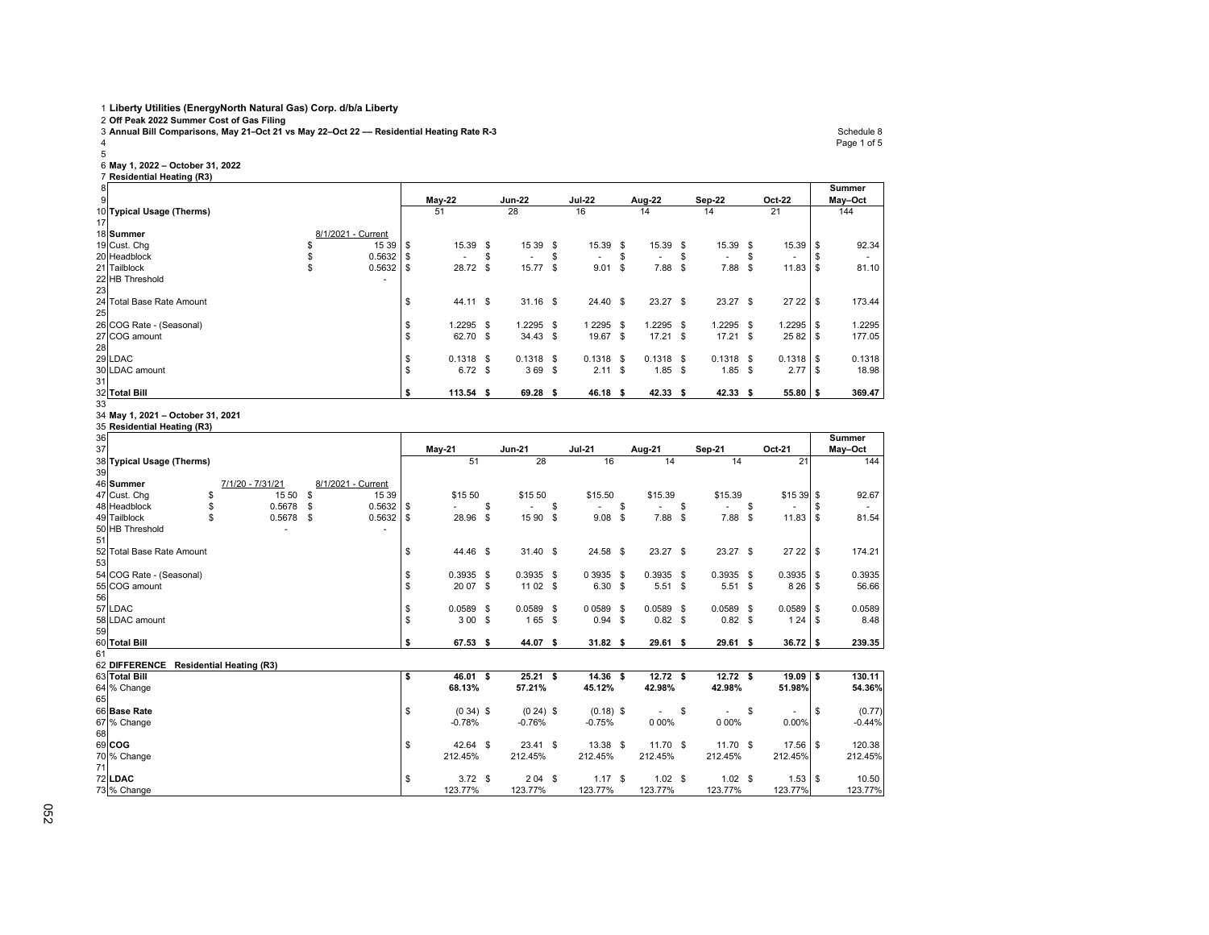**Liberty Utilities (EnergyNorth Natural Gas) Corp. d/b/a Liberty**

**Off Peak 2022 Summer Cost of Gas Filing**

**Annual Bill Comparisons, May 21–Oct 21 vs May 22–Oct 22 — Residential Heating Rate R-3**

Schedule 8
Page 1 of 5

**May 1, 2022 – October 31, 2022**

**Residential Heating (R3)**

| | 8/1/2021 - Current | May-22 | Jun-22 | Jul-22 | Aug-22 | Sep-22 | Oct-22 | Summer May–Oct |
|---|---|---|---|---|---|---|---|---|
| **Typical Usage (Therms)** | | 51 | 28 | 16 | 14 | 14 | 21 | 144 |
| **Summer** | | | | | | | | |
| Cust. Chg | $ 15 39 | $ 15.39 | $ 15 39 | $ 15.39 | $ 15.39 | $ 15.39 | $ 15.39 | $ 92.34 |
| Headblock | $ 0.5632 | $ - | $ - | $ - | $ - | $ - | $ - | $ - |
| Tailblock | $ 0.5632 | $ 28.72 | $ 15.77 | $ 9.01 | $ 7.88 | $ 7.88 | $ 11.83 | $ 81.10 |
| HB Threshold | - | | | | | | | |
| Total Base Rate Amount | | $ 44.11 | $ 31.16 | $ 24.40 | $ 23.27 | $ 23.27 | $ 27 22 | $ 173.44 |
| COG Rate - (Seasonal) | | $ 1.2295 | $ 1.2295 | $ 1 2295 | $ 1.2295 | $ 1.2295 | $ 1.2295 | $ 1.2295 |
| COG amount | | $ 62.70 | $ 34.43 | $ 19.67 | $ 17.21 | $ 17.21 | $ 25 82 | $ 177.05 |
| LDAC | | $ 0.1318 | $ 0.1318 | $ 0.1318 | $ 0.1318 | $ 0.1318 | $ 0.1318 | $ 0.1318 |
| LDAC amount | | $ 6.72 | $ 3 69 | $ 2.11 | $ 1.85 | $ 1.85 | $ 2.77 | $ 18.98 |
| **Total Bill** | | **$ 113.54** | **$ 69.28** | **$ 46.18** | **$ 42.33** | **$ 42.33** | **$ 55.80** | **$ 369.47** |

**May 1, 2021 – October 31, 2021**

**Residential Heating (R3)**

| | 7/1/20 - 7/31/21 | 8/1/2021 - Current | May-21 | Jun-21 | Jul-21 | Aug-21 | Sep-21 | Oct-21 | Summer May–Oct |
|---|---|---|---|---|---|---|---|---|---|
| **Typical Usage (Therms)** | | | 51 | 28 | 16 | 14 | 14 | 21 | 144 |
| **Summer** | | | | | | | | | |
| Cust. Chg | $ 15 50 | $ 15 39 | $15 50 | $15 50 | $15.50 | $15.39 | $15.39 | $15 39 | $ 92.67 |
| Headblock | $ 0.5678 | $ 0.5632 | $ - | $ - | $ - | $ - | $ - | $ - | $ - |
| Tailblock | $ 0.5678 | $ 0.5632 | $ 28.96 | $ 15 90 | $ 9.08 | $ 7.88 | $ 7.88 | $ 11.83 | $ 81.54 |
| HB Threshold | - | - | | | | | | | |
| Total Base Rate Amount | | | $ 44.46 | $ 31.40 | $ 24.58 | $ 23.27 | $ 23.27 | $ 27 22 | $ 174.21 |
| COG Rate - (Seasonal) | | | $ 0.3935 | $ 0.3935 | $ 0 3935 | $ 0.3935 | $ 0.3935 | $ 0.3935 | $ 0.3935 |
| COG amount | | | $ 20 07 | $ 11 02 | $ 6.30 | $ 5.51 | $ 5.51 | $ 8 26 | $ 56.66 |
| LDAC | | | $ 0.0589 | $ 0.0589 | $ 0 0589 | $ 0.0589 | $ 0.0589 | $ 0.0589 | $ 0.0589 |
| LDAC amount | | | $ 3 00 | $ 1 65 | $ 0.94 | $ 0.82 | $ 0.82 | $ 1 24 | $ 8.48 |
| **Total Bill** | | | **$ 67.53** | **$ 44.07** | **$ 31.82** | **$ 29.61** | **$ 29.61** | **$ 36.72** | **$ 239.35** |

**DIFFERENCE Residential Heating (R3)**

| | May | Jun | Jul | Aug | Sep | Oct | Summer May–Oct |
|---|---|---|---|---|---|---|---|
| **Total Bill** | **$ 46.01** | **$ 25.21** | **$ 14.36** | **$ 12.72** | **$ 12.72** | **$ 19.09** | **$ 130.11** |
| % Change | **68.13%** | **57.21%** | **45.12%** | **42.98%** | **42.98%** | **51.98%** | **54.36%** |
| **Base Rate** | $ (0 34) | $ (0 24) | $ (0.18) | $ - | $ - | $ - | $ (0.77) |
| % Change | -0.78% | -0.76% | -0.75% | 0 00% | 0 00% | 0.00% | -0.44% |
| **COG** | $ 42.64 | $ 23.41 | $ 13.38 | $ 11.70 | $ 11.70 | $ 17.56 | $ 120.38 |
| % Change | 212.45% | 212.45% | 212.45% | 212.45% | 212.45% | 212.45% | 212.45% |
| **LDAC** | $ 3.72 | $ 2 04 | $ 1.17 | $ 1.02 | $ 1.02 | $ 1.53 | $ 10.50 |
| % Change | 123.77% | 123.77% | 123.77% | 123.77% | 123.77% | 123.77% | 123.77% |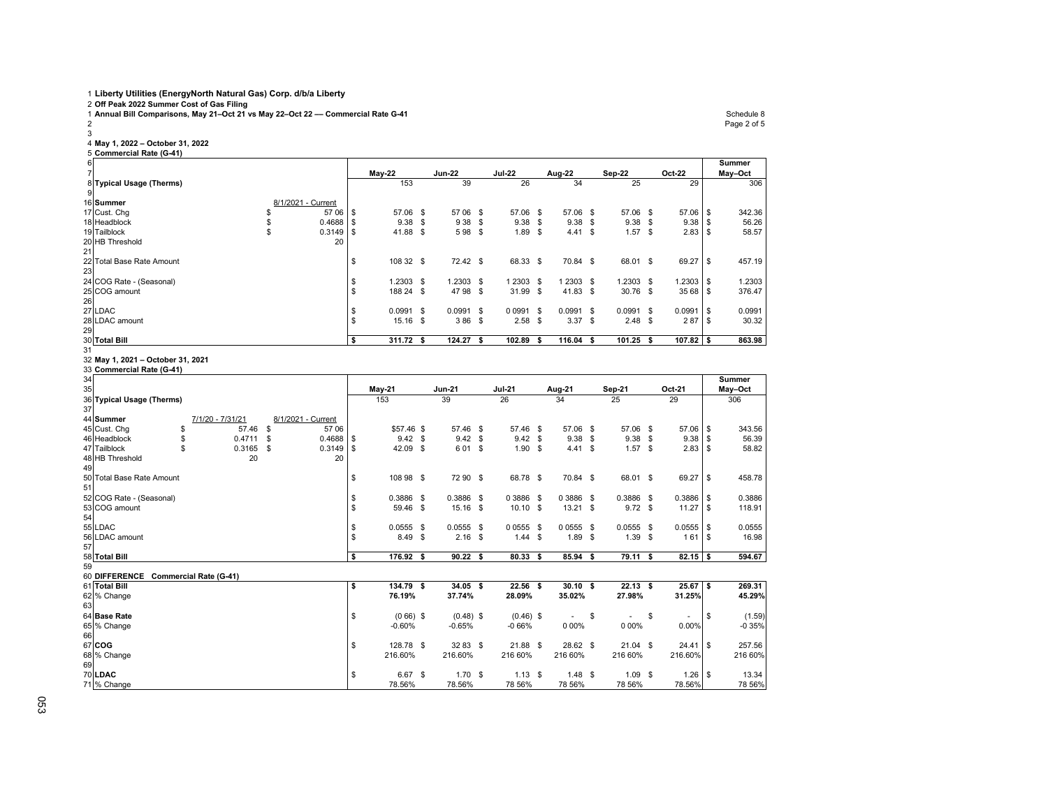Liberty Utilities (EnergyNorth Natural Gas) Corp. d/b/a Liberty

Off Peak 2022 Summer Cost of Gas Filing

Annual Bill Comparisons, May 21–Oct 21 vs May 22–Oct 22 — Commercial Rate G-41

Schedule 8
Page 2 of 5

**May 1, 2022 – October 31, 2022**
**Commercial Rate (G-41)**

| | | May-22 | Jun-22 | Jul-22 | Aug-22 | Sep-22 | Oct-22 | Summer May–Oct |
|---|---|---|---|---|---|---|---|---|
| **Typical Usage (Therms)** | | 153 | 39 | 26 | 34 | 25 | 29 | 306 |
| **Summer** | 8/1/2021 - Current | | | | | | | |
| Cust. Chg | $ 57.06 | $ 57.06 | $ 57.06 | $ 57.06 | $ 57.06 | $ 57.06 | $ 57.06 | $ 342.36 |
| Headblock | $ 0.4688 | $ 9.38 | $ 9.38 | $ 9.38 | $ 9.38 | $ 9.38 | $ 9.38 | $ 56.26 |
| Tailblock | $ 0.3149 | $ 41.88 | $ 5.98 | $ 1.89 | $ 4.41 | $ 1.57 | $ 2.83 | $ 58.57 |
| HB Threshold | 20 | | | | | | | |
| Total Base Rate Amount | | $ 108.32 | $ 72.42 | $ 68.33 | $ 70.84 | $ 68.01 | $ 69.27 | $ 457.19 |
| COG Rate - (Seasonal) | | $ 1.2303 | $ 1.2303 | $ 1.2303 | $ 1.2303 | $ 1.2303 | $ 1.2303 | $ 1.2303 |
| COG amount | | $ 188.24 | $ 47.98 | $ 31.99 | $ 41.83 | $ 30.76 | $ 35.68 | $ 376.47 |
| LDAC | | $ 0.0991 | $ 0.0991 | $ 0.0991 | $ 0.0991 | $ 0.0991 | $ 0.0991 | $ 0.0991 |
| LDAC amount | | $ 15.16 | $ 3.86 | $ 2.58 | $ 3.37 | $ 2.48 | $ 2.87 | $ 30.32 |
| **Total Bill** | | **$ 311.72** | **$ 124.27** | **$ 102.89** | **$ 116.04** | **$ 101.25** | **$ 107.82** | **$ 863.98** |

**May 1, 2021 – October 31, 2021**
**Commercial Rate (G-41)**

| | 7/1/20 - 7/31/21 | 8/1/2021 - Current | May-21 | Jun-21 | Jul-21 | Aug-21 | Sep-21 | Oct-21 | Summer May–Oct |
|---|---|---|---|---|---|---|---|---|---|
| **Typical Usage (Therms)** | | | 153 | 39 | 26 | 34 | 25 | 29 | 306 |
| **Summer** | | | | | | | | | |
| Cust. Chg | $ 57.46 | $ 57.06 | $57.46 | $ 57.46 | $ 57.46 | $ 57.06 | $ 57.06 | $ 57.06 | $ 343.56 |
| Headblock | $ 0.4711 | $ 0.4688 | $ 9.42 | $ 9.42 | $ 9.42 | $ 9.38 | $ 9.38 | $ 9.38 | $ 56.39 |
| Tailblock | $ 0.3165 | $ 0.3149 | $ 42.09 | $ 6.01 | $ 1.90 | $ 4.41 | $ 1.57 | $ 2.83 | $ 58.82 |
| HB Threshold | 20 | 20 | | | | | | | |
| Total Base Rate Amount | | | $ 108.98 | $ 72.90 | $ 68.78 | $ 70.84 | $ 68.01 | $ 69.27 | $ 458.78 |
| COG Rate - (Seasonal) | | | $ 0.3886 | $ 0.3886 | $ 0.3886 | $ 0.3886 | $ 0.3886 | $ 0.3886 | $ 0.3886 |
| COG amount | | | $ 59.46 | $ 15.16 | $ 10.10 | $ 13.21 | $ 9.72 | $ 11.27 | $ 118.91 |
| LDAC | | | $ 0.0555 | $ 0.0555 | $ 0.0555 | $ 0.0555 | $ 0.0555 | $ 0.0555 | $ 0.0555 |
| LDAC amount | | | $ 8.49 | $ 2.16 | $ 1.44 | $ 1.89 | $ 1.39 | $ 1.61 | $ 16.98 |
| **Total Bill** | | | **$ 176.92** | **$ 90.22** | **$ 80.33** | **$ 85.94** | **$ 79.11** | **$ 82.15** | **$ 594.67** |

**DIFFERENCE Commercial Rate (G-41)**

| | May | Jun | Jul | Aug | Sep | Oct | Summer May–Oct |
|---|---|---|---|---|---|---|---|
| **Total Bill** | **$ 134.79** | **$ 34.05** | **$ 22.56** | **$ 30.10** | **$ 22.13** | **$ 25.67** | **$ 269.31** |
| % Change | **76.19%** | **37.74%** | **28.09%** | **35.02%** | **27.98%** | **31.25%** | **45.29%** |
| **Base Rate** | $ (0.66) | $ (0.48) | $ (0.46) | $ - | $ - | $ - | $ (1.59) |
| % Change | -0.60% | -0.65% | -0.66% | 0.00% | 0.00% | 0.00% | -0.35% |
| **COG** | $ 128.78 | $ 32.83 | $ 21.88 | $ 28.62 | $ 21.04 | $ 24.41 | $ 257.56 |
| % Change | 216.60% | 216.60% | 216.60% | 216.60% | 216.60% | 216.60% | 216.60% |
| **LDAC** | $ 6.67 | $ 1.70 | $ 1.13 | $ 1.48 | $ 1.09 | $ 1.26 | $ 13.34 |
| % Change | 78.56% | 78.56% | 78.56% | 78.56% | 78.56% | 78.56% | 78.56% |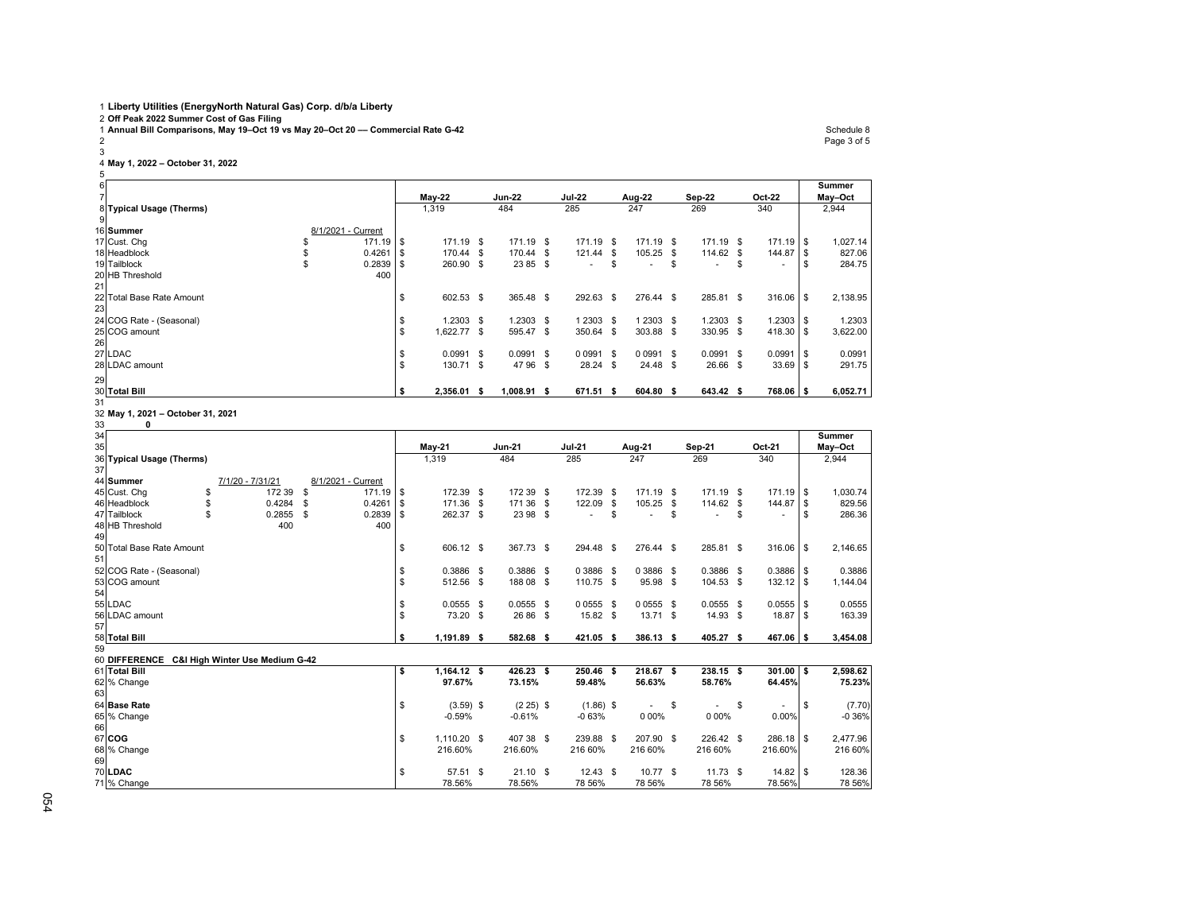1 **Liberty Utilities (EnergyNorth Natural Gas) Corp. d/b/a Liberty**
2 **Off Peak 2022 Summer Cost of Gas Filing**
1 **Annual Bill Comparisons, May 19–Oct 19 vs May 20–Oct 20 — Commercial Rate G-42**

Schedule 8
Page 3 of 5

4 **May 1, 2022 – October 31, 2022**

| | | | | May-22 | Jun-22 | Jul-22 | Aug-22 | Sep-22 | Oct-22 | Summer May–Oct |
|---|---|---|---|---|---|---|---|---|---|---|
| 8 | **Typical Usage (Therms)** | | | 1,319 | 484 | 285 | 247 | 269 | 340 | 2,944 |
| 16 | **Summer** | | 8/1/2021 - Current | | | | | | | |
| 17 | Cust. Chg | | $ 171.19 | $ 171.19 | $ 171.19 | $ 171.19 | $ 171.19 | $ 171.19 | $ 171.19 | $ 1,027.14 |
| 18 | Headblock | | $ 0.4261 | $ 170.44 | $ 170.44 | $ 121.44 | $ 105.25 | $ 114.62 | $ 144.87 | $ 827.06 |
| 19 | Tailblock | | $ 0.2839 | $ 260.90 | $ 23 85 | $ - | $ - | $ - | $ - | $ 284.75 |
| 20 | HB Threshold | | 400 | | | | | | | |
| 22 | Total Base Rate Amount | | | $ 602.53 | $ 365.48 | $ 292.63 | $ 276.44 | $ 285.81 | $ 316.06 | $ 2,138.95 |
| 24 | COG Rate - (Seasonal) | | | $ 1.2303 | $ 1.2303 | $ 1 2303 | $ 1 2303 | $ 1.2303 | $ 1.2303 | $ 1.2303 |
| 25 | COG amount | | | $ 1,622.77 | $ 595.47 | $ 350.64 | $ 303.88 | $ 330.95 | $ 418.30 | $ 3,622.00 |
| 27 | LDAC | | | $ 0.0991 | $ 0.0991 | $ 0 0991 | $ 0 0991 | $ 0.0991 | $ 0.0991 | $ 0.0991 |
| 28 | LDAC amount | | | $ 130.71 | $ 47 96 | $ 28.24 | $ 24.48 | $ 26.66 | $ 33.69 | $ 291.75 |
| 30 | **Total Bill** | | | **$ 2,356.01** | **$ 1,008.91** | **$ 671.51** | **$ 604.80** | **$ 643.42** | **$ 768.06** | **$ 6,052.71** |

32 **May 1, 2021 – October 31, 2021**
33 **0**

| | | | | May-21 | Jun-21 | Jul-21 | Aug-21 | Sep-21 | Oct-21 | Summer May–Oct |
|---|---|---|---|---|---|---|---|---|---|---|
| 36 | **Typical Usage (Therms)** | | | 1,319 | 484 | 285 | 247 | 269 | 340 | 2,944 |
| 44 | **Summer** | 7/1/20 - 7/31/21 | 8/1/2021 - Current | | | | | | | |
| 45 | Cust. Chg | $ 172 39 | $ 171.19 | $ 172.39 | $ 172 39 | $ 172.39 | $ 171.19 | $ 171.19 | $ 171.19 | $ 1,030.74 |
| 46 | Headblock | $ 0.4284 | $ 0.4261 | $ 171.36 | $ 171 36 | $ 122.09 | $ 105.25 | $ 114.62 | $ 144.87 | $ 829.56 |
| 47 | Tailblock | $ 0.2855 | $ 0.2839 | $ 262.37 | $ 23 98 | $ - | $ - | $ - | $ - | $ 286.36 |
| 48 | HB Threshold | 400 | 400 | | | | | | | |
| 50 | Total Base Rate Amount | | | $ 606.12 | $ 367.73 | $ 294.48 | $ 276.44 | $ 285.81 | $ 316.06 | $ 2,146.65 |
| 52 | COG Rate - (Seasonal) | | | $ 0.3886 | $ 0.3886 | $ 0 3886 | $ 0 3886 | $ 0.3886 | $ 0.3886 | $ 0.3886 |
| 53 | COG amount | | | $ 512.56 | $ 188 08 | $ 110.75 | $ 95.98 | $ 104.53 | $ 132.12 | $ 1,144.04 |
| 55 | LDAC | | | $ 0.0555 | $ 0.0555 | $ 0 0555 | $ 0 0555 | $ 0.0555 | $ 0.0555 | $ 0.0555 |
| 56 | LDAC amount | | | $ 73.20 | $ 26 86 | $ 15.82 | $ 13.71 | $ 14.93 | $ 18.87 | $ 163.39 |
| 58 | **Total Bill** | | | **$ 1,191.89** | **$ 582.68** | **$ 421.05** | **$ 386.13** | **$ 405.27** | **$ 467.06** | **$ 3,454.08** |

60 **DIFFERENCE C&I High Winter Use Medium G-42**

| | | May | Jun | Jul | Aug | Sep | Oct | Summer May–Oct |
|---|---|---|---|---|---|---|---|---|
| 61 | **Total Bill** | **$ 1,164.12** | **$ 426.23** | **$ 250.46** | **$ 218.67** | **$ 238.15** | **$ 301.00** | **$ 2,598.62** |
| 62 | % Change | **97.67%** | **73.15%** | **59.48%** | **56.63%** | **58.76%** | **64.45%** | **75.23%** |
| 64 | **Base Rate** | $ (3.59) | $ (2 25) | $ (1.86) | $ - | $ - | $ - | $ (7.70) |
| 65 | % Change | -0.59% | -0.61% | -0 63% | 0 00% | 0 00% | 0.00% | -0 36% |
| 67 | **COG** | $ 1,110.20 | $ 407 38 | $ 239.88 | $ 207.90 | $ 226.42 | $ 286.18 | $ 2,477.96 |
| 68 | % Change | 216.60% | 216.60% | 216 60% | 216 60% | 216 60% | 216.60% | 216 60% |
| 70 | **LDAC** | $ 57.51 | $ 21.10 | $ 12.43 | $ 10.77 | $ 11.73 | $ 14.82 | $ 128.36 |
| 71 | % Change | 78.56% | 78.56% | 78 56% | 78 56% | 78 56% | 78.56% | 78 56% |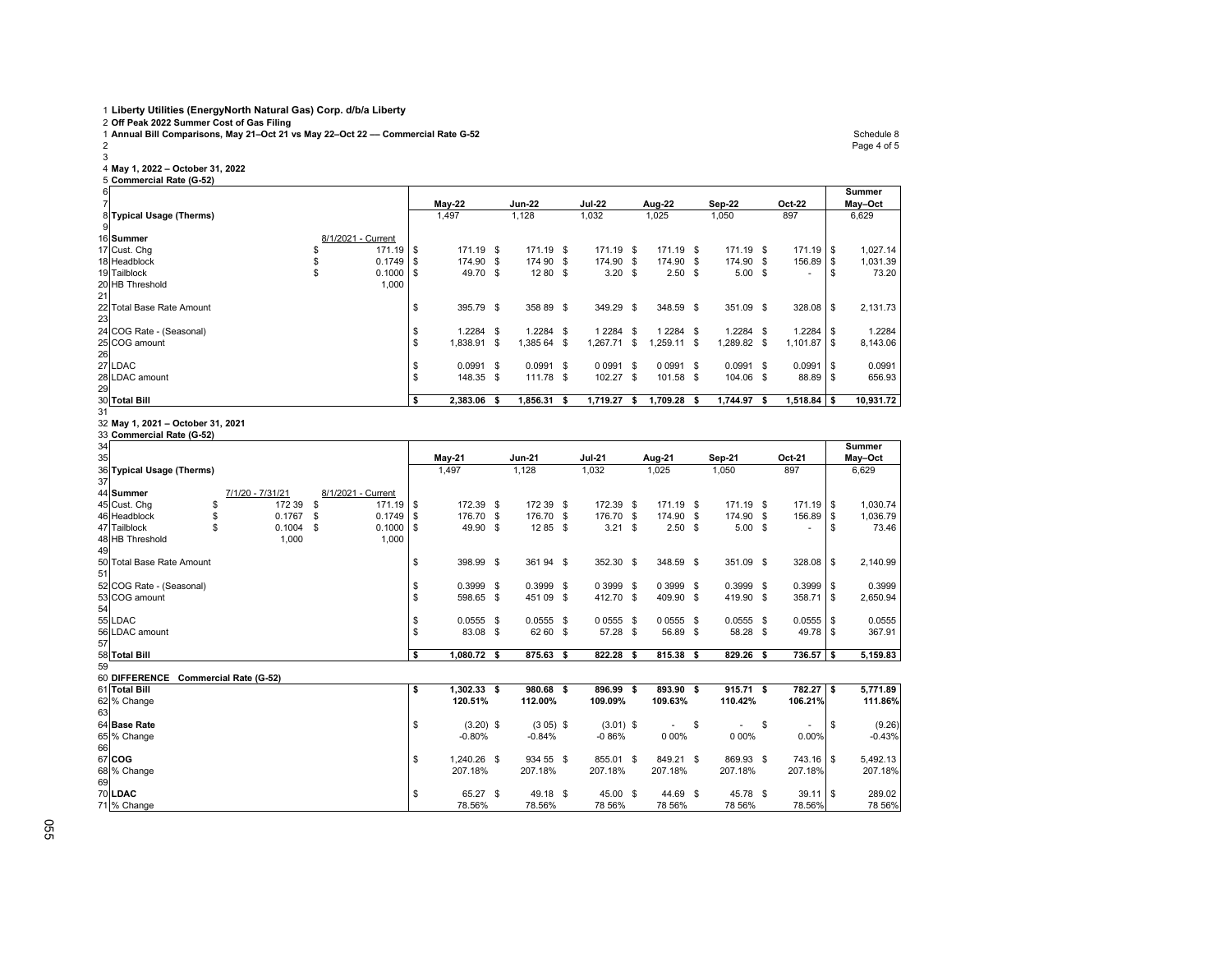**Liberty Utilities (EnergyNorth Natural Gas) Corp. d/b/a Liberty**
**Off Peak 2022 Summer Cost of Gas Filing**
**Annual Bill Comparisons, May 21–Oct 21 vs May 22–Oct 22 — Commercial Rate G-52**

Schedule 8
Page 4 of 5

**May 1, 2022 – October 31, 2022**
**Commercial Rate (G-52)**

| | | May-22 | Jun-22 | Jul-22 | Aug-22 | Sep-22 | Oct-22 | Summer May–Oct |
|---|---|---|---|---|---|---|---|---|
| **Typical Usage (Therms)** | | 1,497 | 1,128 | 1,032 | 1,025 | 1,050 | 897 | 6,629 |
| **Summer** | 8/1/2021 - Current | | | | | | | |
| Cust. Chg | $ 171.19 | $ 171.19 | $ 171.19 | $ 171.19 | $ 171.19 | $ 171.19 | $ 171.19 | $ 1,027.14 |
| Headblock | $ 0.1749 | $ 174.90 | $ 174 90 | $ 174.90 | $ 174.90 | $ 174.90 | $ 156.89 | $ 1,031.39 |
| Tailblock | $ 0.1000 | $ 49.70 | $ 12 80 | $ 3.20 | $ 2.50 | $ 5.00 | $ - | $ 73.20 |
| HB Threshold | 1,000 | | | | | | | |
| Total Base Rate Amount | | $ 395.79 | $ 358 89 | $ 349.29 | $ 348.59 | $ 351.09 | $ 328.08 | $ 2,131.73 |
| COG Rate - (Seasonal) | | $ 1.2284 | $ 1.2284 | $ 1 2284 | $ 1 2284 | $ 1.2284 | $ 1.2284 | $ 1.2284 |
| COG amount | | $ 1,838.91 | $ 1,385 64 | $ 1,267.71 | $ 1,259.11 | $ 1,289.82 | $ 1,101.87 | $ 8,143.06 |
| LDAC | | $ 0.0991 | $ 0.0991 | $ 0 0991 | $ 0 0991 | $ 0.0991 | $ 0.0991 | $ 0.0991 |
| LDAC amount | | $ 148.35 | $ 111.78 | $ 102.27 | $ 101.58 | $ 104.06 | $ 88.89 | $ 656.93 |
| **Total Bill** | | **$ 2,383.06** | **$ 1,856.31** | **$ 1,719.27** | **$ 1,709.28** | **$ 1,744.97** | **$ 1,518.84** | **$ 10,931.72** |

**May 1, 2021 – October 31, 2021**
**Commercial Rate (G-52)**

| | | | May-21 | Jun-21 | Jul-21 | Aug-21 | Sep-21 | Oct-21 | Summer May–Oct |
|---|---|---|---|---|---|---|---|---|---|
| **Typical Usage (Therms)** | | | 1,497 | 1,128 | 1,032 | 1,025 | 1,050 | 897 | 6,629 |
| **Summer** | 7/1/20 - 7/31/21 | 8/1/2021 - Current | | | | | | | |
| Cust. Chg | $ 172 39 | $ 171.19 | $ 172.39 | $ 172 39 | $ 172.39 | $ 171.19 | $ 171.19 | $ 171.19 | $ 1,030.74 |
| Headblock | $ 0.1767 | $ 0.1749 | $ 176.70 | $ 176.70 | $ 176.70 | $ 174.90 | $ 174.90 | $ 156.89 | $ 1,036.79 |
| Tailblock | $ 0.1004 | $ 0.1000 | $ 49.90 | $ 12 85 | $ 3.21 | $ 2.50 | $ 5.00 | $ - | $ 73.46 |
| HB Threshold | 1,000 | 1,000 | | | | | | | |
| Total Base Rate Amount | | | $ 398.99 | $ 361 94 | $ 352.30 | $ 348.59 | $ 351.09 | $ 328.08 | $ 2,140.99 |
| COG Rate - (Seasonal) | | | $ 0.3999 | $ 0.3999 | $ 0 3999 | $ 0 3999 | $ 0.3999 | $ 0.3999 | $ 0.3999 |
| COG amount | | | $ 598.65 | $ 451 09 | $ 412.70 | $ 409.90 | $ 419.90 | $ 358.71 | $ 2,650.94 |
| LDAC | | | $ 0.0555 | $ 0.0555 | $ 0 0555 | $ 0 0555 | $ 0.0555 | $ 0.0555 | $ 0.0555 |
| LDAC amount | | | $ 83.08 | $ 62 60 | $ 57.28 | $ 56.89 | $ 58.28 | $ 49.78 | $ 367.91 |
| **Total Bill** | | | **$ 1,080.72** | **$ 875.63** | **$ 822.28** | **$ 815.38** | **$ 829.26** | **$ 736.57** | **$ 5,159.83** |

**DIFFERENCE Commercial Rate (G-52)**

| | May | Jun | Jul | Aug | Sep | Oct | Summer May–Oct |
|---|---|---|---|---|---|---|---|
| **Total Bill** | **$ 1,302.33** | **$ 980.68** | **$ 896.99** | **$ 893.90** | **$ 915.71** | **$ 782.27** | **$ 5,771.89** |
| % Change | **120.51%** | **112.00%** | **109.09%** | **109.63%** | **110.42%** | **106.21%** | **111.86%** |
| **Base Rate** | $ (3.20) | $ (3 05) | $ (3.01) | $ - | $ - | $ - | $ (9.26) |
| % Change | -0.80% | -0.84% | -0 86% | 0 00% | 0 00% | 0.00% | -0.43% |
| **COG** | $ 1,240.26 | $ 934 55 | $ 855.01 | $ 849.21 | $ 869.93 | $ 743.16 | $ 5,492.13 |
| % Change | 207.18% | 207.18% | 207.18% | 207.18% | 207.18% | 207.18% | 207.18% |
| **LDAC** | $ 65.27 | $ 49.18 | $ 45.00 | $ 44.69 | $ 45.78 | $ 39.11 | $ 289.02 |
| % Change | 78.56% | 78.56% | 78 56% | 78 56% | 78 56% | 78.56% | 78 56% |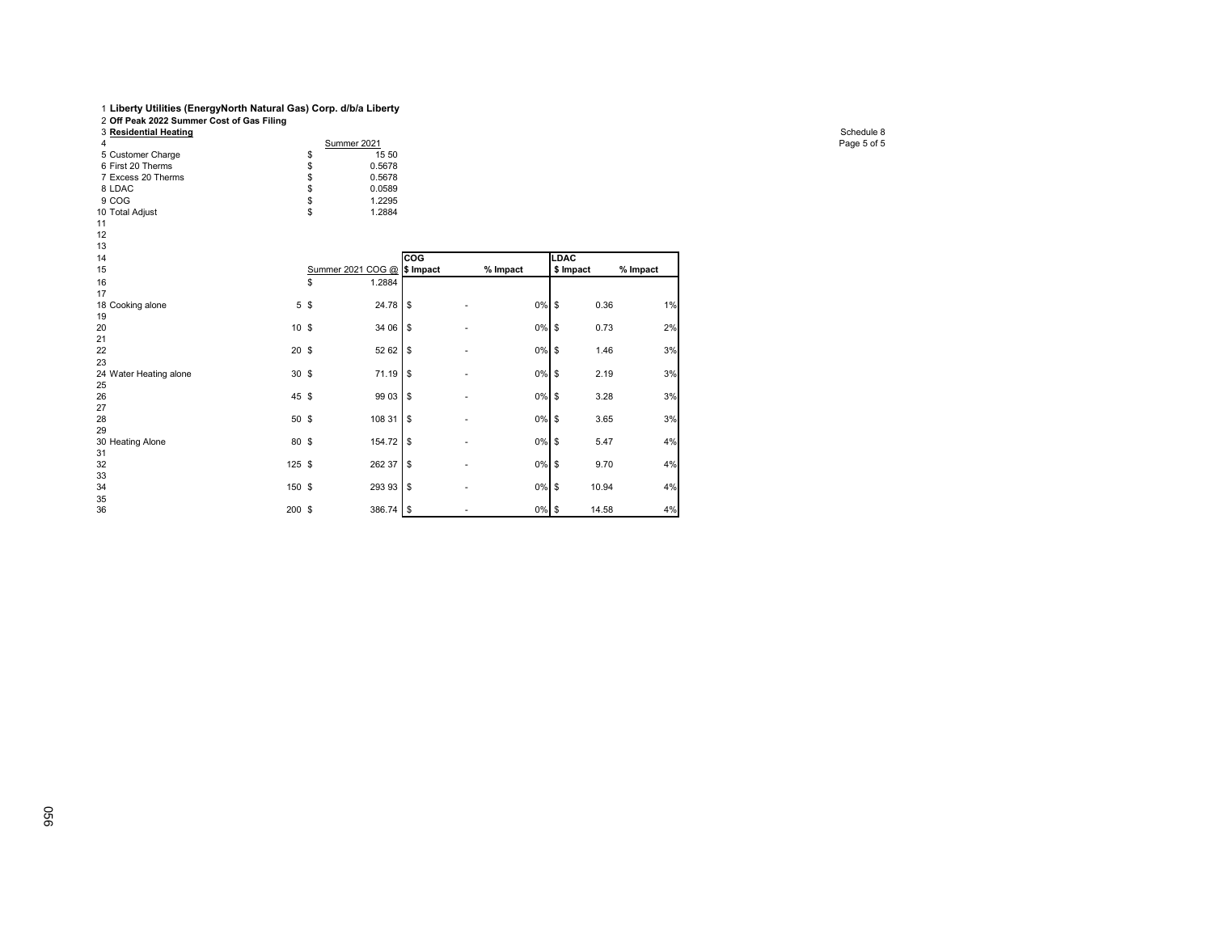1 **Liberty Utilities (EnergyNorth Natural Gas) Corp. d/b/a Liberty**
2 **Off Peak 2022 Summer Cost of Gas Filing**
3 **Residential Heating**

Schedule 8
Page 5 of 5

| | | Summer 2021 |
|---|---|---|
| 4 | | |
| 5 Customer Charge | $ | 15 50 |
| 6 First 20 Therms | $ | 0.5678 |
| 7 Excess 20 Therms | $ | 0.5678 |
| 8 LDAC | $ | 0.0589 |
| 9 COG | $ | 1.2295 |
| 10 Total Adjust | $ | 1.2884 |

11
12
13

| | | Summer 2021 COG @ | COG $ Impact | % Impact | LDAC $ Impact | % Impact |
|---|---|---|---|---|---|---|
| 16 | | $ 1.2884 | | | | |
| 17 | | | | | | |
| 18 Cooking alone | 5 | $ 24.78 | $ - | 0% | $ 0.36 | 1% |
| 19 | | | | | | |
| 20 | 10 | $ 34 06 | $ - | 0% | $ 0.73 | 2% |
| 21 | | | | | | |
| 22 | 20 | $ 52 62 | $ - | 0% | $ 1.46 | 3% |
| 23 | | | | | | |
| 24 Water Heating alone | 30 | $ 71.19 | $ - | 0% | $ 2.19 | 3% |
| 25 | | | | | | |
| 26 | 45 | $ 99 03 | $ - | 0% | $ 3.28 | 3% |
| 27 | | | | | | |
| 28 | 50 | $ 108 31 | $ - | 0% | $ 3.65 | 3% |
| 29 | | | | | | |
| 30 Heating Alone | 80 | $ 154.72 | $ - | 0% | $ 5.47 | 4% |
| 31 | | | | | | |
| 32 | 125 | $ 262 37 | $ - | 0% | $ 9.70 | 4% |
| 33 | | | | | | |
| 34 | 150 | $ 293 93 | $ - | 0% | $ 10.94 | 4% |
| 35 | | | | | | |
| 36 | 200 | $ 386.74 | $ - | 0% | $ 14.58 | 4% |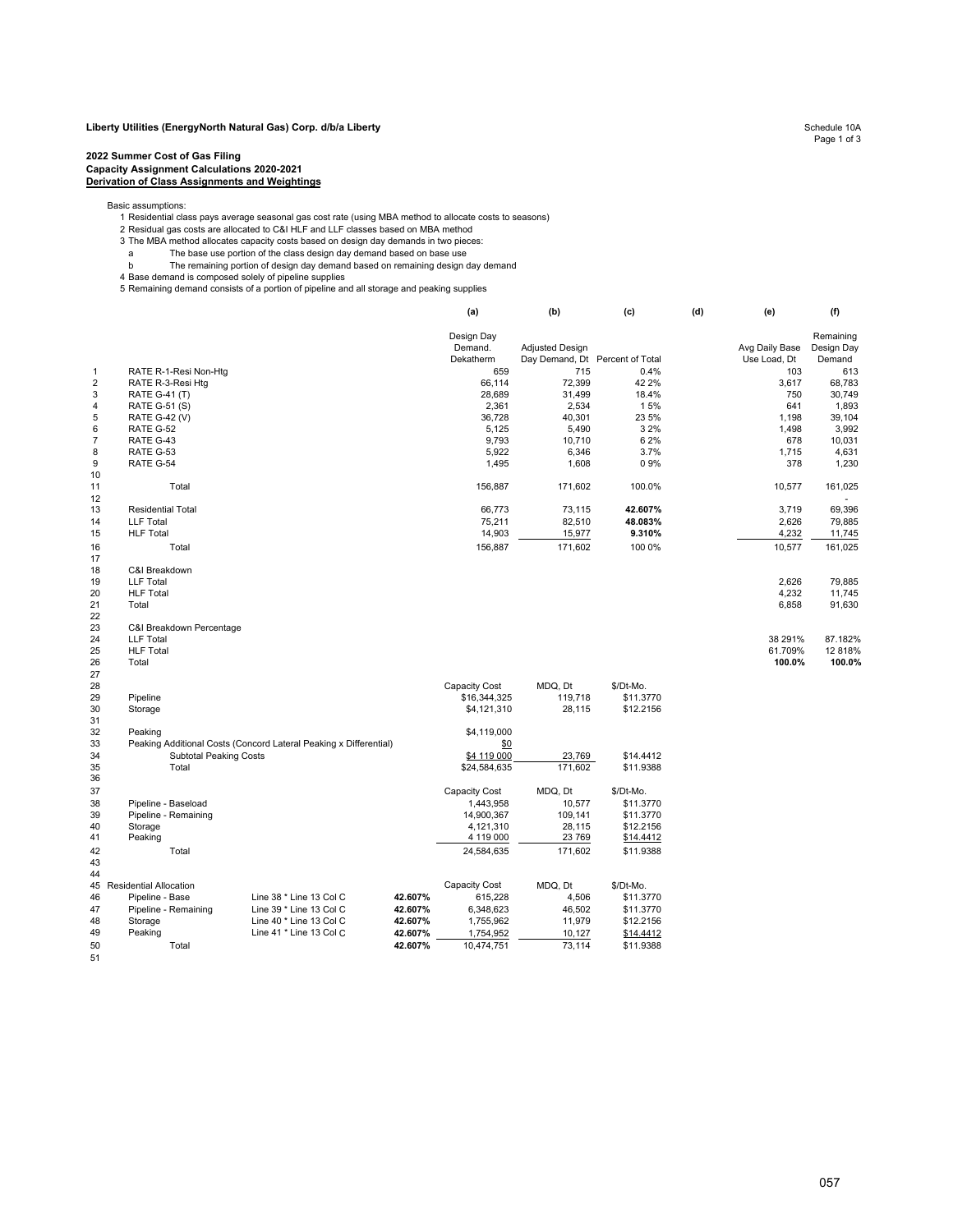**Liberty Utilities (EnergyNorth Natural Gas) Corp. d/b/a Liberty**

Schedule 10A
Page 1 of 3

**2022 Summer Cost of Gas Filing**
**Capacity Assignment Calculations 2020-2021**
**Derivation of Class Assignments and Weightings**

Basic assumptions:

1 Residential class pays average seasonal gas cost rate (using MBA method to allocate costs to seasons)
2 Residual gas costs are allocated to C&I HLF and LLF classes based on MBA method
3 The MBA method allocates capacity costs based on design day demands in two pieces:
  a The base use portion of the class design day demand based on base use
  b The remaining portion of design day demand based on remaining design day demand
4 Base demand is composed solely of pipeline supplies
5 Remaining demand consists of a portion of pipeline and all storage and peaking supplies

| | | | | (a) | (b) | (c) | (d) | (e) | (f) |
|---|---|---|---|---|---|---|---|---|---|
| | | | | Design Day Demand. Dekatherm | Adjusted Design Day Demand, Dt | Percent of Total | | Avg Daily Base Use Load, Dt | Remaining Design Day Demand |
| 1 | RATE R-1-Resi Non-Htg | | | 659 | 715 | 0.4% | | 103 | 613 |
| 2 | RATE R-3-Resi Htg | | | 66,114 | 72,399 | 42 2% | | 3,617 | 68,783 |
| 3 | RATE G-41 (T) | | | 28,689 | 31,499 | 18.4% | | 750 | 30,749 |
| 4 | RATE G-51 (S) | | | 2,361 | 2,534 | 1 5% | | 641 | 1,893 |
| 5 | RATE G-42 (V) | | | 36,728 | 40,301 | 23 5% | | 1,198 | 39,104 |
| 6 | RATE G-52 | | | 5,125 | 5,490 | 3 2% | | 1,498 | 3,992 |
| 7 | RATE G-43 | | | 9,793 | 10,710 | 6 2% | | 678 | 10,031 |
| 8 | RATE G-53 | | | 5,922 | 6,346 | 3.7% | | 1,715 | 4,631 |
| 9 | RATE G-54 | | | 1,495 | 1,608 | 0 9% | | 378 | 1,230 |
| 10 | | | | | | | | | |
| 11 | Total | | | 156,887 | 171,602 | 100.0% | | 10,577 | 161,025 |
| 12 | | | | | | | | | - |
| 13 | Residential Total | | | 66,773 | 73,115 | **42.607%** | | 3,719 | 69,396 |
| 14 | LLF Total | | | 75,211 | 82,510 | **48.083%** | | 2,626 | 79,885 |
| 15 | HLF Total | | | 14,903 | 15,977 | **9.310%** | | 4,232 | 11,745 |
| 16 | Total | | | 156,887 | 171,602 | 100 0% | | 10,577 | 161,025 |
| 17 | | | | | | | | | |
| 18 | C&I Breakdown | | | | | | | | |
| 19 | LLF Total | | | | | | | 2,626 | 79,885 |
| 20 | HLF Total | | | | | | | 4,232 | 11,745 |
| 21 | Total | | | | | | | 6,858 | 91,630 |
| 22 | | | | | | | | | |
| 23 | C&I Breakdown Percentage | | | | | | | | |
| 24 | LLF Total | | | | | | | 38 291% | 87.182% |
| 25 | HLF Total | | | | | | | 61.709% | 12 818% |
| 26 | Total | | | | | | | **100.0%** | **100.0%** |
| 27 | | | | | | | | | |
| 28 | | | | Capacity Cost | MDQ, Dt | $/Dt-Mo. | | | |
| 29 | Pipeline | | | $16,344,325 | 119,718 | $11.3770 | | | |
| 30 | Storage | | | $4,121,310 | 28,115 | $12.2156 | | | |
| 31 | | | | | | | | | |
| 32 | Peaking | | | $4,119,000 | | | | | |
| 33 | Peaking Additional Costs (Concord Lateral Peaking x Differential) | | | $0 | | | | | |
| 34 | Subtotal Peaking Costs | | | $4 119 000 | 23,769 | $14.4412 | | | |
| 35 | Total | | | $24,584,635 | 171,602 | $11.9388 | | | |
| 36 | | | | | | | | | |
| 37 | | | | Capacity Cost | MDQ, Dt | $/Dt-Mo. | | | |
| 38 | Pipeline - Baseload | | | 1,443,958 | 10,577 | $11.3770 | | | |
| 39 | Pipeline - Remaining | | | 14,900,367 | 109,141 | $11.3770 | | | |
| 40 | Storage | | | 4,121,310 | 28,115 | $12.2156 | | | |
| 41 | Peaking | | | 4 119 000 | 23 769 | $14.4412 | | | |
| 42 | Total | | | 24,584,635 | 171,602 | $11.9388 | | | |
| 43 | | | | | | | | | |
| 44 | | | | | | | | | |
| 45 | Residential Allocation | | | Capacity Cost | MDQ, Dt | $/Dt-Mo. | | | |
| 46 | Pipeline - Base | Line 38 * Line 13 Col C | **42.607%** | 615,228 | 4,506 | $11.3770 | | | |
| 47 | Pipeline - Remaining | Line 39 * Line 13 Col C | **42.607%** | 6,348,623 | 46,502 | $11.3770 | | | |
| 48 | Storage | Line 40 * Line 13 Col C | **42.607%** | 1,755,962 | 11,979 | $12.2156 | | | |
| 49 | Peaking | Line 41 * Line 13 Col C | **42.607%** | 1,754,952 | 10,127 | $14.4412 | | | |
| 50 | Total | | **42.607%** | 10,474,751 | 73,114 | $11.9388 | | | |
| 51 | | | | | | | | | |

057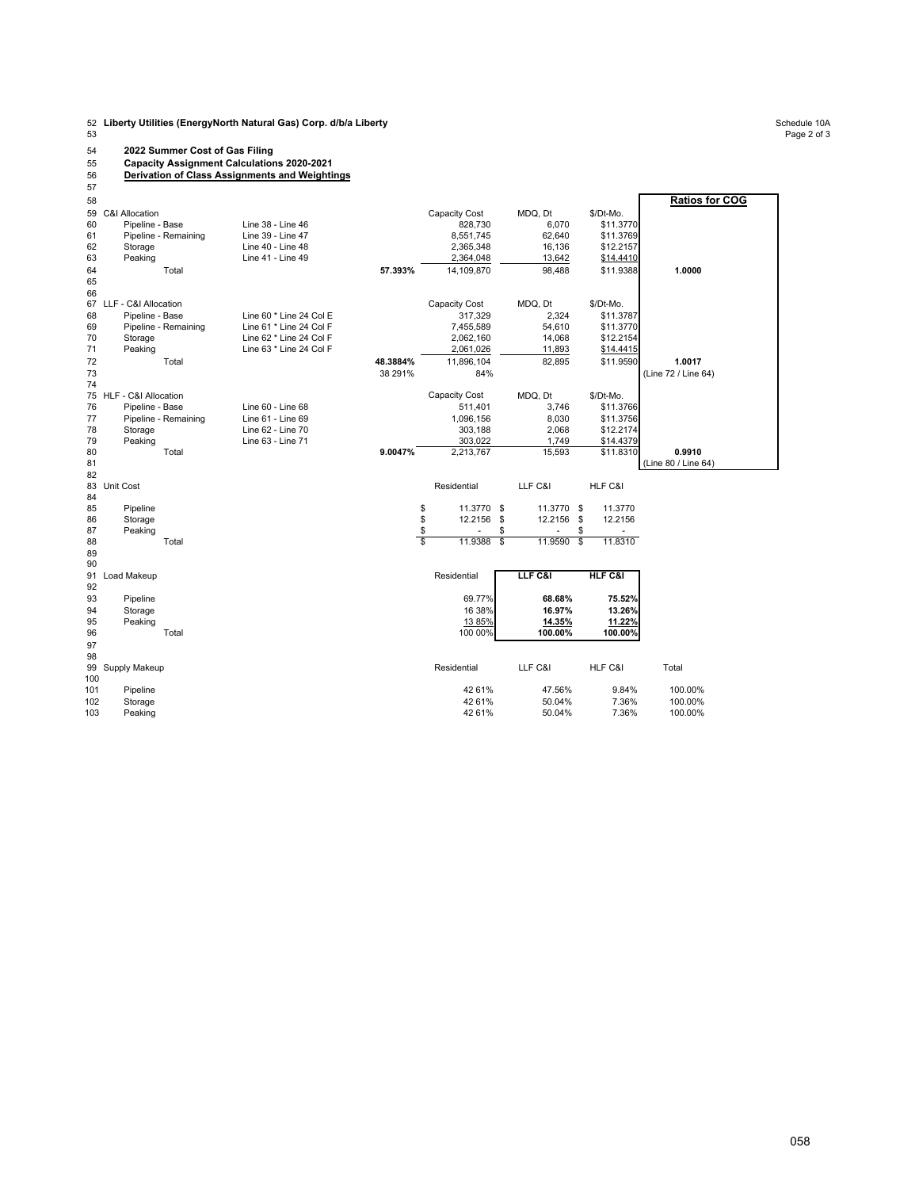**Liberty Utilities (EnergyNorth Natural Gas) Corp. d/b/a Liberty**

Schedule 10A
Page 2 of 3

**2022 Summer Cost of Gas Filing**
**Capacity Assignment Calculations 2020-2021**
**Derivation of Class Assignments and Weightings**

| Line | | | | | | | | Ratios for COG |
|---|---|---|---|---|---|---|---|---|
| 58 | | | | | | | | **Ratios for COG** |
| 59 | C&I Allocation | | | | Capacity Cost | MDQ, Dt | $/Dt-Mo. | |
| 60 | Pipeline - Base | Line 38 - Line 46 | | | 828,730 | 6,070 | $11.3770 | |
| 61 | Pipeline - Remaining | Line 39 - Line 47 | | | 8,551,745 | 62,640 | $11.3769 | |
| 62 | Storage | Line 40 - Line 48 | | | 2,365,348 | 16,136 | $12.2157 | |
| 63 | Peaking | Line 41 - Line 49 | | | 2,364,048 | 13,642 | $14.4410 | |
| 64 | Total | | | **57.393%** | 14,109,870 | 98,488 | $11.9388 | **1.0000** |
| 65 | | | | | | | | |
| 66 | | | | | | | | |
| 67 | LLF - C&I Allocation | | | | Capacity Cost | MDQ, Dt | $/Dt-Mo. | |
| 68 | Pipeline - Base | Line 60 * Line 24 Col E | | | 317,329 | 2,324 | $11.3787 | |
| 69 | Pipeline - Remaining | Line 61 * Line 24 Col F | | | 7,455,589 | 54,610 | $11.3770 | |
| 70 | Storage | Line 62 * Line 24 Col F | | | 2,062,160 | 14,068 | $12.2154 | |
| 71 | Peaking | Line 63 * Line 24 Col F | | | 2,061,026 | 11,893 | $14.4415 | |
| 72 | Total | | | **48.3884%** | 11,896,104 | 82,895 | $11.9590 | **1.0017** |
| 73 | | | | 38 291% | 84% | | | (Line 72 / Line 64) |
| 74 | | | | | | | | |
| 75 | HLF - C&I Allocation | | | | Capacity Cost | MDQ, Dt | $/Dt-Mo. | |
| 76 | Pipeline - Base | Line 60 - Line 68 | | | 511,401 | 3,746 | $11.3766 | |
| 77 | Pipeline - Remaining | Line 61 - Line 69 | | | 1,096,156 | 8,030 | $11.3756 | |
| 78 | Storage | Line 62 - Line 70 | | | 303,188 | 2,068 | $12.2174 | |
| 79 | Peaking | Line 63 - Line 71 | | | 303,022 | 1,749 | $14.4379 | |
| 80 | Total | | | **9.0047%** | 2,213,767 | 15,593 | $11.8310 | **0.9910** |
| 81 | | | | | | | | (Line 80 / Line 64) |

| Line | Unit Cost | Residential | LLF C&I | HLF C&I |
|---|---|---|---|---|
| 84 | | | | |
| 85 | Pipeline | $ 11.3770 | $ 11.3770 | $ 11.3770 |
| 86 | Storage | $ 12.2156 | $ 12.2156 | $ 12.2156 |
| 87 | Peaking | $ - | $ - | $ - |
| 88 | Total | $ 11.9388 | $ 11.9590 | $ 11.8310 |

| Line | Load Makeup | Residential | **LLF C&I** | **HLF C&I** |
|---|---|---|---|---|
| 92 | | | | |
| 93 | Pipeline | 69.77% | **68.68%** | **75.52%** |
| 94 | Storage | 16 38% | **16.97%** | **13.26%** |
| 95 | Peaking | 13 85% | **14.35%** | **11.22%** |
| 96 | Total | 100 00% | **100.00%** | **100.00%** |

| Line | Supply Makeup | Residential | LLF C&I | HLF C&I | Total |
|---|---|---|---|---|---|
| 100 | | | | | |
| 101 | Pipeline | 42 61% | 47.56% | 9.84% | 100.00% |
| 102 | Storage | 42 61% | 50.04% | 7.36% | 100.00% |
| 103 | Peaking | 42 61% | 50.04% | 7.36% | 100.00% |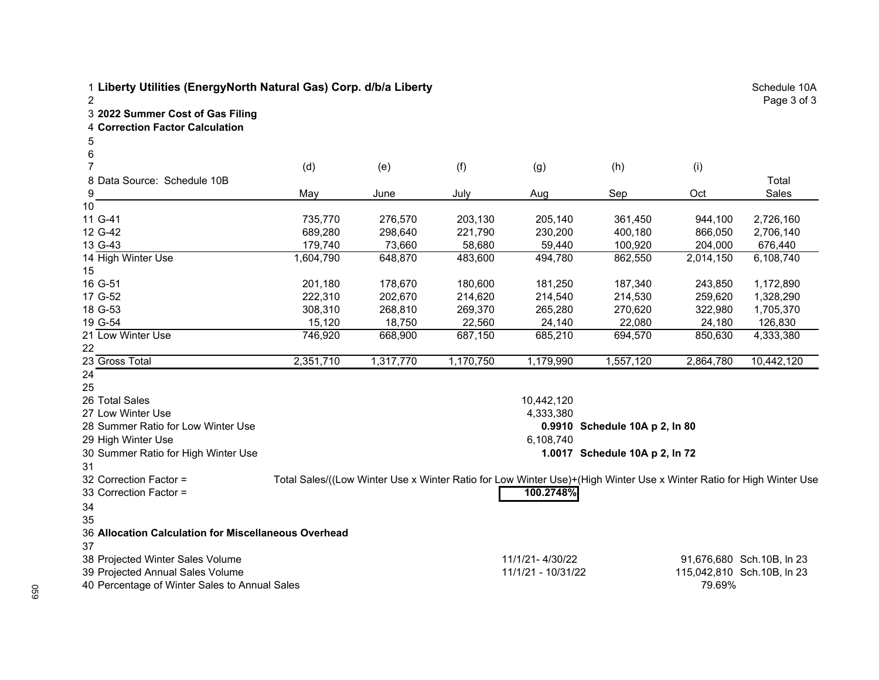**Liberty Utilities (EnergyNorth Natural Gas) Corp. d/b/a Liberty**

Schedule 10A
Page 3 of 3

**2022 Summer Cost of Gas Filing**

**Correction Factor Calculation**

| Data Source: Schedule 10B | (d) May | (e) June | (f) July | (g) Aug | (h) Sep | (i) Oct | Total Sales |
|---|---|---|---|---|---|---|---|
| G-41 | 735,770 | 276,570 | 203,130 | 205,140 | 361,450 | 944,100 | 2,726,160 |
| G-42 | 689,280 | 298,640 | 221,790 | 230,200 | 400,180 | 866,050 | 2,706,140 |
| G-43 | 179,740 | 73,660 | 58,680 | 59,440 | 100,920 | 204,000 | 676,440 |
| High Winter Use | 1,604,790 | 648,870 | 483,600 | 494,780 | 862,550 | 2,014,150 | 6,108,740 |
| | | | | | | | |
| G-51 | 201,180 | 178,670 | 180,600 | 181,250 | 187,340 | 243,850 | 1,172,890 |
| G-52 | 222,310 | 202,670 | 214,620 | 214,540 | 214,530 | 259,620 | 1,328,290 |
| G-53 | 308,310 | 268,810 | 269,370 | 265,280 | 270,620 | 322,980 | 1,705,370 |
| G-54 | 15,120 | 18,750 | 22,560 | 24,140 | 22,080 | 24,180 | 126,830 |
| Low Winter Use | 746,920 | 668,900 | 687,150 | 685,210 | 694,570 | 850,630 | 4,333,380 |
| | | | | | | | |
| Gross Total | 2,351,710 | 1,317,770 | 1,170,750 | 1,179,990 | 1,557,120 | 2,864,780 | 10,442,120 |

| | | |
|---|---|---|
| Total Sales | 10,442,120 | |
| Low Winter Use | 4,333,380 | |
| Summer Ratio for Low Winter Use | **0.9910** | **Schedule 10A p 2, ln 80** |
| High Winter Use | 6,108,740 | |
| Summer Ratio for High Winter Use | **1.0017** | **Schedule 10A p 2, ln 72** |

Correction Factor = Total Sales/((Low Winter Use x Winter Ratio for Low Winter Use)+(High Winter Use x Winter Ratio for High Winter Use

Correction Factor = **100.2748%**

**Allocation Calculation for Miscellaneous Overhead**

| | | | |
|---|---|---|---|
| Projected Winter Sales Volume | 11/1/21- 4/30/22 | 91,676,680 | Sch.10B, ln 23 |
| Projected Annual Sales Volume | 11/1/21 - 10/31/22 | 115,042,810 | Sch.10B, ln 23 |
| Percentage of Winter Sales to Annual Sales | | 79.69% | |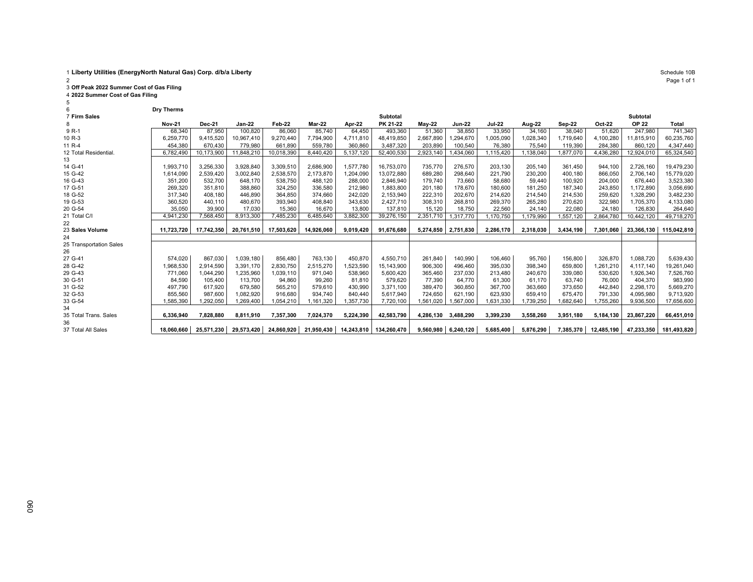1 **Liberty Utilities (EnergyNorth Natural Gas) Corp. d/b/a Liberty**

Schedule 10B

2

3 **Off Peak 2022 Summer Cost of Gas Filing**

4 **2022 Summer Cost of Gas Filing**

5

| | | | | | | | | | | | | | | | |
|---|---|---|---|---|---|---|---|---|---|---|---|---|---|---|---|
| 6 | **Dry Therms** | | | | | | | | | | | | | | |
| 7 **Firm Sales** | | | | | | | **Subtotal** | | | | | | | **Subtotal** | |
| 8 | **Nov-21** | **Dec-21** | **Jan-22** | **Feb-22** | **Mar-22** | **Apr-22** | **PK 21-22** | **May-22** | **Jun-22** | **Jul-22** | **Aug-22** | **Sep-22** | **Oct-22** | **OP 22** | **Total** |
| 9 R-1 | 68,340 | 87,950 | 100,820 | 86,060 | 85,740 | 64,450 | 493,360 | 51,360 | 38,850 | 33,950 | 34,160 | 38,040 | 51,620 | 247,980 | 741,340 |
| 10 R-3 | 6,259,770 | 9,415,520 | 10,967,410 | 9,270,440 | 7,794,900 | 4,711,810 | 48,419,850 | 2,667,890 | 1,294,670 | 1,005,090 | 1,028,340 | 1,719,640 | 4,100,280 | 11,815,910 | 60,235,760 |
| 11 R-4 | 454,380 | 670,430 | 779,980 | 661,890 | 559,780 | 360,860 | 3,487,320 | 203,890 | 100,540 | 76,380 | 75,540 | 119,390 | 284,380 | 860,120 | 4,347,440 |
| 12 Total Residential. | 6,782,490 | 10,173,900 | 11,848,210 | 10,018,390 | 8,440,420 | 5,137,120 | 52,400,530 | 2,923,140 | 1,434,060 | 1,115,420 | 1,138,040 | 1,877,070 | 4,436,280 | 12,924,010 | 65,324,540 |
| 13 | | | | | | | | | | | | | | | |
| 14 G-41 | 1,993,710 | 3,256,330 | 3,928,840 | 3,309,510 | 2,686,900 | 1,577,780 | 16,753,070 | 735,770 | 276,570 | 203,130 | 205,140 | 361,450 | 944,100 | 2,726,160 | 19,479,230 |
| 15 G-42 | 1,614,090 | 2,539,420 | 3,002,840 | 2,538,570 | 2,173,870 | 1,204,090 | 13,072,880 | 689,280 | 298,640 | 221,790 | 230,200 | 400,180 | 866,050 | 2,706,140 | 15,779,020 |
| 16 G-43 | 351,200 | 532,700 | 648,170 | 538,750 | 488,120 | 288,000 | 2,846,940 | 179,740 | 73,660 | 58,680 | 59,440 | 100,920 | 204,000 | 676,440 | 3,523,380 |
| 17 G-51 | 269,320 | 351,810 | 388,860 | 324,250 | 336,580 | 212,980 | 1,883,800 | 201,180 | 178,670 | 180,600 | 181,250 | 187,340 | 243,850 | 1,172,890 | 3,056,690 |
| 18 G-52 | 317,340 | 408,180 | 446,890 | 364,850 | 374,660 | 242,020 | 2,153,940 | 222,310 | 202,670 | 214,620 | 214,540 | 214,530 | 259,620 | 1,328,290 | 3,482,230 |
| 19 G-53 | 360,520 | 440,110 | 480,670 | 393,940 | 408,840 | 343,630 | 2,427,710 | 308,310 | 268,810 | 269,370 | 265,280 | 270,620 | 322,980 | 1,705,370 | 4,133,080 |
| 20 G-54 | 35,050 | 39,900 | 17,030 | 15,360 | 16,670 | 13,800 | 137,810 | 15,120 | 18,750 | 22,560 | 24,140 | 22,080 | 24,180 | 126,830 | 264,640 |
| 21 Total C/I | 4,941,230 | 7,568,450 | 8,913,300 | 7,485,230 | 6,485,640 | 3,882,300 | 39,276,150 | 2,351,710 | 1,317,770 | 1,170,750 | 1,179,990 | 1,557,120 | 2,864,780 | 10,442,120 | 49,718,270 |
| 22 | | | | | | | | | | | | | | | |
| 23 **Sales Volume** | **11,723,720** | **17,742,350** | **20,761,510** | **17,503,620** | **14,926,060** | **9,019,420** | **91,676,680** | **5,274,850** | **2,751,830** | **2,286,170** | **2,318,030** | **3,434,190** | **7,301,060** | **23,366,130** | **115,042,810** |
| 24 | | | | | | | | | | | | | | | |
| 25 Transportation Sales | | | | | | | | | | | | | | | |
| 26 | | | | | | | | | | | | | | | |
| 27 G-41 | 574,020 | 867,030 | 1,039,180 | 856,480 | 763,130 | 450,870 | 4,550,710 | 261,840 | 140,990 | 106,460 | 95,760 | 156,800 | 326,870 | 1,088,720 | 5,639,430 |
| 28 G-42 | 1,968,530 | 2,914,590 | 3,391,170 | 2,830,750 | 2,515,270 | 1,523,590 | 15,143,900 | 906,300 | 496,460 | 395,030 | 398,340 | 659,800 | 1,261,210 | 4,117,140 | 19,261,040 |
| 29 G-43 | 771,060 | 1,044,290 | 1,235,960 | 1,039,110 | 971,040 | 538,960 | 5,600,420 | 365,460 | 237,030 | 213,480 | 240,670 | 339,080 | 530,620 | 1,926,340 | 7,526,760 |
| 30 G-51 | 84,590 | 105,400 | 113,700 | 94,860 | 99,260 | 81,810 | 579,620 | 77,390 | 64,770 | 61,300 | 61,170 | 63,740 | 76,000 | 404,370 | 983,990 |
| 31 G-52 | 497,790 | 617,920 | 679,580 | 565,210 | 579,610 | 430,990 | 3,371,100 | 389,470 | 360,850 | 367,700 | 363,660 | 373,650 | 442,840 | 2,298,170 | 5,669,270 |
| 32 G-53 | 855,560 | 987,600 | 1,082,920 | 916,680 | 934,740 | 840,440 | 5,617,940 | 724,650 | 621,190 | 623,930 | 659,410 | 675,470 | 791,330 | 4,095,980 | 9,713,920 |
| 33 G-54 | 1,585,390 | 1,292,050 | 1,269,400 | 1,054,210 | 1,161,320 | 1,357,730 | 7,720,100 | 1,561,020 | 1,567,000 | 1,631,330 | 1,739,250 | 1,682,640 | 1,755,260 | 9,936,500 | 17,656,600 |
| 34 | | | | | | | | | | | | | | | |
| 35 Total Trans. Sales | **6,336,940** | **7,828,880** | **8,811,910** | **7,357,300** | **7,024,370** | **5,224,390** | **42,583,790** | **4,286,130** | **3,488,290** | **3,399,230** | **3,558,260** | **3,951,180** | **5,184,130** | **23,867,220** | **66,451,010** |
| 36 | | | | | | | | | | | | | | | |
| 37 Total All Sales | **18,060,660** | **25,571,230** | **29,573,420** | **24,860,920** | **21,950,430** | **14,243,810** | **134,260,470** | **9,560,980** | **6,240,120** | **5,685,400** | **5,876,290** | **7,385,370** | **12,485,190** | **47,233,350** | **181,493,820** |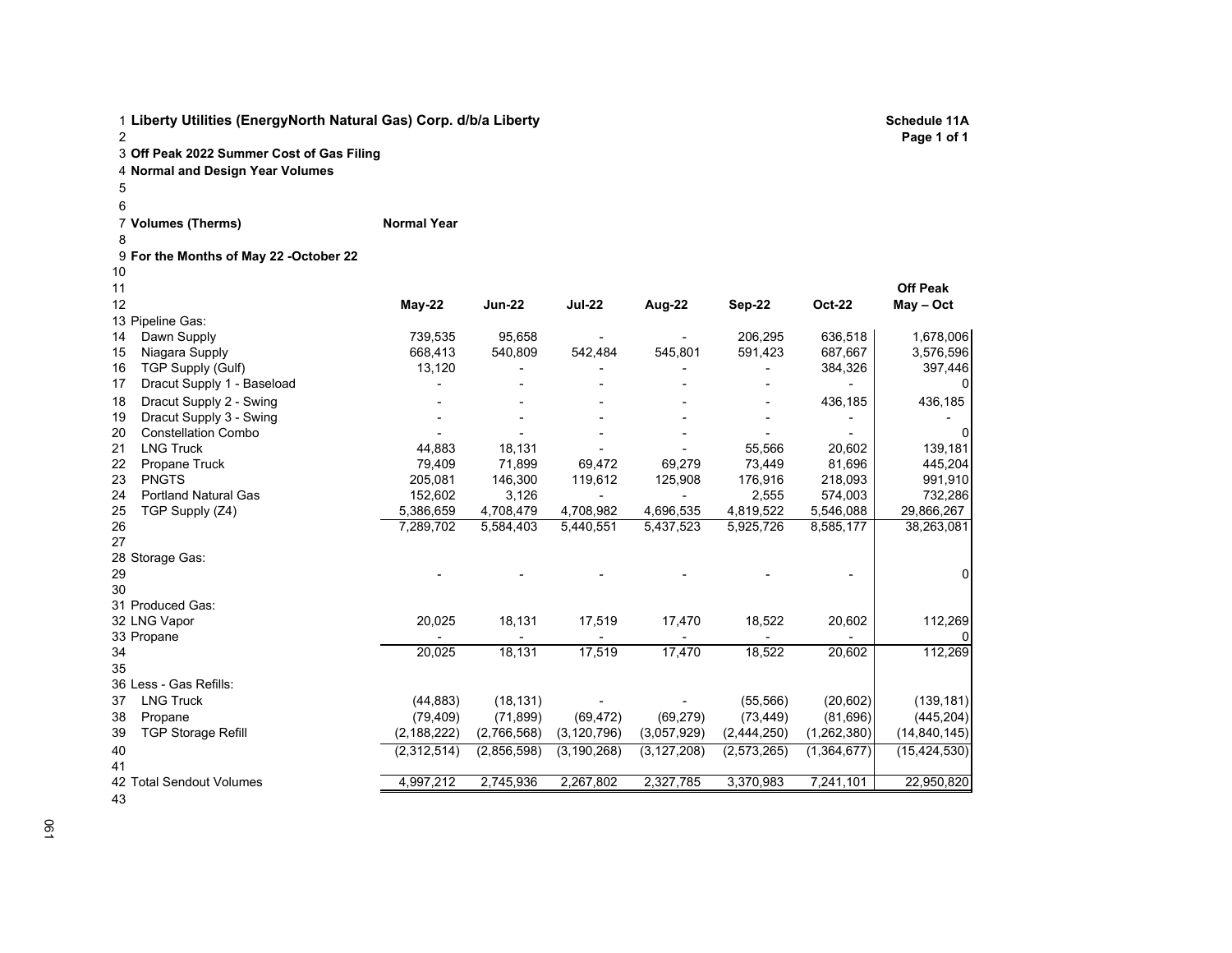**Liberty Utilities (EnergyNorth Natural Gas) Corp. d/b/a Liberty**

**Schedule 11A**

**Off Peak 2022 Summer Cost of Gas Filing**

**Normal and Design Year Volumes**

**Volumes (Therms)** **Normal Year**

**For the Months of May 22 -October 22**

| | **May-22** | **Jun-22** | **Jul-22** | **Aug-22** | **Sep-22** | **Oct-22** | **Off Peak May – Oct** |
|---|---|---|---|---|---|---|---|
| Pipeline Gas: | | | | | | | |
| Dawn Supply | 739,535 | 95,658 | - | - | 206,295 | 636,518 | 1,678,006 |
| Niagara Supply | 668,413 | 540,809 | 542,484 | 545,801 | 591,423 | 687,667 | 3,576,596 |
| TGP Supply (Gulf) | 13,120 | - | - | - | - | 384,326 | 397,446 |
| Dracut Supply 1 - Baseload | - | - | - | - | - | - | 0 |
| Dracut Supply 2 - Swing | - | - | - | - | - | 436,185 | 436,185 |
| Dracut Supply 3 - Swing | - | - | - | - | - | - | - |
| Constellation Combo | - | - | - | - | - | - | 0 |
| LNG Truck | 44,883 | 18,131 | - | - | 55,566 | 20,602 | 139,181 |
| Propane Truck | 79,409 | 71,899 | 69,472 | 69,279 | 73,449 | 81,696 | 445,204 |
| PNGTS | 205,081 | 146,300 | 119,612 | 125,908 | 176,916 | 218,093 | 991,910 |
| Portland Natural Gas | 152,602 | 3,126 | - | - | 2,555 | 574,003 | 732,286 |
| TGP Supply (Z4) | 5,386,659 | 4,708,479 | 4,708,982 | 4,696,535 | 4,819,522 | 5,546,088 | 29,866,267 |
| | 7,289,702 | 5,584,403 | 5,440,551 | 5,437,523 | 5,925,726 | 8,585,177 | 38,263,081 |
| Storage Gas: | | | | | | | |
| | - | - | - | - | - | - | 0 |
| Produced Gas: | | | | | | | |
| LNG Vapor | 20,025 | 18,131 | 17,519 | 17,470 | 18,522 | 20,602 | 112,269 |
| Propane | - | - | - | - | - | - | 0 |
| | 20,025 | 18,131 | 17,519 | 17,470 | 18,522 | 20,602 | 112,269 |
| Less - Gas Refills: | | | | | | | |
| LNG Truck | (44,883) | (18,131) | - | - | (55,566) | (20,602) | (139,181) |
| Propane | (79,409) | (71,899) | (69,472) | (69,279) | (73,449) | (81,696) | (445,204) |
| TGP Storage Refill | (2,188,222) | (2,766,568) | (3,120,796) | (3,057,929) | (2,444,250) | (1,262,380) | (14,840,145) |
| | (2,312,514) | (2,856,598) | (3,190,268) | (3,127,208) | (2,573,265) | (1,364,677) | (15,424,530) |
| Total Sendout Volumes | 4,997,212 | 2,745,936 | 2,267,802 | 2,327,785 | 3,370,983 | 7,241,101 | 22,950,820 |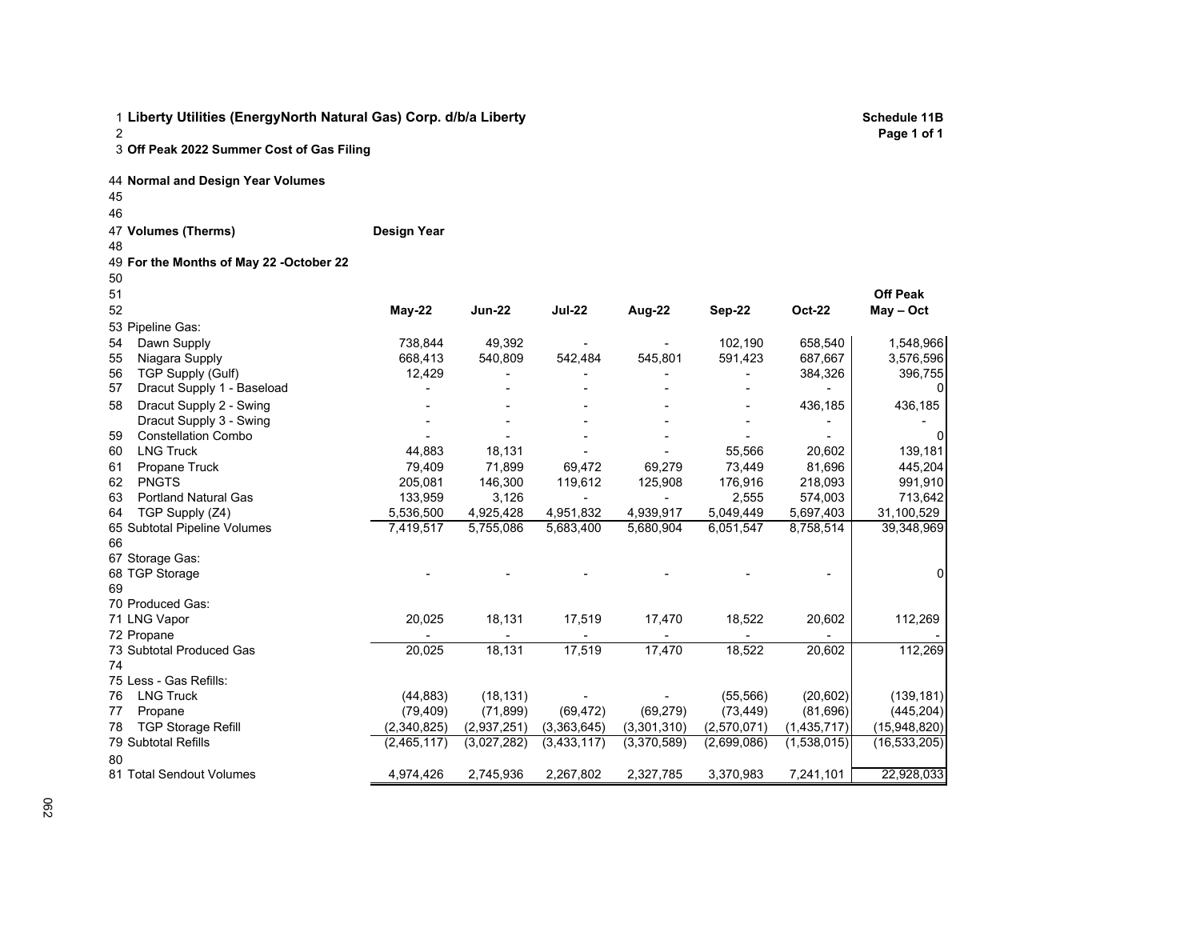1 **Liberty Utilities (EnergyNorth Natural Gas) Corp. d/b/a Liberty**

**Schedule 11B**
**Page 1 of 1**

2

3 **Off Peak 2022 Summer Cost of Gas Filing**

44 **Normal and Design Year Volumes**

45

46

47 **Volumes (Therms)** **Design Year**

48

49 **For the Months of May 22 -October 22**

50

51

| Line | | May-22 | Jun-22 | Jul-22 | Aug-22 | Sep-22 | Oct-22 | Off Peak May – Oct |
|---|---|---|---|---|---|---|---|---|
| 52 | | **May-22** | **Jun-22** | **Jul-22** | **Aug-22** | **Sep-22** | **Oct-22** | **Off Peak May – Oct** |
| 53 | Pipeline Gas: | | | | | | | |
| 54 | Dawn Supply | 738,844 | 49,392 | - | - | 102,190 | 658,540 | 1,548,966 |
| 55 | Niagara Supply | 668,413 | 540,809 | 542,484 | 545,801 | 591,423 | 687,667 | 3,576,596 |
| 56 | TGP Supply (Gulf) | 12,429 | - | - | - | - | 384,326 | 396,755 |
| 57 | Dracut Supply 1 - Baseload | - | - | - | - | - | - | 0 |
| 58 | Dracut Supply 2 - Swing | - | - | - | - | - | 436,185 | 436,185 |
| | Dracut Supply 3 - Swing | - | - | - | - | - | - | - |
| 59 | Constellation Combo | - | - | - | - | - | - | 0 |
| 60 | LNG Truck | 44,883 | 18,131 | - | - | 55,566 | 20,602 | 139,181 |
| 61 | Propane Truck | 79,409 | 71,899 | 69,472 | 69,279 | 73,449 | 81,696 | 445,204 |
| 62 | PNGTS | 205,081 | 146,300 | 119,612 | 125,908 | 176,916 | 218,093 | 991,910 |
| 63 | Portland Natural Gas | 133,959 | 3,126 | - | - | 2,555 | 574,003 | 713,642 |
| 64 | TGP Supply (Z4) | 5,536,500 | 4,925,428 | 4,951,832 | 4,939,917 | 5,049,449 | 5,697,403 | 31,100,529 |
| 65 | Subtotal Pipeline Volumes | 7,419,517 | 5,755,086 | 5,683,400 | 5,680,904 | 6,051,547 | 8,758,514 | 39,348,969 |
| 66 | | | | | | | | |
| 67 | Storage Gas: | | | | | | | |
| 68 | TGP Storage | - | - | - | - | - | - | 0 |
| 69 | | | | | | | | |
| 70 | Produced Gas: | | | | | | | |
| 71 | LNG Vapor | 20,025 | 18,131 | 17,519 | 17,470 | 18,522 | 20,602 | 112,269 |
| 72 | Propane | - | - | - | - | - | - | - |
| 73 | Subtotal Produced Gas | 20,025 | 18,131 | 17,519 | 17,470 | 18,522 | 20,602 | 112,269 |
| 74 | | | | | | | | |
| 75 | Less - Gas Refills: | | | | | | | |
| 76 | LNG Truck | (44,883) | (18,131) | - | - | (55,566) | (20,602) | (139,181) |
| 77 | Propane | (79,409) | (71,899) | (69,472) | (69,279) | (73,449) | (81,696) | (445,204) |
| 78 | TGP Storage Refill | (2,340,825) | (2,937,251) | (3,363,645) | (3,301,310) | (2,570,071) | (1,435,717) | (15,948,820) |
| 79 | Subtotal Refills | (2,465,117) | (3,027,282) | (3,433,117) | (3,370,589) | (2,699,086) | (1,538,015) | (16,533,205) |
| 80 | | | | | | | | |
| 81 | Total Sendout Volumes | 4,974,426 | 2,745,936 | 2,267,802 | 2,327,785 | 3,370,983 | 7,241,101 | 22,928,033 |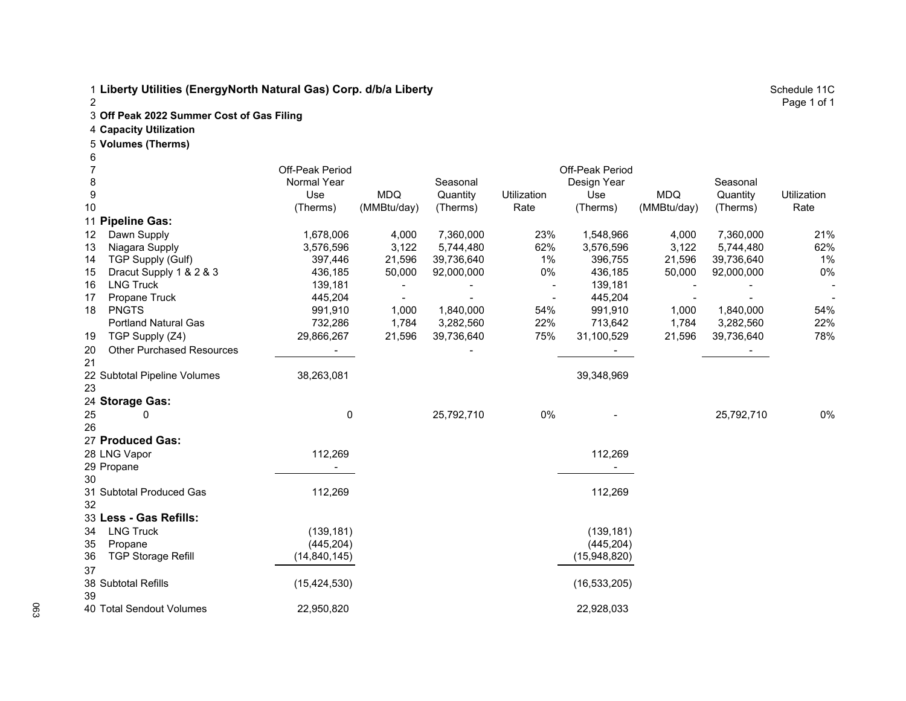1 **Liberty Utilities (EnergyNorth Natural Gas) Corp. d/b/a Liberty**

Schedule 11C

2

3 **Off Peak 2022 Summer Cost of Gas Filing**

4 **Capacity Utilization**

5 **Volumes (Therms)**

6

| Line | | Off-Peak Period Normal Year Use (Therms) | MDQ (MMBtu/day) | Seasonal Quantity (Therms) | Utilization Rate | Off-Peak Period Design Year Use (Therms) | MDQ (MMBtu/day) | Seasonal Quantity (Therms) | Utilization Rate |
|---|---|---|---|---|---|---|---|---|---|
| 11 | **Pipeline Gas:** | | | | | | | | |
| 12 | Dawn Supply | 1,678,006 | 4,000 | 7,360,000 | 23% | 1,548,966 | 4,000 | 7,360,000 | 21% |
| 13 | Niagara Supply | 3,576,596 | 3,122 | 5,744,480 | 62% | 3,576,596 | 3,122 | 5,744,480 | 62% |
| 14 | TGP Supply (Gulf) | 397,446 | 21,596 | 39,736,640 | 1% | 396,755 | 21,596 | 39,736,640 | 1% |
| 15 | Dracut Supply 1 & 2 & 3 | 436,185 | 50,000 | 92,000,000 | 0% | 436,185 | 50,000 | 92,000,000 | 0% |
| 16 | LNG Truck | 139,181 | - | - | - | 139,181 | - | - | - |
| 17 | Propane Truck | 445,204 | - | - | - | 445,204 | - | - | - |
| 18 | PNGTS | 991,910 | 1,000 | 1,840,000 | 54% | 991,910 | 1,000 | 1,840,000 | 54% |
| | Portland Natural Gas | 732,286 | 1,784 | 3,282,560 | 22% | 713,642 | 1,784 | 3,282,560 | 22% |
| 19 | TGP Supply (Z4) | 29,866,267 | 21,596 | 39,736,640 | 75% | 31,100,529 | 21,596 | 39,736,640 | 78% |
| 20 | Other Purchased Resources | - | | - | | - | | - | |
| 21 | | | | | | | | | |
| 22 | Subtotal Pipeline Volumes | 38,263,081 | | | | 39,348,969 | | | |
| 23 | | | | | | | | | |
| 24 | **Storage Gas:** | | | | | | | | |
| 25 | 0 | 0 | | 25,792,710 | 0% | - | | 25,792,710 | 0% |
| 26 | | | | | | | | | |
| 27 | **Produced Gas:** | | | | | | | | |
| 28 | LNG Vapor | 112,269 | | | | 112,269 | | | |
| 29 | Propane | - | | | | - | | | |
| 30 | | | | | | | | | |
| 31 | Subtotal Produced Gas | 112,269 | | | | 112,269 | | | |
| 32 | | | | | | | | | |
| 33 | **Less - Gas Refills:** | | | | | | | | |
| 34 | LNG Truck | (139,181) | | | | (139,181) | | | |
| 35 | Propane | (445,204) | | | | (445,204) | | | |
| 36 | TGP Storage Refill | (14,840,145) | | | | (15,948,820) | | | |
| 37 | | | | | | | | | |
| 38 | Subtotal Refills | (15,424,530) | | | | (16,533,205) | | | |
| 39 | | | | | | | | | |
| 40 | Total Sendout Volumes | 22,950,820 | | | | 22,928,033 | | | |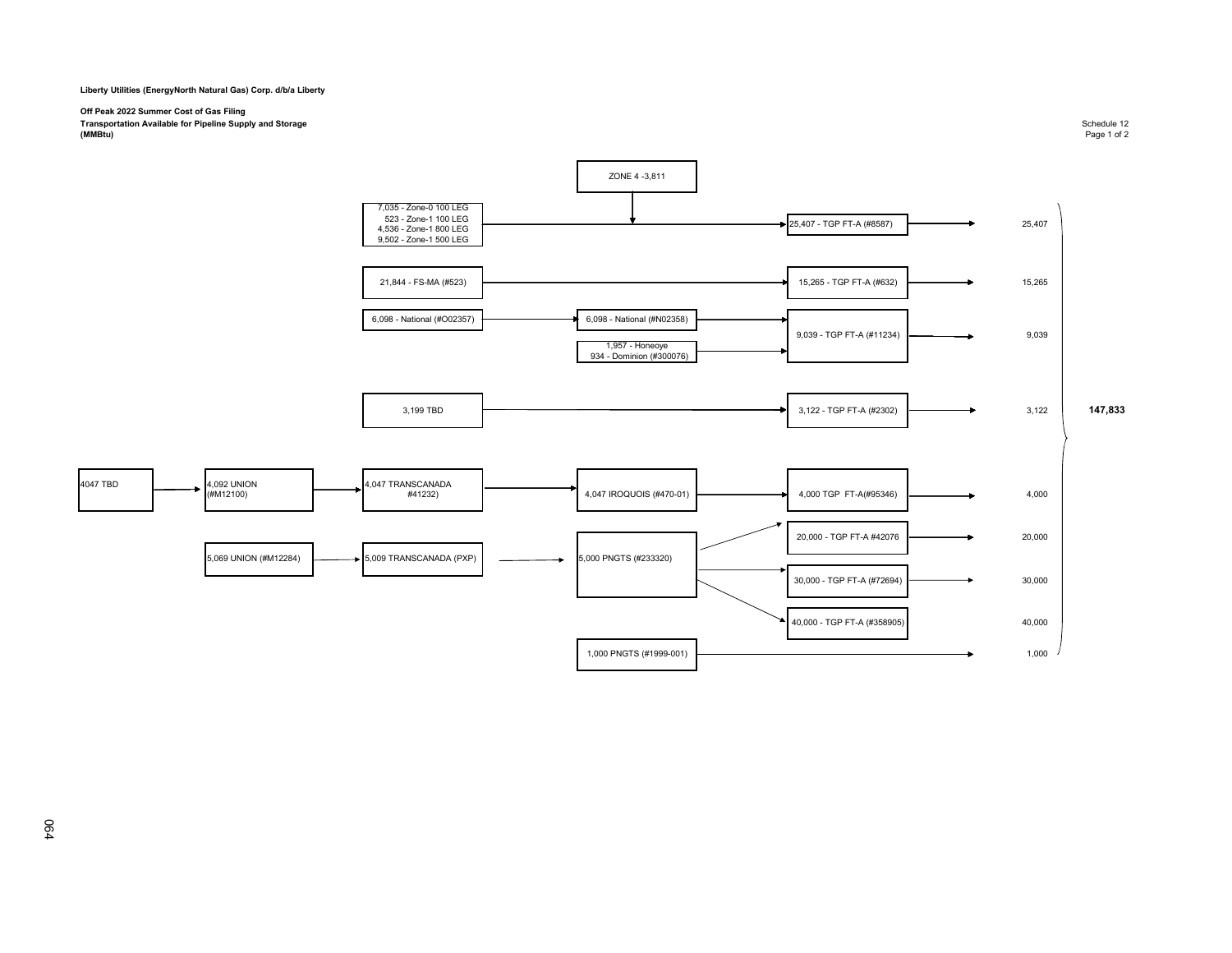**Liberty Utilities (EnergyNorth Natural Gas) Corp. d/b/a Liberty**

**Off Peak 2022 Summer Cost of Gas Filing**
**Transportation Available for Pipeline Supply and Storage**
**(MMBtu)**

Schedule 12
Page 1 of 2

ZONE 4 -3,811

7,035 - Zone-0 100 LEG
523 - Zone-1 100 LEG
4,536 - Zone-1 800 LEG
9,502 - Zone-1 500 LEG

25,407 - TGP FT-A (#8587)

25,407

21,844 - FS-MA (#523)

15,265 - TGP FT-A (#632)

15,265

6,098 - National (#O02357)

6,098 - National (#N02358)

1,957 - Honeoye
934 - Dominion (#300076)

9,039 - TGP FT-A (#11234)

9,039

3,199 TBD

3,122 - TGP FT-A (#2302)

3,122

**147,833**

4047 TBD

4,092 UNION (#M12100)

4,047 TRANSCANADA #41232)

4,047 IROQUOIS (#470-01)

4,000 TGP FT-A(#95346)

4,000

5,069 UNION (#M12284)

5,009 TRANSCANADA (PXP)

5,000 PNGTS (#233320)

20,000 - TGP FT-A #42076

20,000

30,000 - TGP FT-A (#72694)

30,000

40,000 - TGP FT-A (#358905)

40,000

1,000 PNGTS (#1999-001)

1,000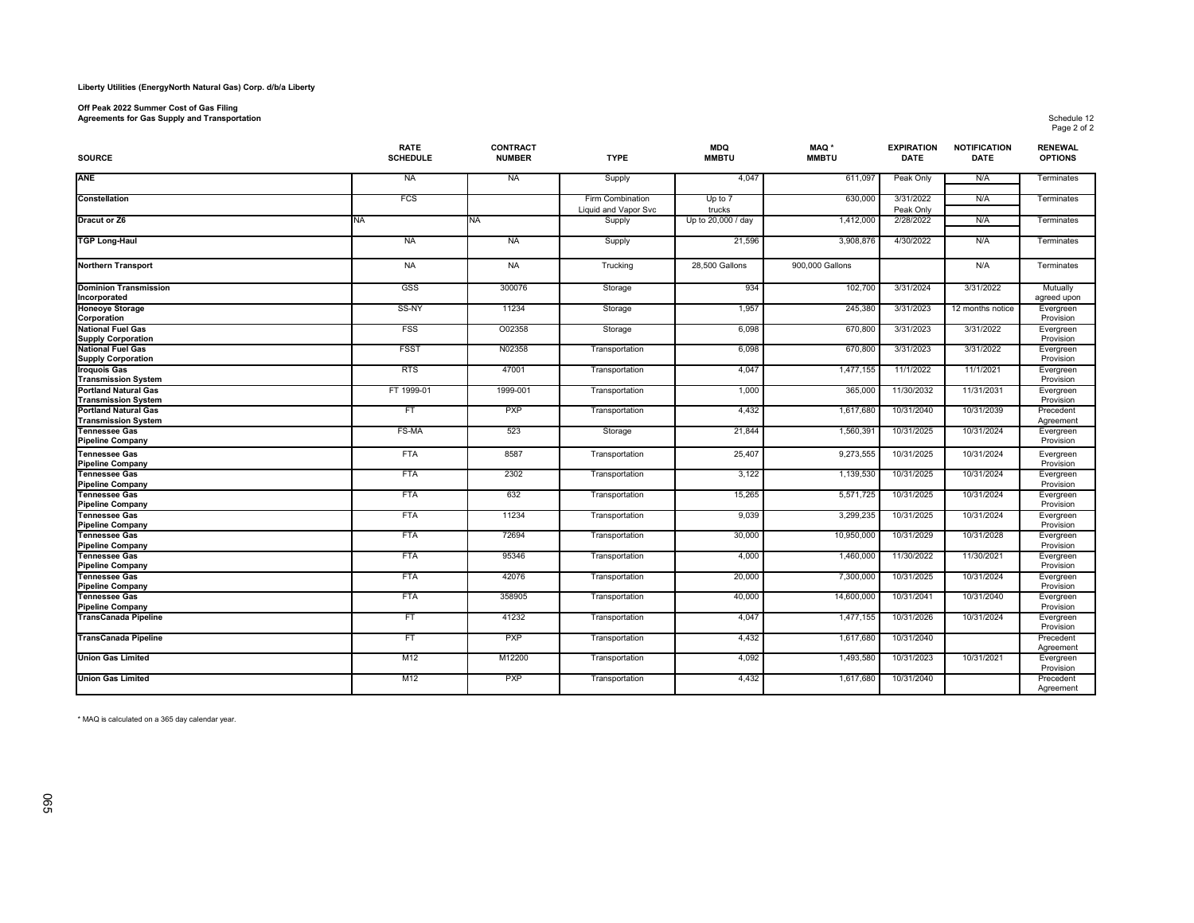**Liberty Utilities (EnergyNorth Natural Gas) Corp. d/b/a Liberty**

**Off Peak 2022 Summer Cost of Gas Filing**
**Agreements for Gas Supply and Transportation**

Schedule 12
Page 2 of 2

| SOURCE | RATE SCHEDULE | CONTRACT NUMBER | TYPE | MDQ MMBTU | MAQ * MMBTU | EXPIRATION DATE | NOTIFICATION DATE | RENEWAL OPTIONS |
|---|---|---|---|---|---|---|---|---|
| **ANE** | NA | NA | Supply | 4,047 | 611,097 | Peak Only | N/A | Terminates |
| **Constellation** | FCS | | Firm Combination Liquid and Vapor Svc | Up to 7 trucks | 630,000 | 3/31/2022 Peak Only | N/A | Terminates |
| **Dracut or Z6** | NA | NA | Supply | Up to 20,000 / day | 1,412,000 | 2/28/2022 | N/A | Terminates |
| **TGP Long-Haul** | NA | NA | Supply | 21,596 | 3,908,876 | 4/30/2022 | N/A | Terminates |
| **Northern Transport** | NA | NA | Trucking | 28,500 Gallons | 900,000 Gallons | | N/A | Terminates |
| **Dominion Transmission Incorporated** | GSS | 300076 | Storage | 934 | 102,700 | 3/31/2024 | 3/31/2022 | Mutually agreed upon |
| **Honeoye Storage Corporation** | SS-NY | 11234 | Storage | 1,957 | 245,380 | 3/31/2023 | 12 months notice | Evergreen Provision |
| **National Fuel Gas Supply Corporation** | FSS | O02358 | Storage | 6,098 | 670,800 | 3/31/2023 | 3/31/2022 | Evergreen Provision |
| **National Fuel Gas Supply Corporation** | FSST | N02358 | Transportation | 6,098 | 670,800 | 3/31/2023 | 3/31/2022 | Evergreen Provision |
| **Iroquois Gas Transmission System** | RTS | 47001 | Transportation | 4,047 | 1,477,155 | 11/1/2022 | 11/1/2021 | Evergreen Provision |
| **Portland Natural Gas Transmission System** | FT 1999-01 | 1999-001 | Transportation | 1,000 | 365,000 | 11/30/2032 | 11/31/2031 | Evergreen Provision |
| **Portland Natural Gas Transmission System** | FT | PXP | Transportation | 4,432 | 1,617,680 | 10/31/2040 | 10/31/2039 | Precedent Agreement |
| **Tennessee Gas Pipeline Company** | FS-MA | 523 | Storage | 21,844 | 1,560,391 | 10/31/2025 | 10/31/2024 | Evergreen Provision |
| **Tennessee Gas Pipeline Company** | FTA | 8587 | Transportation | 25,407 | 9,273,555 | 10/31/2025 | 10/31/2024 | Evergreen Provision |
| **Tennessee Gas Pipeline Company** | FTA | 2302 | Transportation | 3,122 | 1,139,530 | 10/31/2025 | 10/31/2024 | Evergreen Provision |
| **Tennessee Gas Pipeline Company** | FTA | 632 | Transportation | 15,265 | 5,571,725 | 10/31/2025 | 10/31/2024 | Evergreen Provision |
| **Tennessee Gas Pipeline Company** | FTA | 11234 | Transportation | 9,039 | 3,299,235 | 10/31/2025 | 10/31/2024 | Evergreen Provision |
| **Tennessee Gas Pipeline Company** | FTA | 72694 | Transportation | 30,000 | 10,950,000 | 10/31/2029 | 10/31/2028 | Evergreen Provision |
| **Tennessee Gas Pipeline Company** | FTA | 95346 | Transportation | 4,000 | 1,460,000 | 11/30/2022 | 11/30/2021 | Evergreen Provision |
| **Tennessee Gas Pipeline Company** | FTA | 42076 | Transportation | 20,000 | 7,300,000 | 10/31/2025 | 10/31/2024 | Evergreen Provision |
| **Tennessee Gas Pipeline Company** | FTA | 358905 | Transportation | 40,000 | 14,600,000 | 10/31/2041 | 10/31/2040 | Evergreen Provision |
| **TransCanada Pipeline** | FT | 41232 | Transportation | 4,047 | 1,477,155 | 10/31/2026 | 10/31/2024 | Evergreen Provision |
| **TransCanada Pipeline** | FT | PXP | Transportation | 4,432 | 1,617,680 | 10/31/2040 | | Precedent Agreement |
| **Union Gas Limited** | M12 | M12200 | Transportation | 4,092 | 1,493,580 | 10/31/2023 | 10/31/2021 | Evergreen Provision |
| **Union Gas Limited** | M12 | PXP | Transportation | 4,432 | 1,617,680 | 10/31/2040 | | Precedent Agreement |

\* MAQ is calculated on a 365 day calendar year.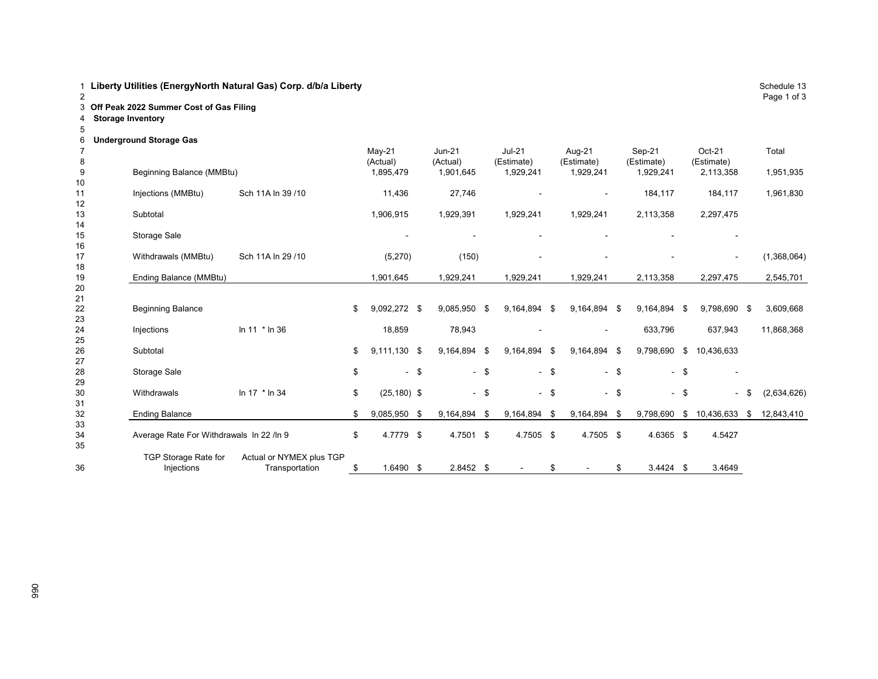**Liberty Utilities (EnergyNorth Natural Gas) Corp. d/b/a Liberty**

Schedule 13
Page 1 of 3

**Off Peak 2022 Summer Cost of Gas Filing**
**Storage Inventory**

**Underground Storage Gas**

| Line | | | May-21 (Actual) | Jun-21 (Actual) | Jul-21 (Estimate) | Aug-21 (Estimate) | Sep-21 (Estimate) | Oct-21 (Estimate) | Total |
|---|---|---|---|---|---|---|---|---|---|
| 9 | Beginning Balance (MMBtu) | | 1,895,479 | 1,901,645 | 1,929,241 | 1,929,241 | 1,929,241 | 2,113,358 | 1,951,935 |
| 11 | Injections (MMBtu) | Sch 11A ln 39 /10 | 11,436 | 27,746 | - | - | 184,117 | 184,117 | 1,961,830 |
| 13 | Subtotal | | 1,906,915 | 1,929,391 | 1,929,241 | 1,929,241 | 2,113,358 | 2,297,475 | |
| 15 | Storage Sale | | - | - | - | - | - | - | |
| 17 | Withdrawals (MMBtu) | Sch 11A ln 29 /10 | (5,270) | (150) | - | - | - | - | (1,368,064) |
| 19 | Ending Balance (MMBtu) | | 1,901,645 | 1,929,241 | 1,929,241 | 1,929,241 | 2,113,358 | 2,297,475 | 2,545,701 |
| 22 | Beginning Balance | | $ 9,092,272 | $ 9,085,950 | $ 9,164,894 | $ 9,164,894 | $ 9,164,894 | $ 9,798,690 | $ 3,609,668 |
| 24 | Injections | ln 11 * ln 36 | 18,859 | 78,943 | - | - | 633,796 | 637,943 | 11,868,368 |
| 26 | Subtotal | | $ 9,111,130 | $ 9,164,894 | $ 9,164,894 | $ 9,164,894 | $ 9,798,690 | $ 10,436,633 | |
| 28 | Storage Sale | | $ - | $ - | $ - | $ - | $ - | $ - | |
| 30 | Withdrawals | ln 17 * ln 34 | $ (25,180) | $ - | $ - | $ - | $ - | $ - | $ (2,634,626) |
| 32 | Ending Balance | | $ 9,085,950 | $ 9,164,894 | $ 9,164,894 | $ 9,164,894 | $ 9,798,690 | $ 10,436,633 | $ 12,843,410 |
| 34 | Average Rate For Withdrawals | ln 22 /ln 9 | $ 4.7779 | $ 4.7501 | $ 4.7505 | $ 4.7505 | $ 4.6365 | $ 4.5427 | |
| 36 | TGP Storage Rate for Injections | Actual or NYMEX plus TGP Transportation | $ 1.6490 | $ 2.8452 | $ - | $ - | $ 3.4424 | $ 3.4649 | |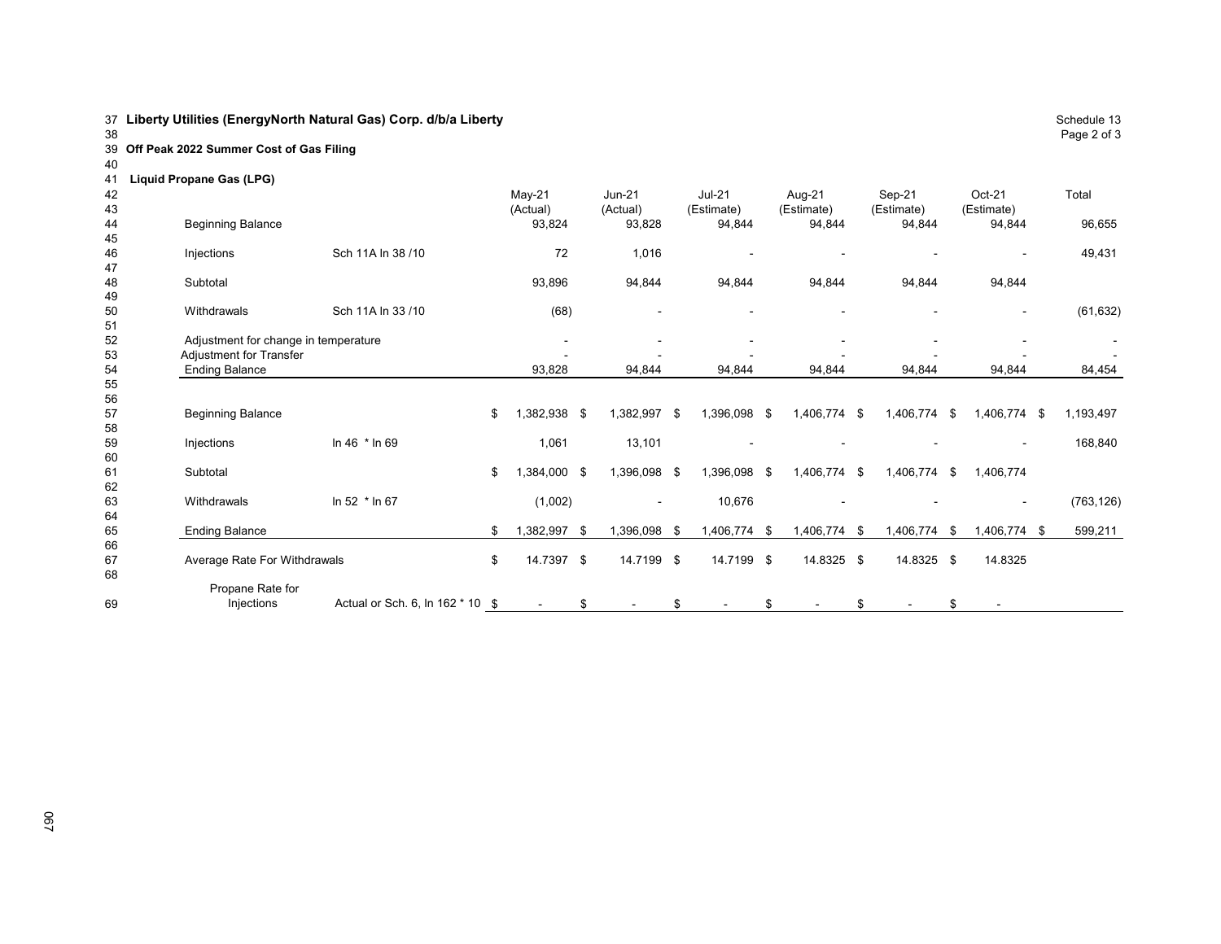**Liberty Utilities (EnergyNorth Natural Gas) Corp. d/b/a Liberty**

Schedule 13
Page 2 of 3

**Off Peak 2022 Summer Cost of Gas Filing**

**Liquid Propane Gas (LPG)**

| Line | | | May-21 (Actual) | Jun-21 (Actual) | Jul-21 (Estimate) | Aug-21 (Estimate) | Sep-21 (Estimate) | Oct-21 (Estimate) | Total |
|---|---|---|---|---|---|---|---|---|---|
| 44 | Beginning Balance | | 93,824 | 93,828 | 94,844 | 94,844 | 94,844 | 94,844 | 96,655 |
| 46 | Injections | Sch 11A ln 38 /10 | 72 | 1,016 | - | - | - | - | 49,431 |
| 48 | Subtotal | | 93,896 | 94,844 | 94,844 | 94,844 | 94,844 | 94,844 | |
| 50 | Withdrawals | Sch 11A ln 33 /10 | (68) | - | - | - | - | - | (61,632) |
| 52 | Adjustment for change in temperature | | - | - | - | - | - | - | - |
| 53 | Adjustment for Transfer | | - | - | - | - | - | - | - |
| 54 | Ending Balance | | 93,828 | 94,844 | 94,844 | 94,844 | 94,844 | 94,844 | 84,454 |
| 57 | Beginning Balance | | $ 1,382,938 | $ 1,382,997 | $ 1,396,098 | $ 1,406,774 | $ 1,406,774 | $ 1,406,774 | $ 1,193,497 |
| 59 | Injections | ln 46 * ln 69 | 1,061 | 13,101 | - | - | - | - | 168,840 |
| 61 | Subtotal | | $ 1,384,000 | $ 1,396,098 | $ 1,396,098 | $ 1,406,774 | $ 1,406,774 | $ 1,406,774 | |
| 63 | Withdrawals | ln 52 * ln 67 | (1,002) | - | 10,676 | - | - | - | (763,126) |
| 65 | Ending Balance | | $ 1,382,997 | $ 1,396,098 | $ 1,406,774 | $ 1,406,774 | $ 1,406,774 | $ 1,406,774 | $ 599,211 |
| 67 | Average Rate For Withdrawals | | $ 14.7397 | $ 14.7199 | $ 14.7199 | $ 14.8325 | $ 14.8325 | $ 14.8325 | |
| 69 | Propane Rate for Injections | Actual or Sch. 6, ln 162 * 10 | $ - | $ - | $ - | $ - | $ - | $ - | |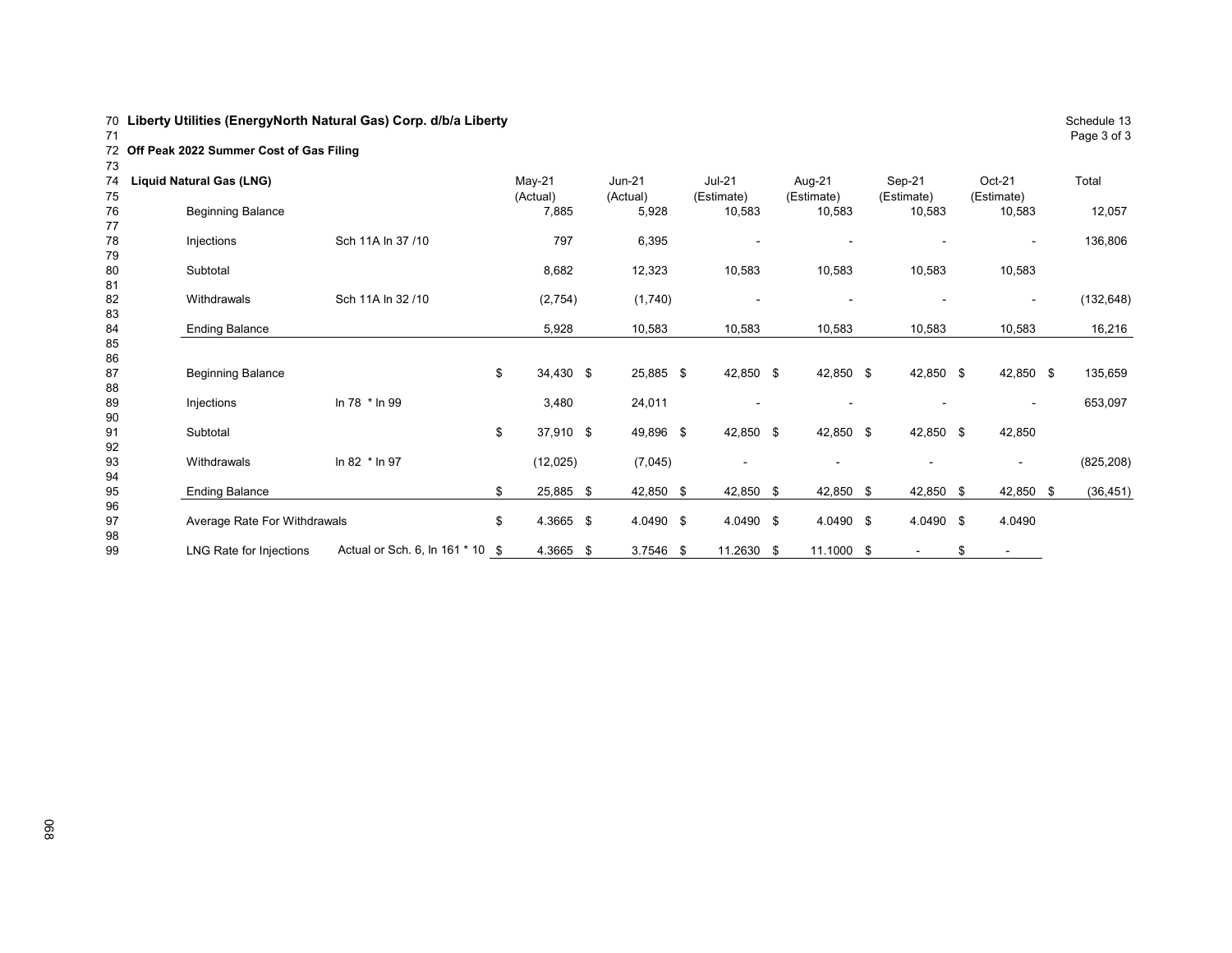**Liberty Utilities (EnergyNorth Natural Gas) Corp. d/b/a Liberty**

Schedule 13
Page 3 of 3

**Off Peak 2022 Summer Cost of Gas Filing**

| Line | Liquid Natural Gas (LNG) | | May-21 (Actual) | Jun-21 (Actual) | Jul-21 (Estimate) | Aug-21 (Estimate) | Sep-21 (Estimate) | Oct-21 (Estimate) | Total |
|---|---|---|---|---|---|---|---|---|---|
| 76 | Beginning Balance | | 7,885 | 5,928 | 10,583 | 10,583 | 10,583 | 10,583 | 12,057 |
| 78 | Injections | Sch 11A ln 37 /10 | 797 | 6,395 | - | - | - | - | 136,806 |
| 80 | Subtotal | | 8,682 | 12,323 | 10,583 | 10,583 | 10,583 | 10,583 | |
| 82 | Withdrawals | Sch 11A ln 32 /10 | (2,754) | (1,740) | - | - | - | - | (132,648) |
| 84 | Ending Balance | | 5,928 | 10,583 | 10,583 | 10,583 | 10,583 | 10,583 | 16,216 |
| 87 | Beginning Balance | | $ 34,430 | $ 25,885 | $ 42,850 | $ 42,850 | $ 42,850 | $ 42,850 | $ 135,659 |
| 89 | Injections | ln 78 * ln 99 | 3,480 | 24,011 | - | - | - | - | 653,097 |
| 91 | Subtotal | | $ 37,910 | $ 49,896 | $ 42,850 | $ 42,850 | $ 42,850 | $ 42,850 | |
| 93 | Withdrawals | ln 82 * ln 97 | (12,025) | (7,045) | - | - | - | - | (825,208) |
| 95 | Ending Balance | | $ 25,885 | $ 42,850 | $ 42,850 | $ 42,850 | $ 42,850 | $ 42,850 | $ (36,451) |
| 97 | Average Rate For Withdrawals | | $ 4.3665 | $ 4.0490 | $ 4.0490 | $ 4.0490 | $ 4.0490 | $ 4.0490 | |
| 99 | LNG Rate for Injections | Actual or Sch. 6, ln 161 * 10 | $ 4.3665 | $ 3.7546 | $ 11.2630 | $ 11.1000 | $ - | $ - | |